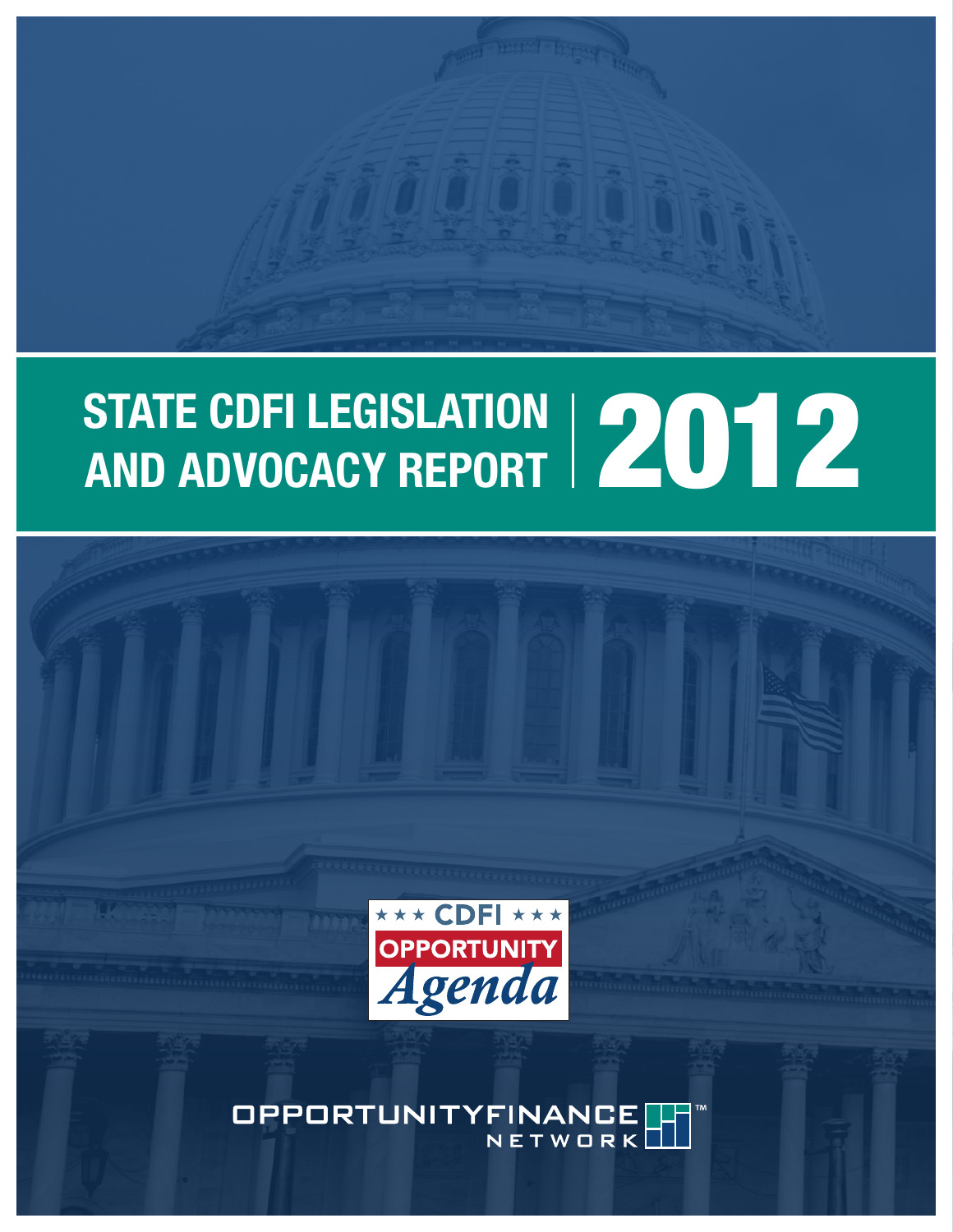# STATE CDFI LEGISLATION AND ADVOCACY REPORT 2012

CDFI OPPORTUNITY *Agenda*

OPPORTUNITY FINANCE NETWORK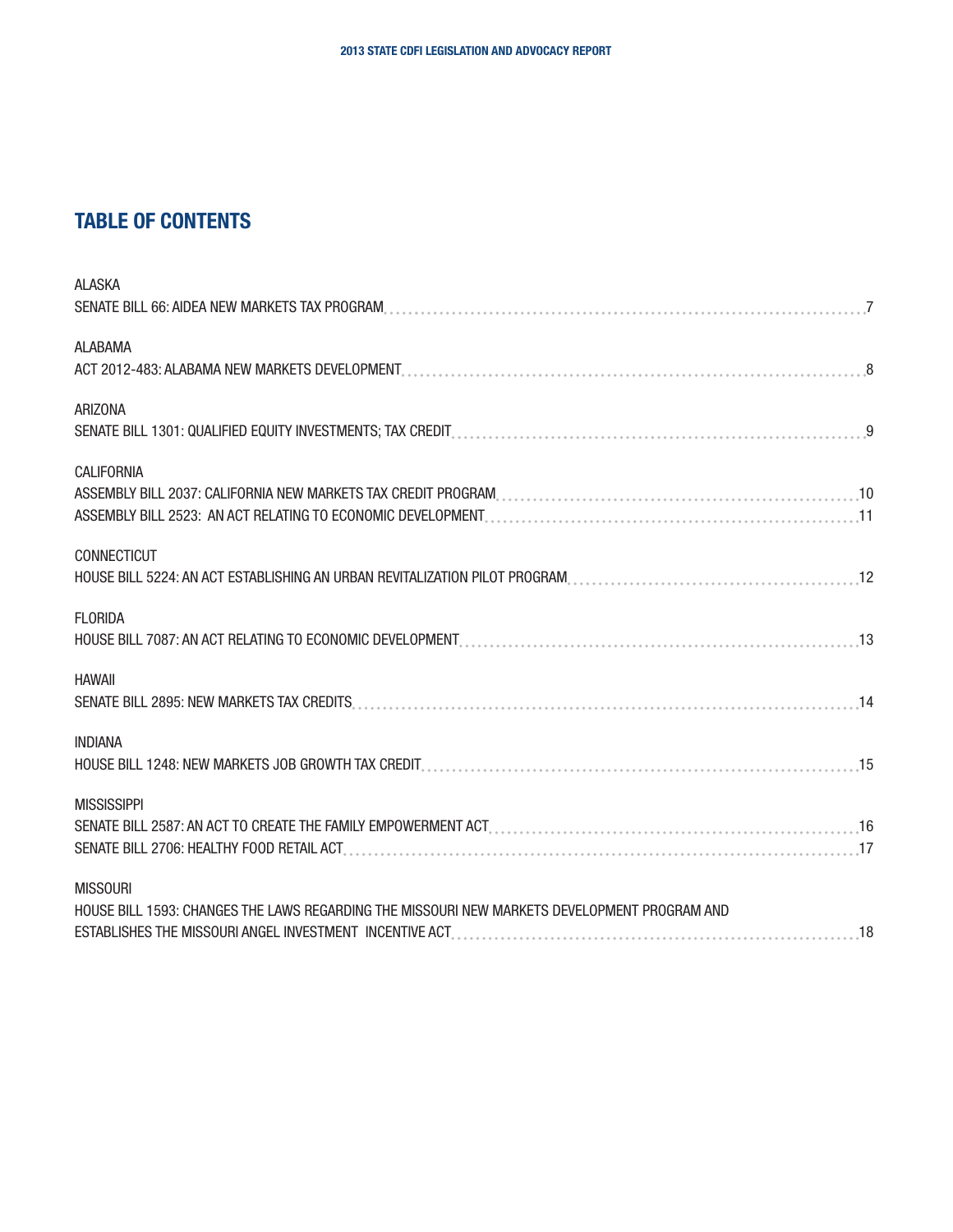## TABLE OF CONTENTS

ALASKA

SENATE BILL 66: AIDEA NEW MARKETS TAX PROGRAM ........ 7

ALABAMA

ACT 2012-483: ALABAMA NEW MARKETS DEVELOPMENT ........ 8

ARIZONA

SENATE BILL 1301: QUALIFIED EQUITY INVESTMENTS; TAX CREDIT ........ 9

CALIFORNIA

ASSEMBLY BILL 2037: CALIFORNIA NEW MARKETS TAX CREDIT PROGRAM ........ 10

ASSEMBLY BILL 2523: AN ACT RELATING TO ECONOMIC DEVELOPMENT ........ 11

CONNECTICUT

HOUSE BILL 5224: AN ACT ESTABLISHING AN URBAN REVITALIZATION PILOT PROGRAM ........ 12

FLORIDA

HOUSE BILL 7087: AN ACT RELATING TO ECONOMIC DEVELOPMENT ........ 13

HAWAII

SENATE BILL 2895: NEW MARKETS TAX CREDITS ........ 14

INDIANA

HOUSE BILL 1248: NEW MARKETS JOB GROWTH TAX CREDIT ........ 15

MISSISSIPPI

SENATE BILL 2587: AN ACT TO CREATE THE FAMILY EMPOWERMENT ACT ........ 16

SENATE BILL 2706: HEALTHY FOOD RETAIL ACT ........ 17

MISSOURI

HOUSE BILL 1593: CHANGES THE LAWS REGARDING THE MISSOURI NEW MARKETS DEVELOPMENT PROGRAM AND ESTABLISHES THE MISSOURI ANGEL INVESTMENT INCENTIVE ACT ........ 18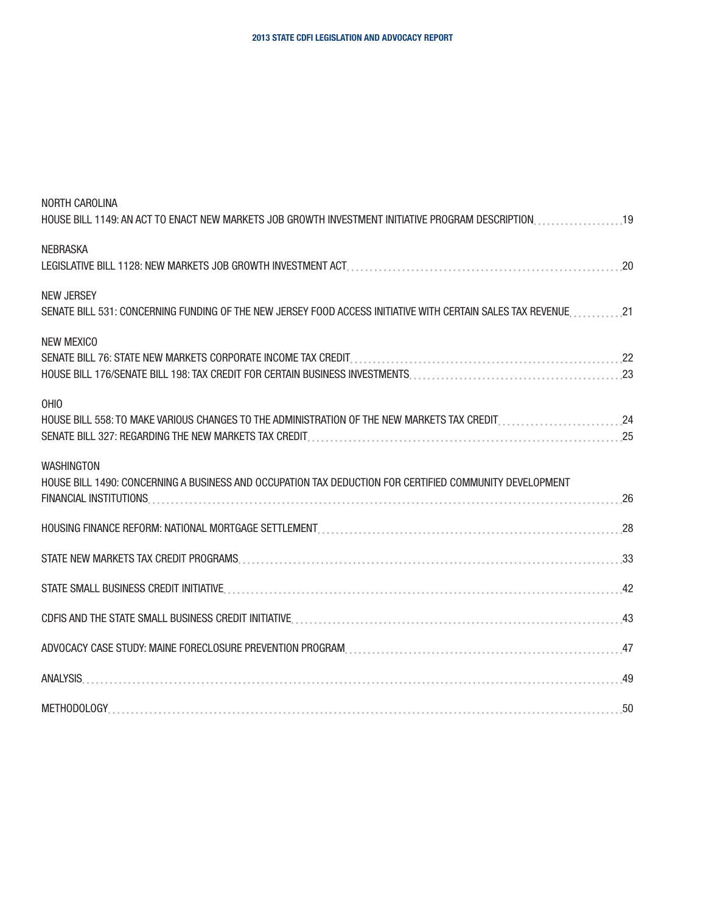NORTH CAROLINA

HOUSE BILL 1149: AN ACT TO ENACT NEW MARKETS JOB GROWTH INVESTMENT INITIATIVE PROGRAM DESCRIPTION .......... 19

NEBRASKA

LEGISLATIVE BILL 1128: NEW MARKETS JOB GROWTH INVESTMENT ACT .......... 20

NEW JERSEY

SENATE BILL 531: CONCERNING FUNDING OF THE NEW JERSEY FOOD ACCESS INITIATIVE WITH CERTAIN SALES TAX REVENUE .......... 21

NEW MEXICO

SENATE BILL 76: STATE NEW MARKETS CORPORATE INCOME TAX CREDIT .......... 22

HOUSE BILL 176/SENATE BILL 198: TAX CREDIT FOR CERTAIN BUSINESS INVESTMENTS .......... 23

OHIO

HOUSE BILL 558: TO MAKE VARIOUS CHANGES TO THE ADMINISTRATION OF THE NEW MARKETS TAX CREDIT .......... 24

SENATE BILL 327: REGARDING THE NEW MARKETS TAX CREDIT .......... 25

WASHINGTON

HOUSE BILL 1490: CONCERNING A BUSINESS AND OCCUPATION TAX DEDUCTION FOR CERTIFIED COMMUNITY DEVELOPMENT FINANCIAL INSTITUTIONS .......... 26

HOUSING FINANCE REFORM: NATIONAL MORTGAGE SETTLEMENT .......... 28

STATE NEW MARKETS TAX CREDIT PROGRAMS .......... 33

STATE SMALL BUSINESS CREDIT INITIATIVE .......... 42

CDFIS AND THE STATE SMALL BUSINESS CREDIT INITIATIVE .......... 43

ADVOCACY CASE STUDY: MAINE FORECLOSURE PREVENTION PROGRAM .......... 47

ANALYSIS .......... 49

METHODOLOGY .......... 50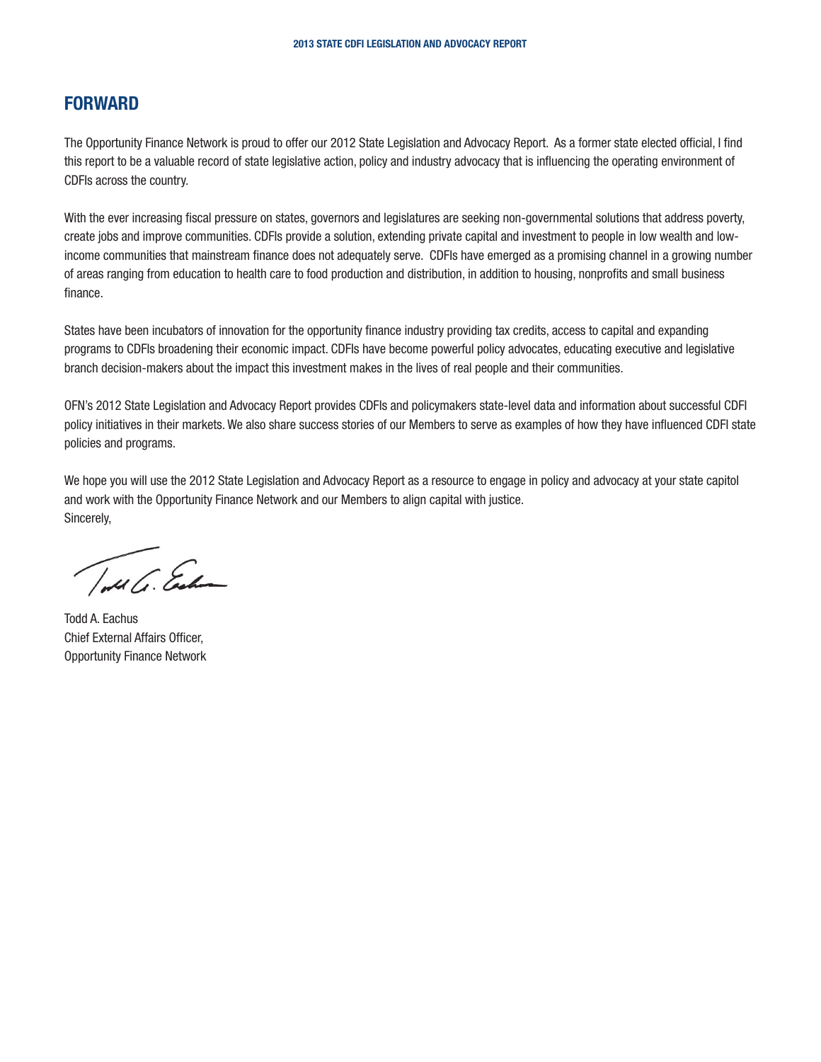## FORWARD

The Opportunity Finance Network is proud to offer our 2012 State Legislation and Advocacy Report. As a former state elected official, I find this report to be a valuable record of state legislative action, policy and industry advocacy that is influencing the operating environment of CDFIs across the country.

With the ever increasing fiscal pressure on states, governors and legislatures are seeking non-governmental solutions that address poverty, create jobs and improve communities. CDFIs provide a solution, extending private capital and investment to people in low wealth and low-income communities that mainstream finance does not adequately serve. CDFIs have emerged as a promising channel in a growing number of areas ranging from education to health care to food production and distribution, in addition to housing, nonprofits and small business finance.

States have been incubators of innovation for the opportunity finance industry providing tax credits, access to capital and expanding programs to CDFIs broadening their economic impact. CDFIs have become powerful policy advocates, educating executive and legislative branch decision-makers about the impact this investment makes in the lives of real people and their communities.

OFN's 2012 State Legislation and Advocacy Report provides CDFIs and policymakers state-level data and information about successful CDFI policy initiatives in their markets. We also share success stories of our Members to serve as examples of how they have influenced CDFI state policies and programs.

We hope you will use the 2012 State Legislation and Advocacy Report as a resource to engage in policy and advocacy at your state capitol and work with the Opportunity Finance Network and our Members to align capital with justice.
Sincerely,

Todd A. Eachus
Chief External Affairs Officer,
Opportunity Finance Network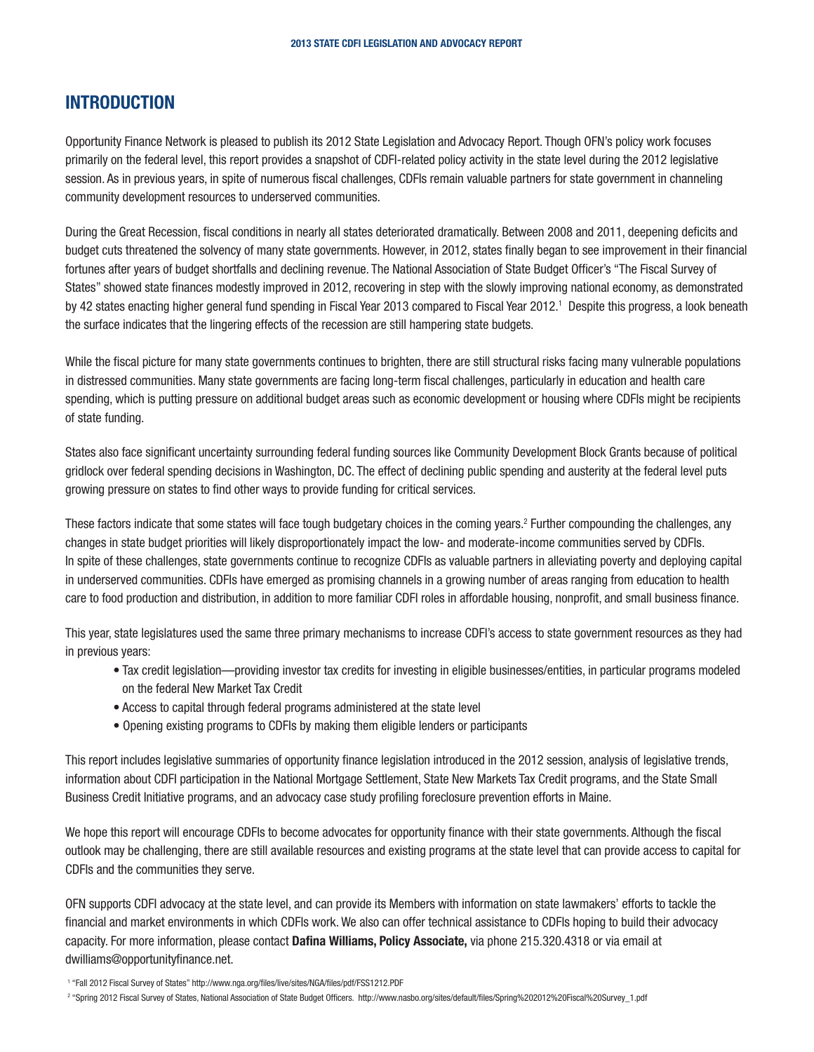## INTRODUCTION

Opportunity Finance Network is pleased to publish its 2012 State Legislation and Advocacy Report. Though OFN's policy work focuses primarily on the federal level, this report provides a snapshot of CDFI-related policy activity in the state level during the 2012 legislative session. As in previous years, in spite of numerous fiscal challenges, CDFIs remain valuable partners for state government in channeling community development resources to underserved communities.

During the Great Recession, fiscal conditions in nearly all states deteriorated dramatically. Between 2008 and 2011, deepening deficits and budget cuts threatened the solvency of many state governments. However, in 2012, states finally began to see improvement in their financial fortunes after years of budget shortfalls and declining revenue. The National Association of State Budget Officer's "The Fiscal Survey of States" showed state finances modestly improved in 2012, recovering in step with the slowly improving national economy, as demonstrated by 42 states enacting higher general fund spending in Fiscal Year 2013 compared to Fiscal Year 2012.[1] Despite this progress, a look beneath the surface indicates that the lingering effects of the recession are still hampering state budgets.

While the fiscal picture for many state governments continues to brighten, there are still structural risks facing many vulnerable populations in distressed communities. Many state governments are facing long-term fiscal challenges, particularly in education and health care spending, which is putting pressure on additional budget areas such as economic development or housing where CDFIs might be recipients of state funding.

States also face significant uncertainty surrounding federal funding sources like Community Development Block Grants because of political gridlock over federal spending decisions in Washington, DC. The effect of declining public spending and austerity at the federal level puts growing pressure on states to find other ways to provide funding for critical services.

These factors indicate that some states will face tough budgetary choices in the coming years.[2] Further compounding the challenges, any changes in state budget priorities will likely disproportionately impact the low- and moderate-income communities served by CDFIs. In spite of these challenges, state governments continue to recognize CDFIs as valuable partners in alleviating poverty and deploying capital in underserved communities. CDFIs have emerged as promising channels in a growing number of areas ranging from education to health care to food production and distribution, in addition to more familiar CDFI roles in affordable housing, nonprofit, and small business finance.

This year, state legislatures used the same three primary mechanisms to increase CDFI's access to state government resources as they had in previous years:

- Tax credit legislation—providing investor tax credits for investing in eligible businesses/entities, in particular programs modeled on the federal New Market Tax Credit
- Access to capital through federal programs administered at the state level
- Opening existing programs to CDFIs by making them eligible lenders or participants

This report includes legislative summaries of opportunity finance legislation introduced in the 2012 session, analysis of legislative trends, information about CDFI participation in the National Mortgage Settlement, State New Markets Tax Credit programs, and the State Small Business Credit Initiative programs, and an advocacy case study profiling foreclosure prevention efforts in Maine.

We hope this report will encourage CDFIs to become advocates for opportunity finance with their state governments. Although the fiscal outlook may be challenging, there are still available resources and existing programs at the state level that can provide access to capital for CDFIs and the communities they serve.

OFN supports CDFI advocacy at the state level, and can provide its Members with information on state lawmakers' efforts to tackle the financial and market environments in which CDFIs work. We also can offer technical assistance to CDFIs hoping to build their advocacy capacity. For more information, please contact **Dafina Williams, Policy Associate,** via phone 215.320.4318 or via email at dwilliams@opportunityfinance.net.

[1] "Fall 2012 Fiscal Survey of States" http://www.nga.org/files/live/sites/NGA/files/pdf/FSS1212.PDF

[2] "Spring 2012 Fiscal Survey of States, National Association of State Budget Officers. http://www.nasbo.org/sites/default/files/Spring%202012%20Fiscal%20Survey_1.pdf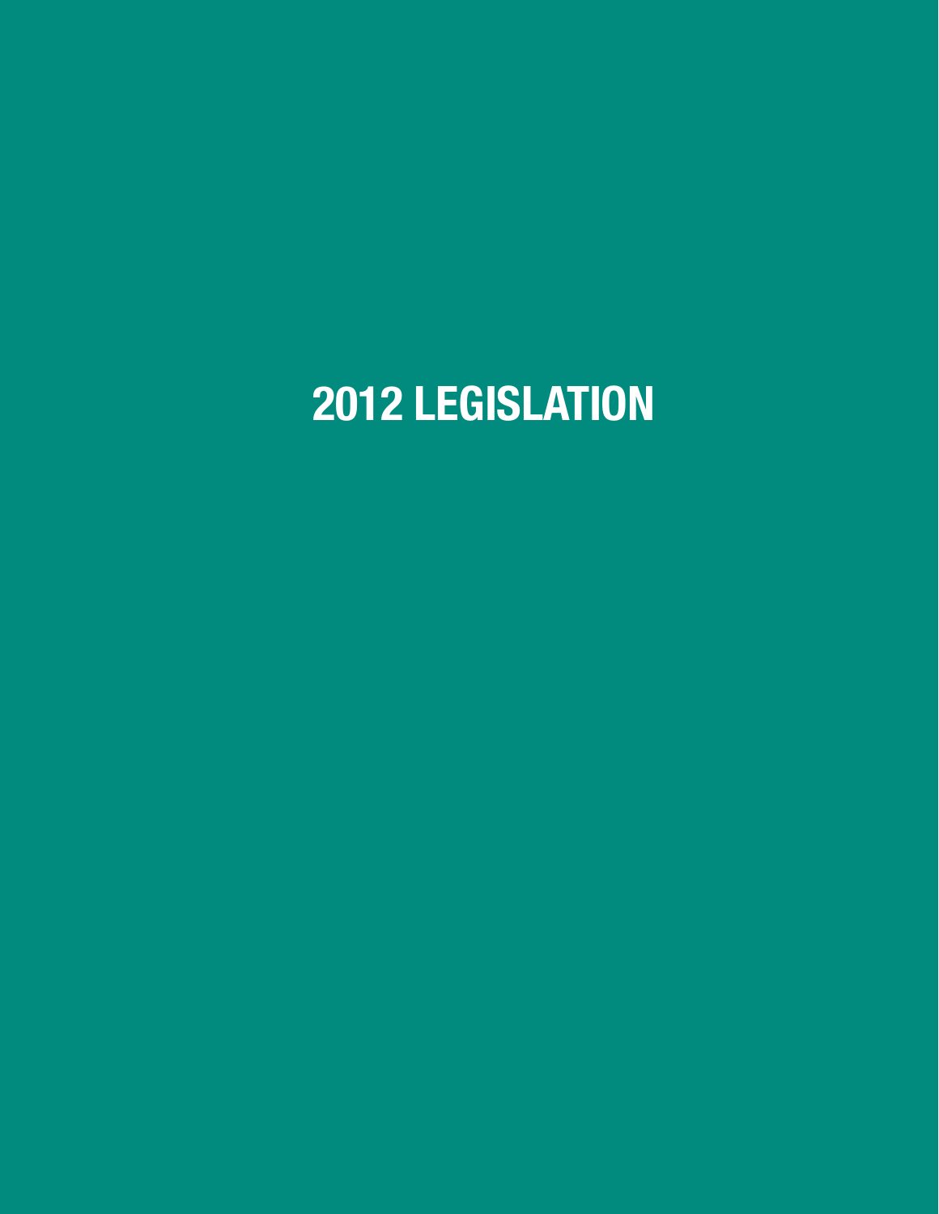# 2012 LEGISLATION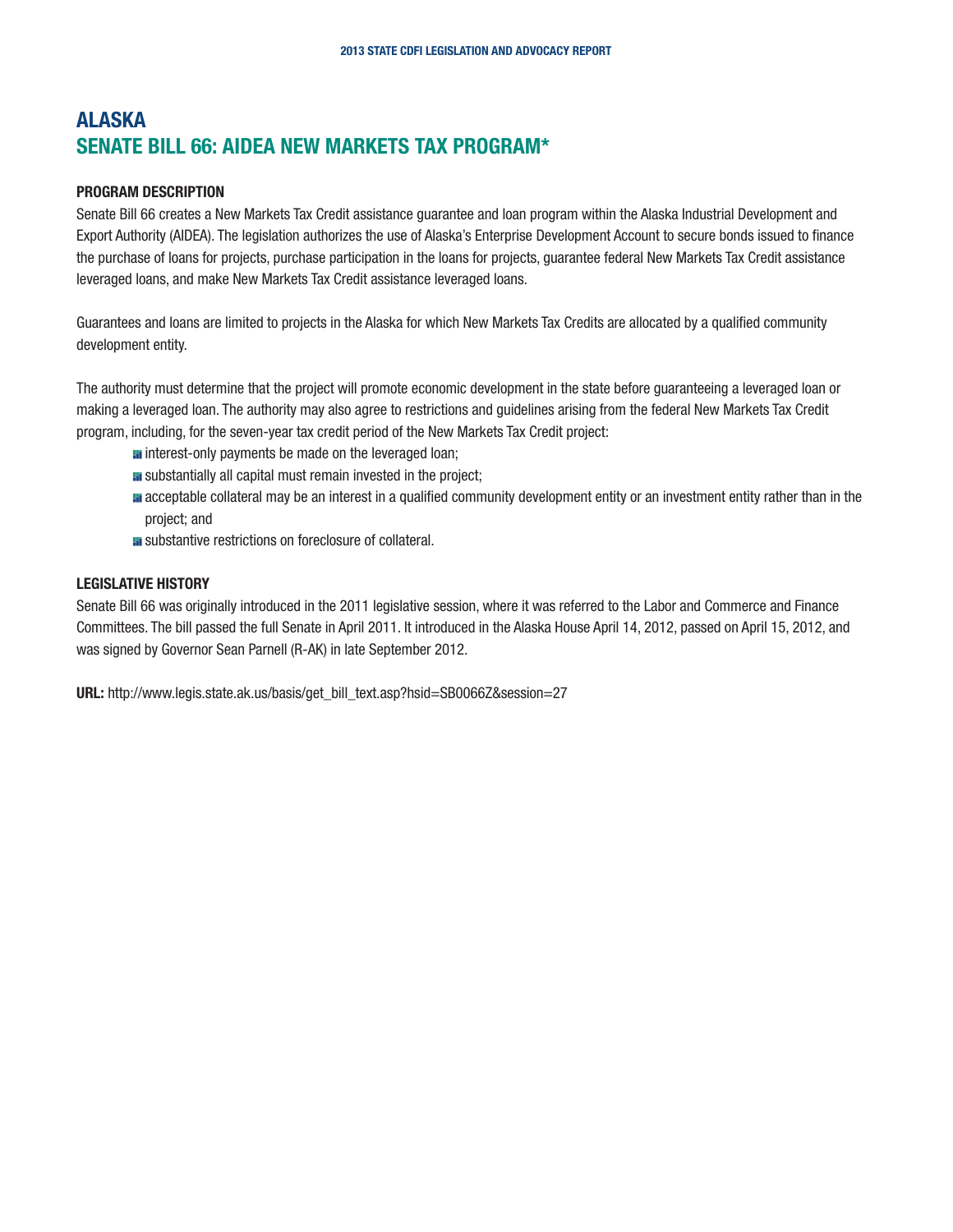# ALASKA

## SENATE BILL 66: AIDEA NEW MARKETS TAX PROGRAM*

### PROGRAM DESCRIPTION

Senate Bill 66 creates a New Markets Tax Credit assistance guarantee and loan program within the Alaska Industrial Development and Export Authority (AIDEA). The legislation authorizes the use of Alaska's Enterprise Development Account to secure bonds issued to finance the purchase of loans for projects, purchase participation in the loans for projects, guarantee federal New Markets Tax Credit assistance leveraged loans, and make New Markets Tax Credit assistance leveraged loans.

Guarantees and loans are limited to projects in the Alaska for which New Markets Tax Credits are allocated by a qualified community development entity.

The authority must determine that the project will promote economic development in the state before guaranteeing a leveraged loan or making a leveraged loan. The authority may also agree to restrictions and guidelines arising from the federal New Markets Tax Credit program, including, for the seven-year tax credit period of the New Markets Tax Credit project:

- interest-only payments be made on the leveraged loan;
- substantially all capital must remain invested in the project;
- acceptable collateral may be an interest in a qualified community development entity or an investment entity rather than in the project; and
- substantive restrictions on foreclosure of collateral.

### LEGISLATIVE HISTORY

Senate Bill 66 was originally introduced in the 2011 legislative session, where it was referred to the Labor and Commerce and Finance Committees. The bill passed the full Senate in April 2011. It introduced in the Alaska House April 14, 2012, passed on April 15, 2012, and was signed by Governor Sean Parnell (R-AK) in late September 2012.

**URL:** http://www.legis.state.ak.us/basis/get_bill_text.asp?hsid=SB0066Z&session=27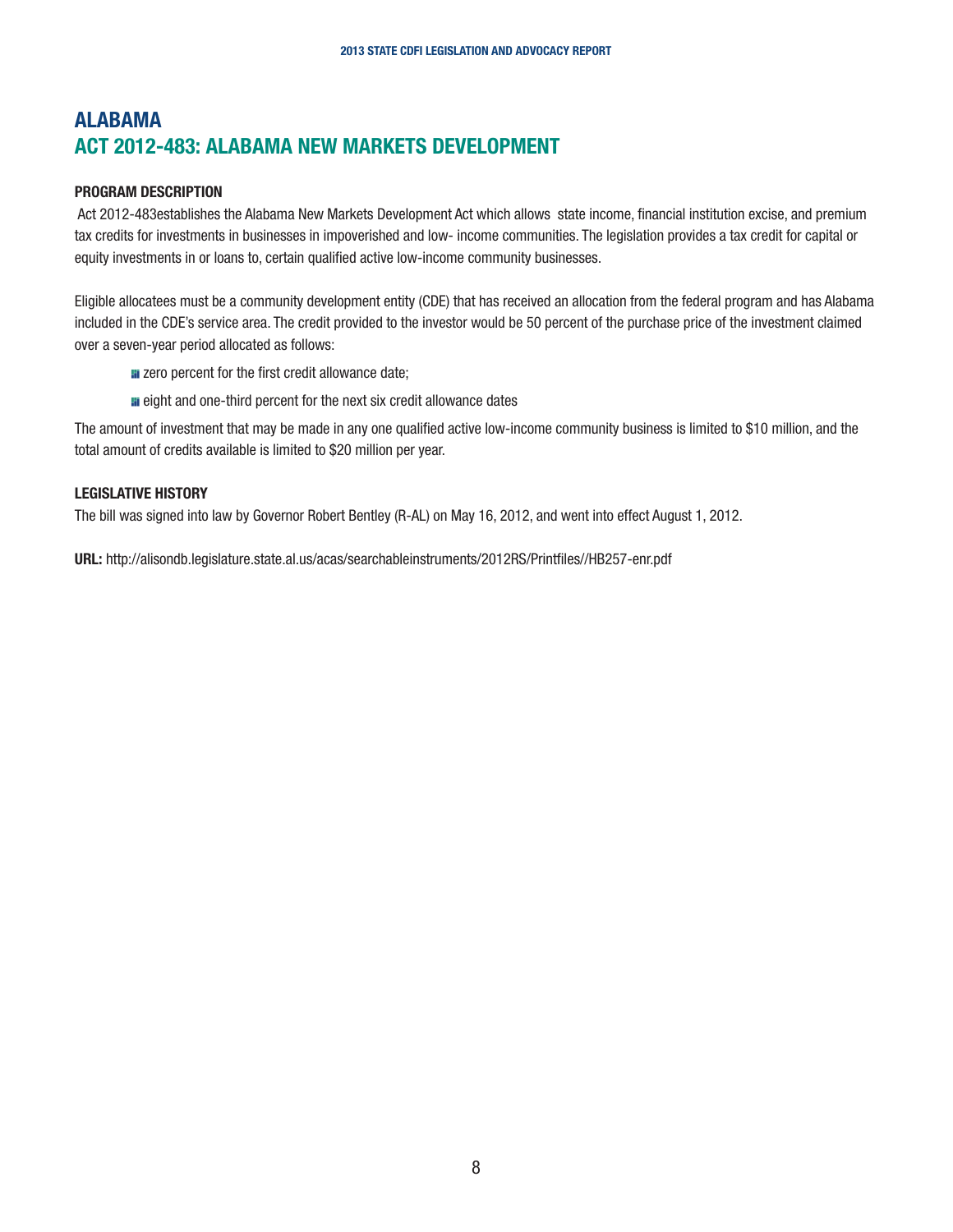# ALABAMA

## ACT 2012-483: ALABAMA NEW MARKETS DEVELOPMENT

### PROGRAM DESCRIPTION

Act 2012-483establishes the Alabama New Markets Development Act which allows state income, financial institution excise, and premium tax credits for investments in businesses in impoverished and low- income communities. The legislation provides a tax credit for capital or equity investments in or loans to, certain qualified active low-income community businesses.

Eligible allocatees must be a community development entity (CDE) that has received an allocation from the federal program and has Alabama included in the CDE's service area. The credit provided to the investor would be 50 percent of the purchase price of the investment claimed over a seven-year period allocated as follows:

- zero percent for the first credit allowance date;
- eight and one-third percent for the next six credit allowance dates

The amount of investment that may be made in any one qualified active low-income community business is limited to $10 million, and the total amount of credits available is limited to $20 million per year.

### LEGISLATIVE HISTORY

The bill was signed into law by Governor Robert Bentley (R-AL) on May 16, 2012, and went into effect August 1, 2012.

**URL:** http://alisondb.legislature.state.al.us/acas/searchableinstruments/2012RS/Printfiles//HB257-enr.pdf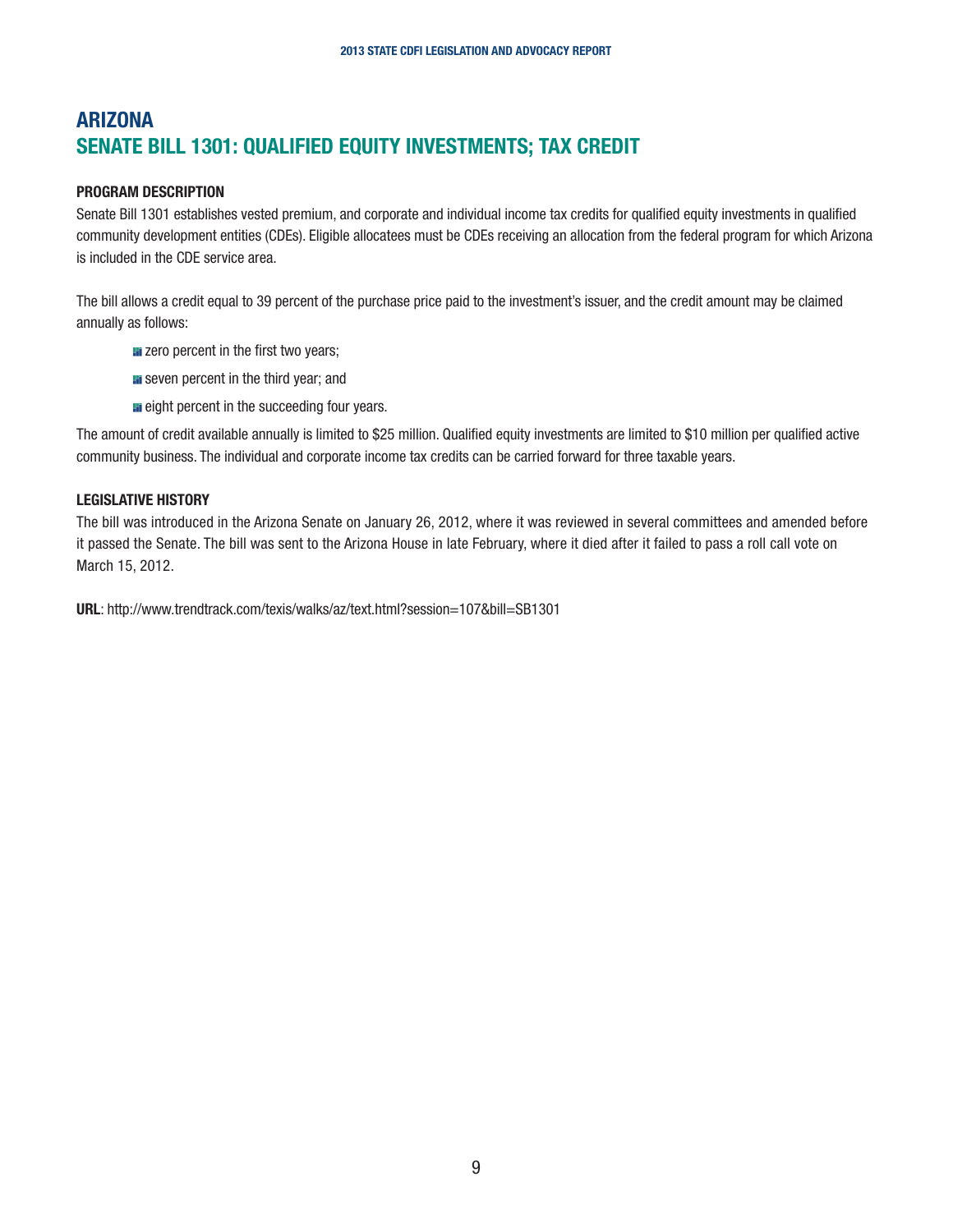# ARIZONA

## SENATE BILL 1301: QUALIFIED EQUITY INVESTMENTS; TAX CREDIT

### PROGRAM DESCRIPTION

Senate Bill 1301 establishes vested premium, and corporate and individual income tax credits for qualified equity investments in qualified community development entities (CDEs). Eligible allocatees must be CDEs receiving an allocation from the federal program for which Arizona is included in the CDE service area.

The bill allows a credit equal to 39 percent of the purchase price paid to the investment's issuer, and the credit amount may be claimed annually as follows:

- zero percent in the first two years;
- seven percent in the third year; and
- eight percent in the succeeding four years.

The amount of credit available annually is limited to $25 million. Qualified equity investments are limited to $10 million per qualified active community business. The individual and corporate income tax credits can be carried forward for three taxable years.

### LEGISLATIVE HISTORY

The bill was introduced in the Arizona Senate on January 26, 2012, where it was reviewed in several committees and amended before it passed the Senate. The bill was sent to the Arizona House in late February, where it died after it failed to pass a roll call vote on March 15, 2012.

**URL**: http://www.trendtrack.com/texis/walks/az/text.html?session=107&bill=SB1301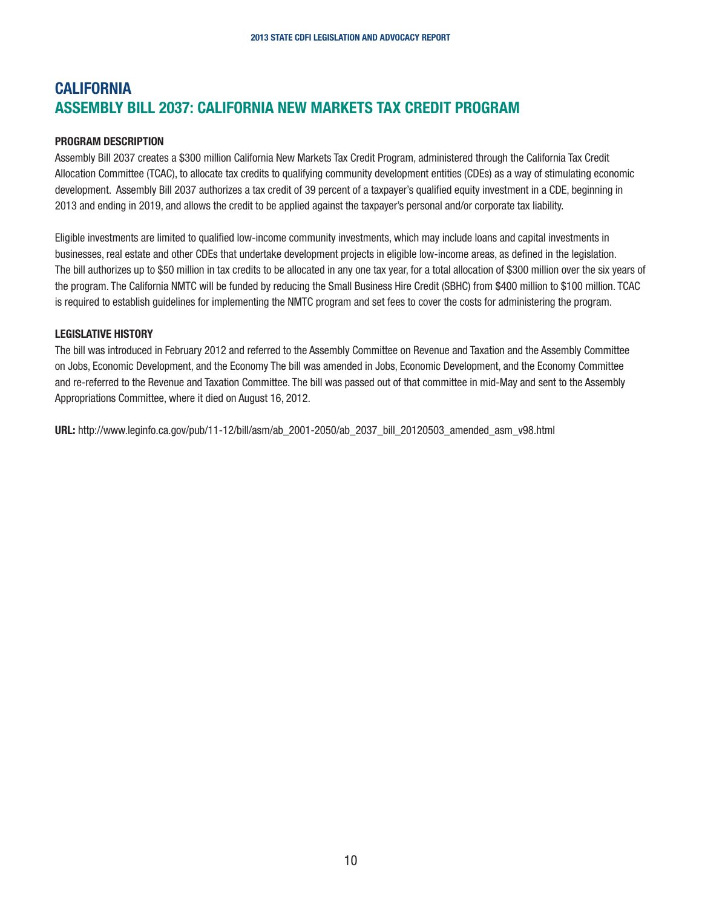# CALIFORNIA

## ASSEMBLY BILL 2037: CALIFORNIA NEW MARKETS TAX CREDIT PROGRAM

### PROGRAM DESCRIPTION

Assembly Bill 2037 creates a $300 million California New Markets Tax Credit Program, administered through the California Tax Credit Allocation Committee (TCAC), to allocate tax credits to qualifying community development entities (CDEs) as a way of stimulating economic development. Assembly Bill 2037 authorizes a tax credit of 39 percent of a taxpayer's qualified equity investment in a CDE, beginning in 2013 and ending in 2019, and allows the credit to be applied against the taxpayer's personal and/or corporate tax liability.

Eligible investments are limited to qualified low-income community investments, which may include loans and capital investments in businesses, real estate and other CDEs that undertake development projects in eligible low-income areas, as defined in the legislation. The bill authorizes up to $50 million in tax credits to be allocated in any one tax year, for a total allocation of $300 million over the six years of the program. The California NMTC will be funded by reducing the Small Business Hire Credit (SBHC) from $400 million to $100 million. TCAC is required to establish guidelines for implementing the NMTC program and set fees to cover the costs for administering the program.

### LEGISLATIVE HISTORY

The bill was introduced in February 2012 and referred to the Assembly Committee on Revenue and Taxation and the Assembly Committee on Jobs, Economic Development, and the Economy The bill was amended in Jobs, Economic Development, and the Economy Committee and re-referred to the Revenue and Taxation Committee. The bill was passed out of that committee in mid-May and sent to the Assembly Appropriations Committee, where it died on August 16, 2012.

**URL:** http://www.leginfo.ca.gov/pub/11-12/bill/asm/ab_2001-2050/ab_2037_bill_20120503_amended_asm_v98.html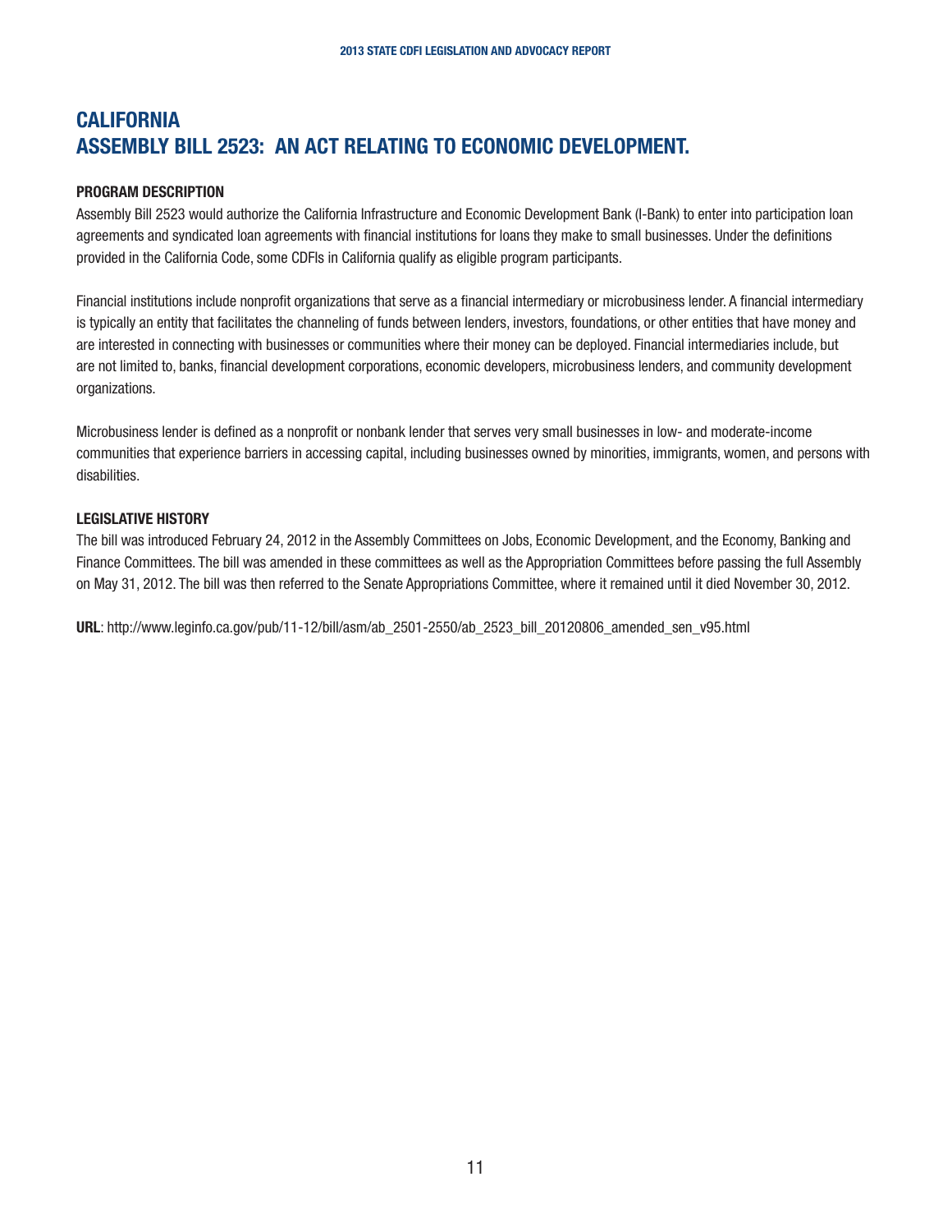# CALIFORNIA
# ASSEMBLY BILL 2523: AN ACT RELATING TO ECONOMIC DEVELOPMENT.

**PROGRAM DESCRIPTION**

Assembly Bill 2523 would authorize the California Infrastructure and Economic Development Bank (I-Bank) to enter into participation loan agreements and syndicated loan agreements with financial institutions for loans they make to small businesses. Under the definitions provided in the California Code, some CDFIs in California qualify as eligible program participants.

Financial institutions include nonprofit organizations that serve as a financial intermediary or microbusiness lender. A financial intermediary is typically an entity that facilitates the channeling of funds between lenders, investors, foundations, or other entities that have money and are interested in connecting with businesses or communities where their money can be deployed. Financial intermediaries include, but are not limited to, banks, financial development corporations, economic developers, microbusiness lenders, and community development organizations.

Microbusiness lender is defined as a nonprofit or nonbank lender that serves very small businesses in low- and moderate-income communities that experience barriers in accessing capital, including businesses owned by minorities, immigrants, women, and persons with disabilities.

**LEGISLATIVE HISTORY**

The bill was introduced February 24, 2012 in the Assembly Committees on Jobs, Economic Development, and the Economy, Banking and Finance Committees. The bill was amended in these committees as well as the Appropriation Committees before passing the full Assembly on May 31, 2012. The bill was then referred to the Senate Appropriations Committee, where it remained until it died November 30, 2012.

**URL**: http://www.leginfo.ca.gov/pub/11-12/bill/asm/ab_2501-2550/ab_2523_bill_20120806_amended_sen_v95.html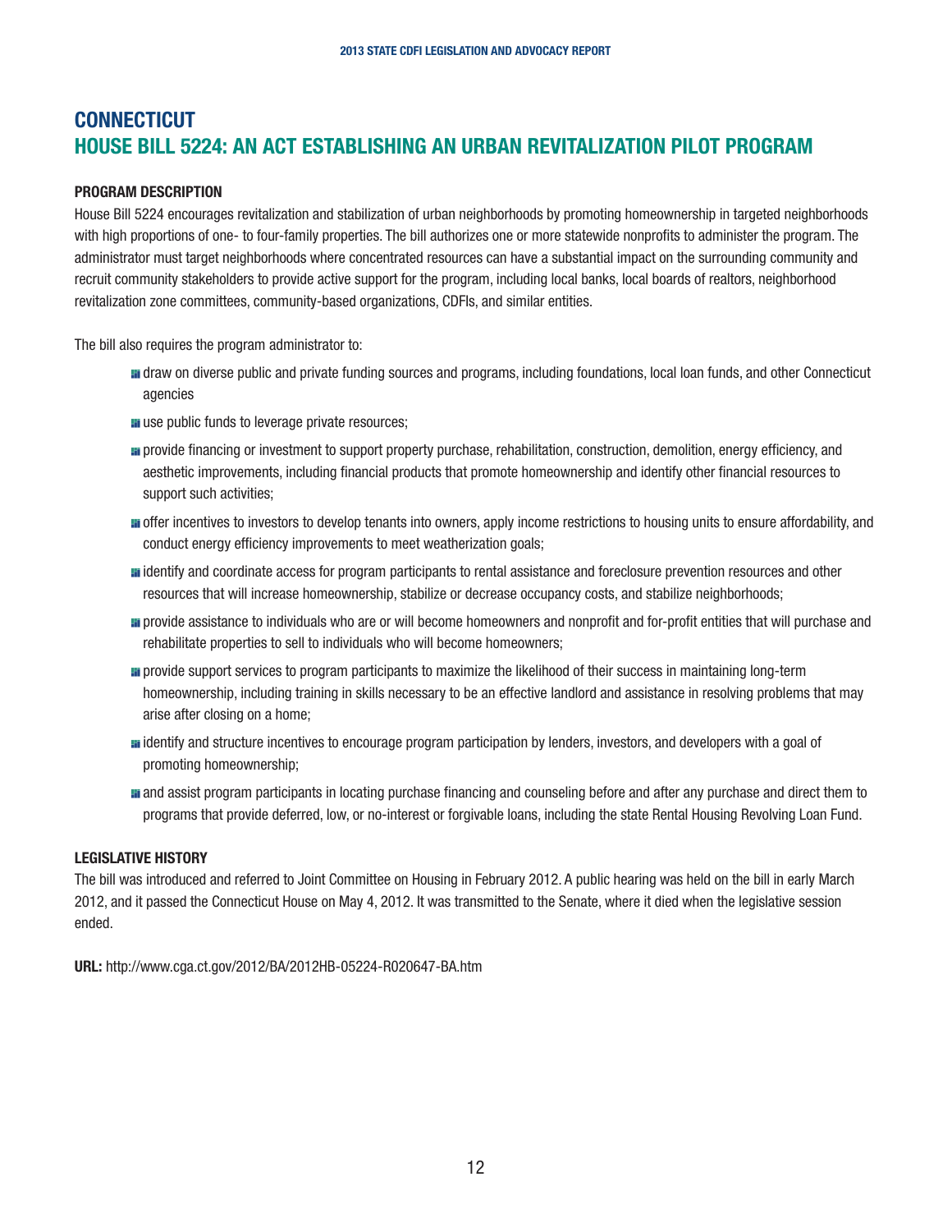# CONNECTICUT

## HOUSE BILL 5224: AN ACT ESTABLISHING AN URBAN REVITALIZATION PILOT PROGRAM

### PROGRAM DESCRIPTION

House Bill 5224 encourages revitalization and stabilization of urban neighborhoods by promoting homeownership in targeted neighborhoods with high proportions of one- to four-family properties. The bill authorizes one or more statewide nonprofits to administer the program. The administrator must target neighborhoods where concentrated resources can have a substantial impact on the surrounding community and recruit community stakeholders to provide active support for the program, including local banks, local boards of realtors, neighborhood revitalization zone committees, community-based organizations, CDFIs, and similar entities.

The bill also requires the program administrator to:

- draw on diverse public and private funding sources and programs, including foundations, local loan funds, and other Connecticut agencies
- use public funds to leverage private resources;
- provide financing or investment to support property purchase, rehabilitation, construction, demolition, energy efficiency, and aesthetic improvements, including financial products that promote homeownership and identify other financial resources to support such activities;
- offer incentives to investors to develop tenants into owners, apply income restrictions to housing units to ensure affordability, and conduct energy efficiency improvements to meet weatherization goals;
- identify and coordinate access for program participants to rental assistance and foreclosure prevention resources and other resources that will increase homeownership, stabilize or decrease occupancy costs, and stabilize neighborhoods;
- provide assistance to individuals who are or will become homeowners and nonprofit and for-profit entities that will purchase and rehabilitate properties to sell to individuals who will become homeowners;
- provide support services to program participants to maximize the likelihood of their success in maintaining long-term homeownership, including training in skills necessary to be an effective landlord and assistance in resolving problems that may arise after closing on a home;
- identify and structure incentives to encourage program participation by lenders, investors, and developers with a goal of promoting homeownership;
- and assist program participants in locating purchase financing and counseling before and after any purchase and direct them to programs that provide deferred, low, or no-interest or forgivable loans, including the state Rental Housing Revolving Loan Fund.

### LEGISLATIVE HISTORY

The bill was introduced and referred to Joint Committee on Housing in February 2012. A public hearing was held on the bill in early March 2012, and it passed the Connecticut House on May 4, 2012. It was transmitted to the Senate, where it died when the legislative session ended.

**URL:** http://www.cga.ct.gov/2012/BA/2012HB-05224-R020647-BA.htm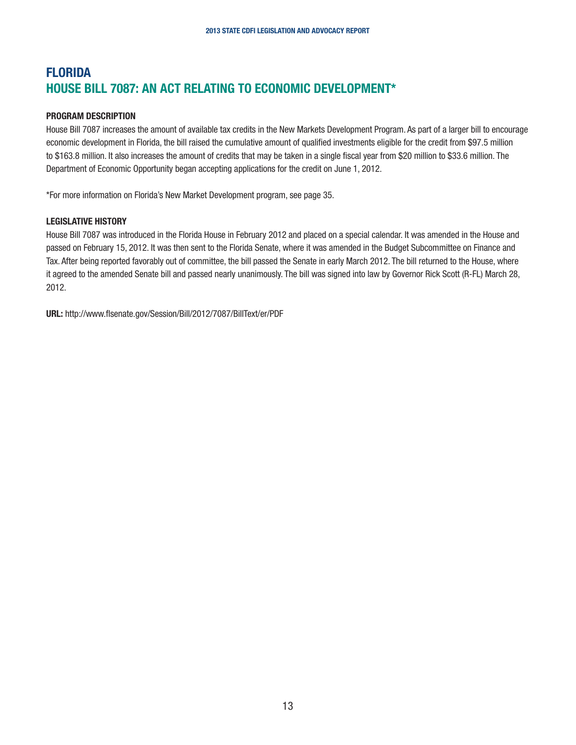# FLORIDA
## HOUSE BILL 7087: AN ACT RELATING TO ECONOMIC DEVELOPMENT*

### PROGRAM DESCRIPTION

House Bill 7087 increases the amount of available tax credits in the New Markets Development Program. As part of a larger bill to encourage economic development in Florida, the bill raised the cumulative amount of qualified investments eligible for the credit from $97.5 million to $163.8 million. It also increases the amount of credits that may be taken in a single fiscal year from $20 million to $33.6 million. The Department of Economic Opportunity began accepting applications for the credit on June 1, 2012.

*For more information on Florida's New Market Development program, see page 35.

### LEGISLATIVE HISTORY

House Bill 7087 was introduced in the Florida House in February 2012 and placed on a special calendar. It was amended in the House and passed on February 15, 2012. It was then sent to the Florida Senate, where it was amended in the Budget Subcommittee on Finance and Tax. After being reported favorably out of committee, the bill passed the Senate in early March 2012. The bill returned to the House, where it agreed to the amended Senate bill and passed nearly unanimously. The bill was signed into law by Governor Rick Scott (R-FL) March 28, 2012.

**URL:** http://www.flsenate.gov/Session/Bill/2012/7087/BillText/er/PDF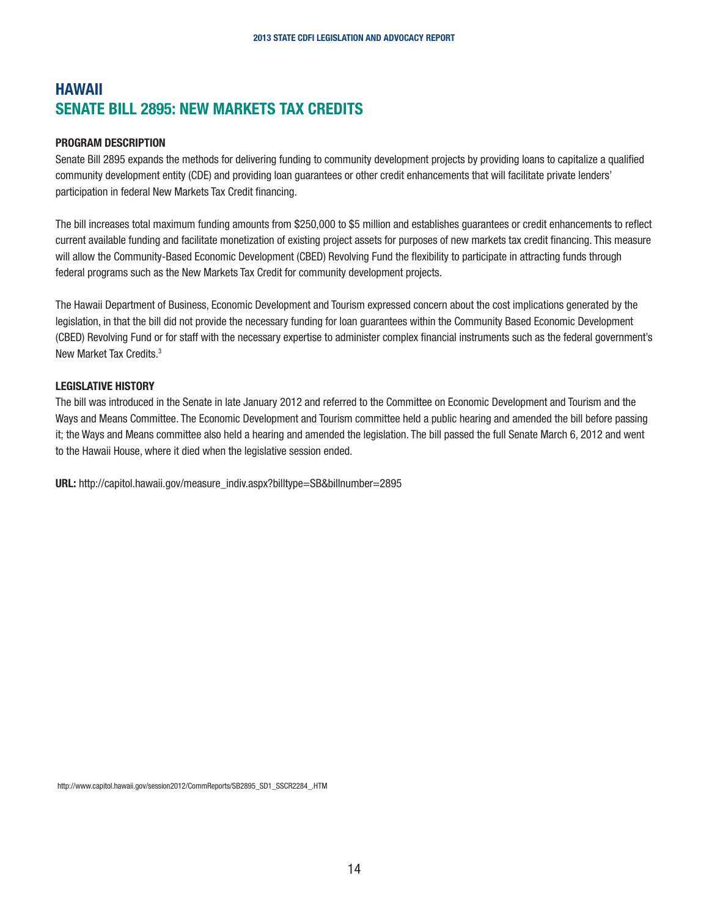# HAWAII
## SENATE BILL 2895: NEW MARKETS TAX CREDITS

**PROGRAM DESCRIPTION**

Senate Bill 2895 expands the methods for delivering funding to community development projects by providing loans to capitalize a qualified community development entity (CDE) and providing loan guarantees or other credit enhancements that will facilitate private lenders' participation in federal New Markets Tax Credit financing.

The bill increases total maximum funding amounts from $250,000 to $5 million and establishes guarantees or credit enhancements to reflect current available funding and facilitate monetization of existing project assets for purposes of new markets tax credit financing. This measure will allow the Community-Based Economic Development (CBED) Revolving Fund the flexibility to participate in attracting funds through federal programs such as the New Markets Tax Credit for community development projects.

The Hawaii Department of Business, Economic Development and Tourism expressed concern about the cost implications generated by the legislation, in that the bill did not provide the necessary funding for loan guarantees within the Community Based Economic Development (CBED) Revolving Fund or for staff with the necessary expertise to administer complex financial instruments such as the federal government's New Market Tax Credits.[3]

**LEGISLATIVE HISTORY**

The bill was introduced in the Senate in late January 2012 and referred to the Committee on Economic Development and Tourism and the Ways and Means Committee. The Economic Development and Tourism committee held a public hearing and amended the bill before passing it; the Ways and Means committee also held a hearing and amended the legislation. The bill passed the full Senate March 6, 2012 and went to the Hawaii House, where it died when the legislative session ended.

**URL:** http://capitol.hawaii.gov/measure_indiv.aspx?billtype=SB&billnumber=2895

http://www.capitol.hawaii.gov/session2012/CommReports/SB2895_SD1_SSCR2284_.HTM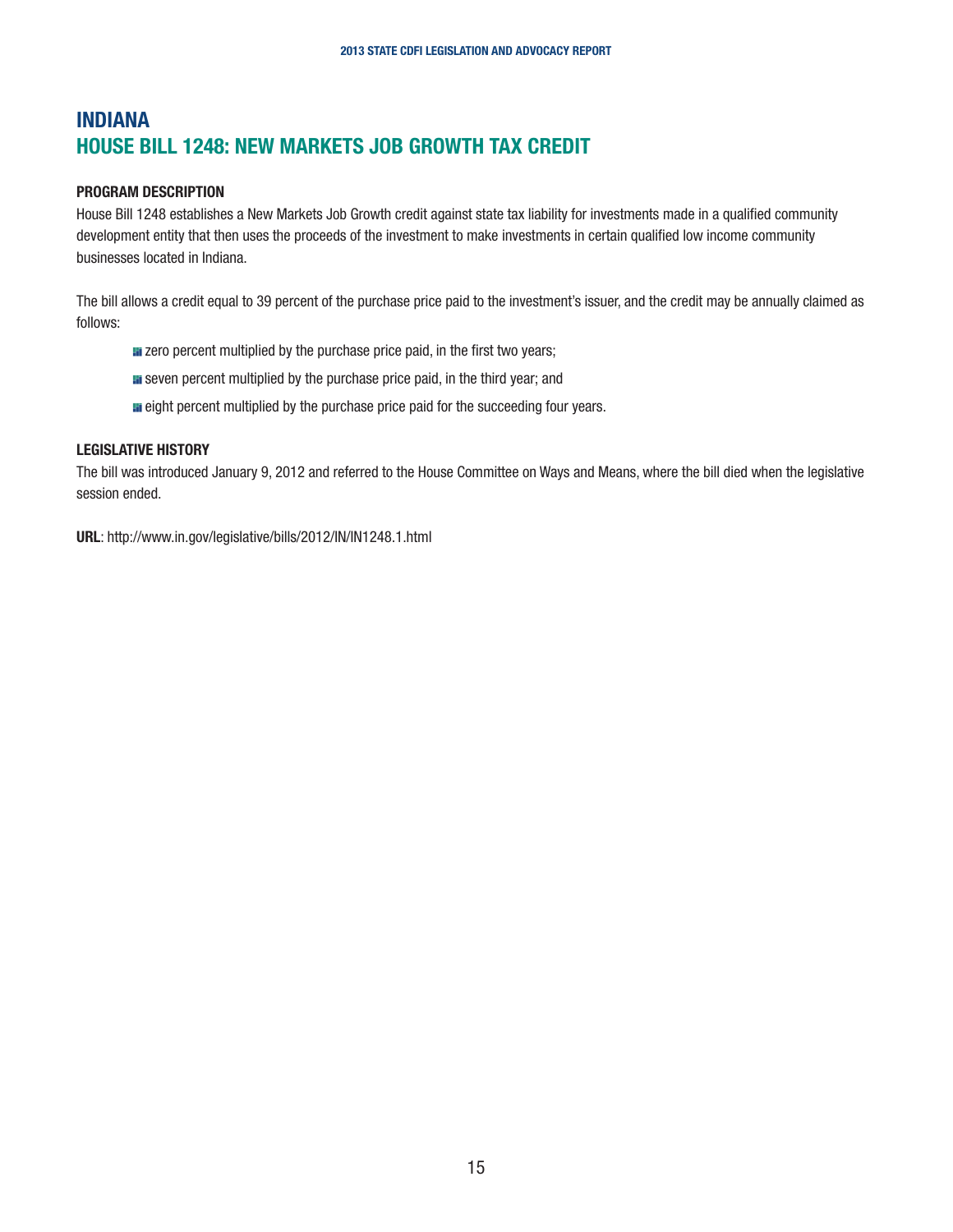# INDIANA
## HOUSE BILL 1248: NEW MARKETS JOB GROWTH TAX CREDIT

### PROGRAM DESCRIPTION

House Bill 1248 establishes a New Markets Job Growth credit against state tax liability for investments made in a qualified community development entity that then uses the proceeds of the investment to make investments in certain qualified low income community businesses located in Indiana.

The bill allows a credit equal to 39 percent of the purchase price paid to the investment's issuer, and the credit may be annually claimed as follows:

- zero percent multiplied by the purchase price paid, in the first two years;
- seven percent multiplied by the purchase price paid, in the third year; and
- eight percent multiplied by the purchase price paid for the succeeding four years.

### LEGISLATIVE HISTORY

The bill was introduced January 9, 2012 and referred to the House Committee on Ways and Means, where the bill died when the legislative session ended.

**URL**: http://www.in.gov/legislative/bills/2012/IN/IN1248.1.html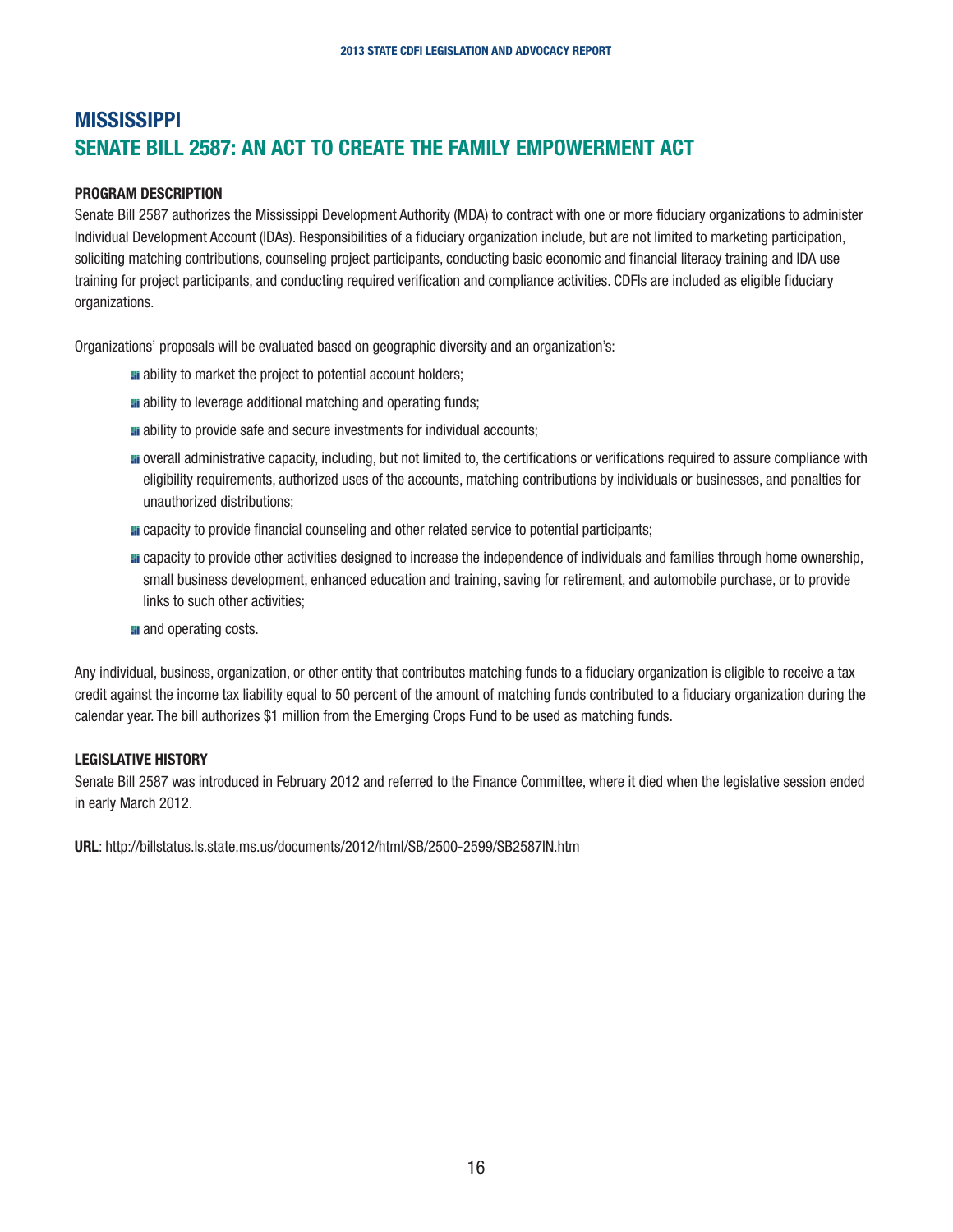# MISSISSIPPI

## SENATE BILL 2587: AN ACT TO CREATE THE FAMILY EMPOWERMENT ACT

**PROGRAM DESCRIPTION**

Senate Bill 2587 authorizes the Mississippi Development Authority (MDA) to contract with one or more fiduciary organizations to administer Individual Development Account (IDAs). Responsibilities of a fiduciary organization include, but are not limited to marketing participation, soliciting matching contributions, counseling project participants, conducting basic economic and financial literacy training and IDA use training for project participants, and conducting required verification and compliance activities. CDFIs are included as eligible fiduciary organizations.

Organizations' proposals will be evaluated based on geographic diversity and an organization's:

- ability to market the project to potential account holders;
- ability to leverage additional matching and operating funds;
- ability to provide safe and secure investments for individual accounts;
- overall administrative capacity, including, but not limited to, the certifications or verifications required to assure compliance with eligibility requirements, authorized uses of the accounts, matching contributions by individuals or businesses, and penalties for unauthorized distributions;
- capacity to provide financial counseling and other related service to potential participants;
- capacity to provide other activities designed to increase the independence of individuals and families through home ownership, small business development, enhanced education and training, saving for retirement, and automobile purchase, or to provide links to such other activities;
- and operating costs.

Any individual, business, organization, or other entity that contributes matching funds to a fiduciary organization is eligible to receive a tax credit against the income tax liability equal to 50 percent of the amount of matching funds contributed to a fiduciary organization during the calendar year. The bill authorizes $1 million from the Emerging Crops Fund to be used as matching funds.

**LEGISLATIVE HISTORY**

Senate Bill 2587 was introduced in February 2012 and referred to the Finance Committee, where it died when the legislative session ended in early March 2012.

**URL**: http://billstatus.ls.state.ms.us/documents/2012/html/SB/2500-2599/SB2587IN.htm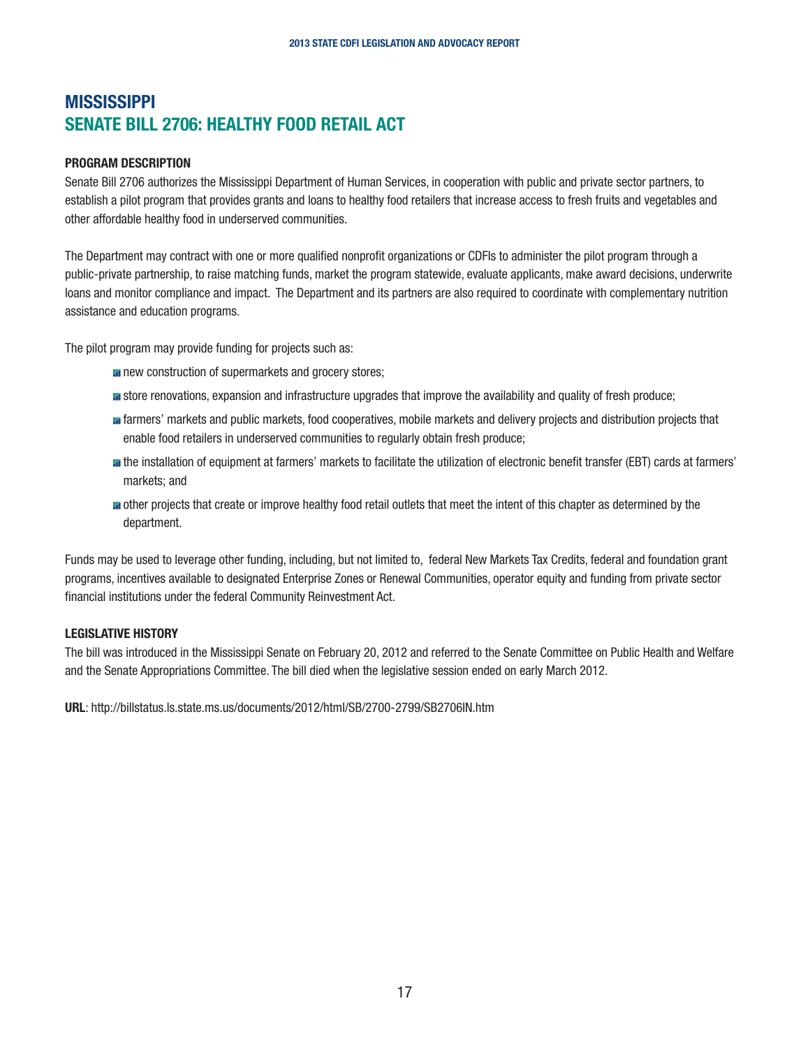# MISSISSIPPI
## SENATE BILL 2706: HEALTHY FOOD RETAIL ACT

**PROGRAM DESCRIPTION**

Senate Bill 2706 authorizes the Mississippi Department of Human Services, in cooperation with public and private sector partners, to establish a pilot program that provides grants and loans to healthy food retailers that increase access to fresh fruits and vegetables and other affordable healthy food in underserved communities.

The Department may contract with one or more qualified nonprofit organizations or CDFIs to administer the pilot program through a public-private partnership, to raise matching funds, market the program statewide, evaluate applicants, make award decisions, underwrite loans and monitor compliance and impact. The Department and its partners are also required to coordinate with complementary nutrition assistance and education programs.

The pilot program may provide funding for projects such as:

- new construction of supermarkets and grocery stores;
- store renovations, expansion and infrastructure upgrades that improve the availability and quality of fresh produce;
- farmers' markets and public markets, food cooperatives, mobile markets and delivery projects and distribution projects that enable food retailers in underserved communities to regularly obtain fresh produce;
- the installation of equipment at farmers' markets to facilitate the utilization of electronic benefit transfer (EBT) cards at farmers' markets; and
- other projects that create or improve healthy food retail outlets that meet the intent of this chapter as determined by the department.

Funds may be used to leverage other funding, including, but not limited to, federal New Markets Tax Credits, federal and foundation grant programs, incentives available to designated Enterprise Zones or Renewal Communities, operator equity and funding from private sector financial institutions under the federal Community Reinvestment Act.

**LEGISLATIVE HISTORY**

The bill was introduced in the Mississippi Senate on February 20, 2012 and referred to the Senate Committee on Public Health and Welfare and the Senate Appropriations Committee. The bill died when the legislative session ended on early March 2012.

**URL**: http://billstatus.ls.state.ms.us/documents/2012/html/SB/2700-2799/SB2706IN.htm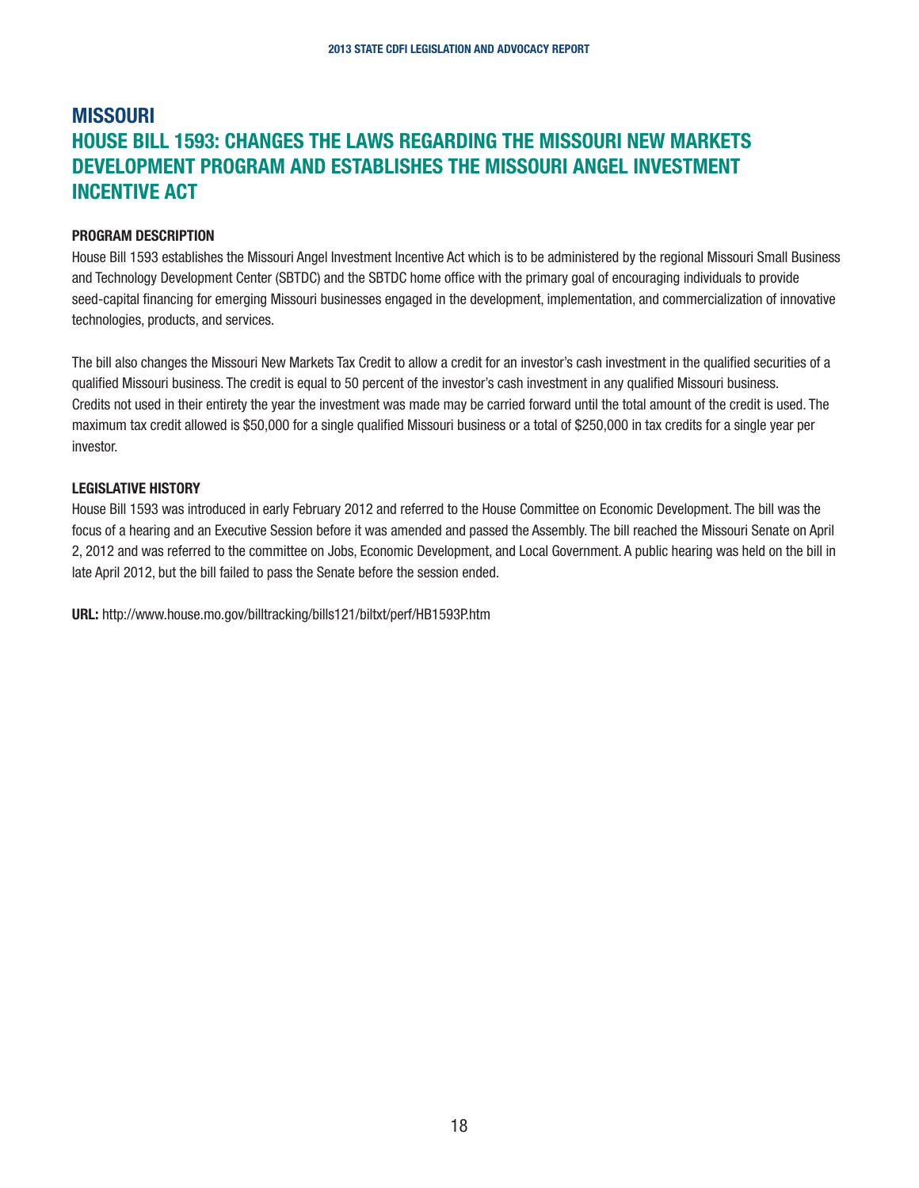# MISSOURI

## HOUSE BILL 1593: CHANGES THE LAWS REGARDING THE MISSOURI NEW MARKETS DEVELOPMENT PROGRAM AND ESTABLISHES THE MISSOURI ANGEL INVESTMENT INCENTIVE ACT

### PROGRAM DESCRIPTION

House Bill 1593 establishes the Missouri Angel Investment Incentive Act which is to be administered by the regional Missouri Small Business and Technology Development Center (SBTDC) and the SBTDC home office with the primary goal of encouraging individuals to provide seed-capital financing for emerging Missouri businesses engaged in the development, implementation, and commercialization of innovative technologies, products, and services.

The bill also changes the Missouri New Markets Tax Credit to allow a credit for an investor's cash investment in the qualified securities of a qualified Missouri business. The credit is equal to 50 percent of the investor's cash investment in any qualified Missouri business. Credits not used in their entirety the year the investment was made may be carried forward until the total amount of the credit is used. The maximum tax credit allowed is $50,000 for a single qualified Missouri business or a total of $250,000 in tax credits for a single year per investor.

### LEGISLATIVE HISTORY

House Bill 1593 was introduced in early February 2012 and referred to the House Committee on Economic Development. The bill was the focus of a hearing and an Executive Session before it was amended and passed the Assembly. The bill reached the Missouri Senate on April 2, 2012 and was referred to the committee on Jobs, Economic Development, and Local Government. A public hearing was held on the bill in late April 2012, but the bill failed to pass the Senate before the session ended.

**URL:** http://www.house.mo.gov/billtracking/bills121/biltxt/perf/HB1593P.htm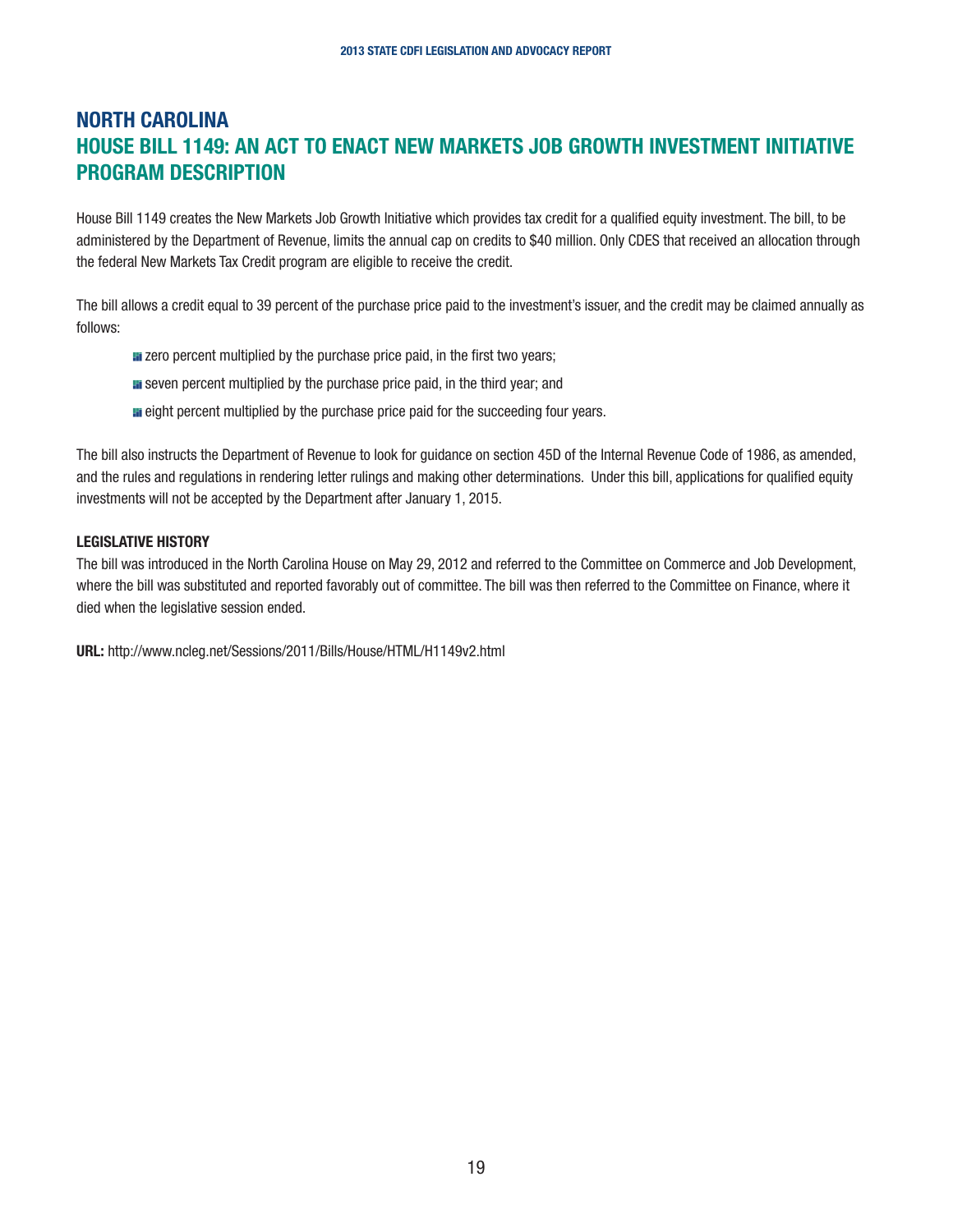# NORTH CAROLINA

## HOUSE BILL 1149: AN ACT TO ENACT NEW MARKETS JOB GROWTH INVESTMENT INITIATIVE PROGRAM DESCRIPTION

House Bill 1149 creates the New Markets Job Growth Initiative which provides tax credit for a qualified equity investment. The bill, to be administered by the Department of Revenue, limits the annual cap on credits to $40 million. Only CDES that received an allocation through the federal New Markets Tax Credit program are eligible to receive the credit.

The bill allows a credit equal to 39 percent of the purchase price paid to the investment's issuer, and the credit may be claimed annually as follows:

- zero percent multiplied by the purchase price paid, in the first two years;
- seven percent multiplied by the purchase price paid, in the third year; and
- eight percent multiplied by the purchase price paid for the succeeding four years.

The bill also instructs the Department of Revenue to look for guidance on section 45D of the Internal Revenue Code of 1986, as amended, and the rules and regulations in rendering letter rulings and making other determinations. Under this bill, applications for qualified equity investments will not be accepted by the Department after January 1, 2015.

### LEGISLATIVE HISTORY

The bill was introduced in the North Carolina House on May 29, 2012 and referred to the Committee on Commerce and Job Development, where the bill was substituted and reported favorably out of committee. The bill was then referred to the Committee on Finance, where it died when the legislative session ended.

**URL:** http://www.ncleg.net/Sessions/2011/Bills/House/HTML/H1149v2.html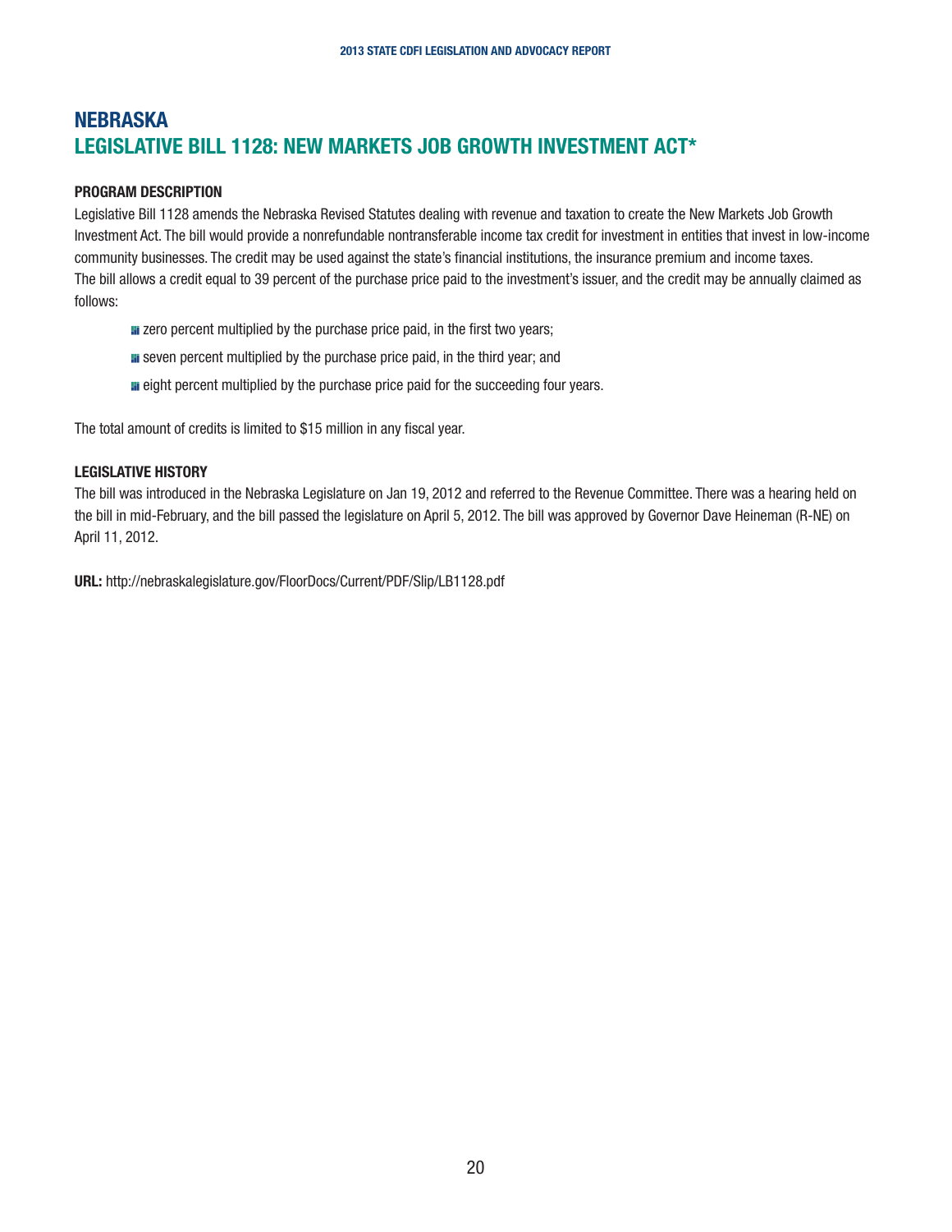# NEBRASKA
## LEGISLATIVE BILL 1128: NEW MARKETS JOB GROWTH INVESTMENT ACT*

**PROGRAM DESCRIPTION**

Legislative Bill 1128 amends the Nebraska Revised Statutes dealing with revenue and taxation to create the New Markets Job Growth Investment Act. The bill would provide a nonrefundable nontransferable income tax credit for investment in entities that invest in low-income community businesses. The credit may be used against the state's financial institutions, the insurance premium and income taxes.
The bill allows a credit equal to 39 percent of the purchase price paid to the investment's issuer, and the credit may be annually claimed as follows:

- zero percent multiplied by the purchase price paid, in the first two years;
- seven percent multiplied by the purchase price paid, in the third year; and
- eight percent multiplied by the purchase price paid for the succeeding four years.

The total amount of credits is limited to $15 million in any fiscal year.

**LEGISLATIVE HISTORY**

The bill was introduced in the Nebraska Legislature on Jan 19, 2012 and referred to the Revenue Committee. There was a hearing held on the bill in mid-February, and the bill passed the legislature on April 5, 2012. The bill was approved by Governor Dave Heineman (R-NE) on April 11, 2012.

**URL:** http://nebraskalegislature.gov/FloorDocs/Current/PDF/Slip/LB1128.pdf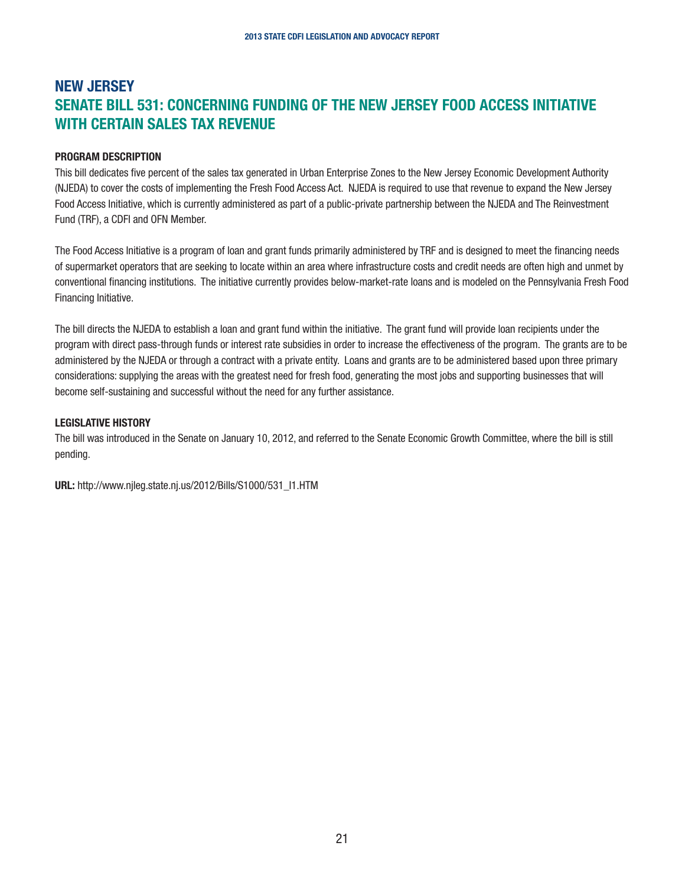# NEW JERSEY

## SENATE BILL 531: CONCERNING FUNDING OF THE NEW JERSEY FOOD ACCESS INITIATIVE WITH CERTAIN SALES TAX REVENUE

### PROGRAM DESCRIPTION

This bill dedicates five percent of the sales tax generated in Urban Enterprise Zones to the New Jersey Economic Development Authority (NJEDA) to cover the costs of implementing the Fresh Food Access Act. NJEDA is required to use that revenue to expand the New Jersey Food Access Initiative, which is currently administered as part of a public-private partnership between the NJEDA and The Reinvestment Fund (TRF), a CDFI and OFN Member.

The Food Access Initiative is a program of loan and grant funds primarily administered by TRF and is designed to meet the financing needs of supermarket operators that are seeking to locate within an area where infrastructure costs and credit needs are often high and unmet by conventional financing institutions. The initiative currently provides below-market-rate loans and is modeled on the Pennsylvania Fresh Food Financing Initiative.

The bill directs the NJEDA to establish a loan and grant fund within the initiative. The grant fund will provide loan recipients under the program with direct pass-through funds or interest rate subsidies in order to increase the effectiveness of the program. The grants are to be administered by the NJEDA or through a contract with a private entity. Loans and grants are to be administered based upon three primary considerations: supplying the areas with the greatest need for fresh food, generating the most jobs and supporting businesses that will become self-sustaining and successful without the need for any further assistance.

### LEGISLATIVE HISTORY

The bill was introduced in the Senate on January 10, 2012, and referred to the Senate Economic Growth Committee, where the bill is still pending.

**URL:** http://www.njleg.state.nj.us/2012/Bills/S1000/531_I1.HTM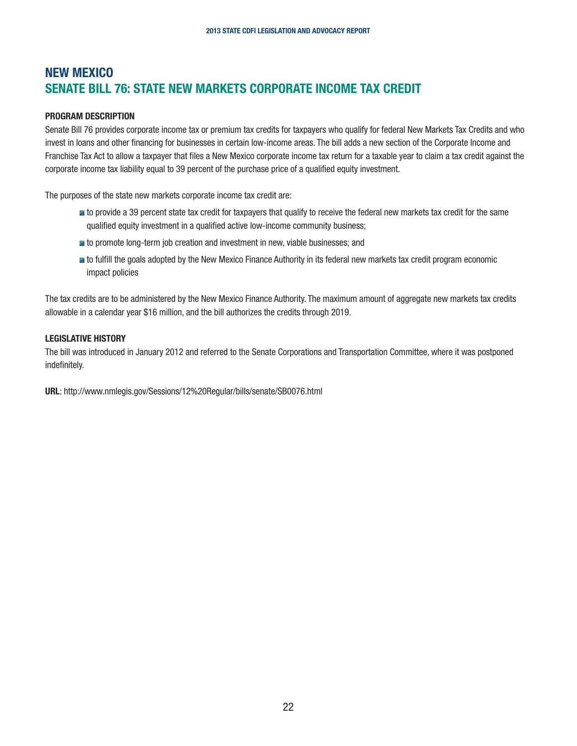# NEW MEXICO

## SENATE BILL 76: STATE NEW MARKETS CORPORATE INCOME TAX CREDIT

### PROGRAM DESCRIPTION

Senate Bill 76 provides corporate income tax or premium tax credits for taxpayers who qualify for federal New Markets Tax Credits and who invest in loans and other financing for businesses in certain low-income areas. The bill adds a new section of the Corporate Income and Franchise Tax Act to allow a taxpayer that files a New Mexico corporate income tax return for a taxable year to claim a tax credit against the corporate income tax liability equal to 39 percent of the purchase price of a qualified equity investment.

The purposes of the state new markets corporate income tax credit are:

- to provide a 39 percent state tax credit for taxpayers that qualify to receive the federal new markets tax credit for the same qualified equity investment in a qualified active low-income community business;
- to promote long-term job creation and investment in new, viable businesses; and
- to fulfill the goals adopted by the New Mexico Finance Authority in its federal new markets tax credit program economic impact policies

The tax credits are to be administered by the New Mexico Finance Authority. The maximum amount of aggregate new markets tax credits allowable in a calendar year $16 million, and the bill authorizes the credits through 2019.

### LEGISLATIVE HISTORY

The bill was introduced in January 2012 and referred to the Senate Corporations and Transportation Committee, where it was postponed indefinitely.

**URL**: http://www.nmlegis.gov/Sessions/12%20Regular/bills/senate/SB0076.html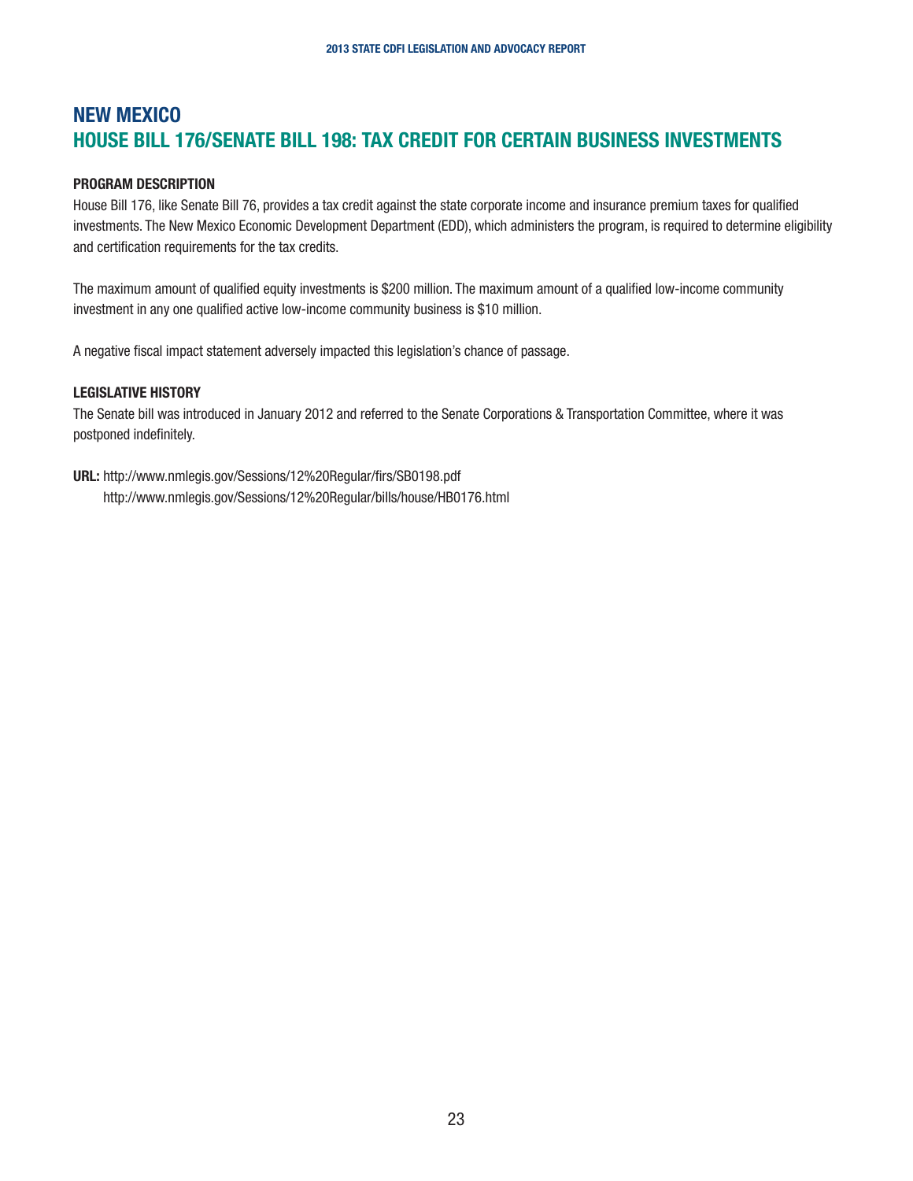# NEW MEXICO
## HOUSE BILL 176/SENATE BILL 198: TAX CREDIT FOR CERTAIN BUSINESS INVESTMENTS

### PROGRAM DESCRIPTION

House Bill 176, like Senate Bill 76, provides a tax credit against the state corporate income and insurance premium taxes for qualified investments. The New Mexico Economic Development Department (EDD), which administers the program, is required to determine eligibility and certification requirements for the tax credits.

The maximum amount of qualified equity investments is $200 million. The maximum amount of a qualified low-income community investment in any one qualified active low-income community business is $10 million.

A negative fiscal impact statement adversely impacted this legislation's chance of passage.

### LEGISLATIVE HISTORY

The Senate bill was introduced in January 2012 and referred to the Senate Corporations & Transportation Committee, where it was postponed indefinitely.

**URL:** http://www.nmlegis.gov/Sessions/12%20Regular/firs/SB0198.pdf
http://www.nmlegis.gov/Sessions/12%20Regular/bills/house/HB0176.html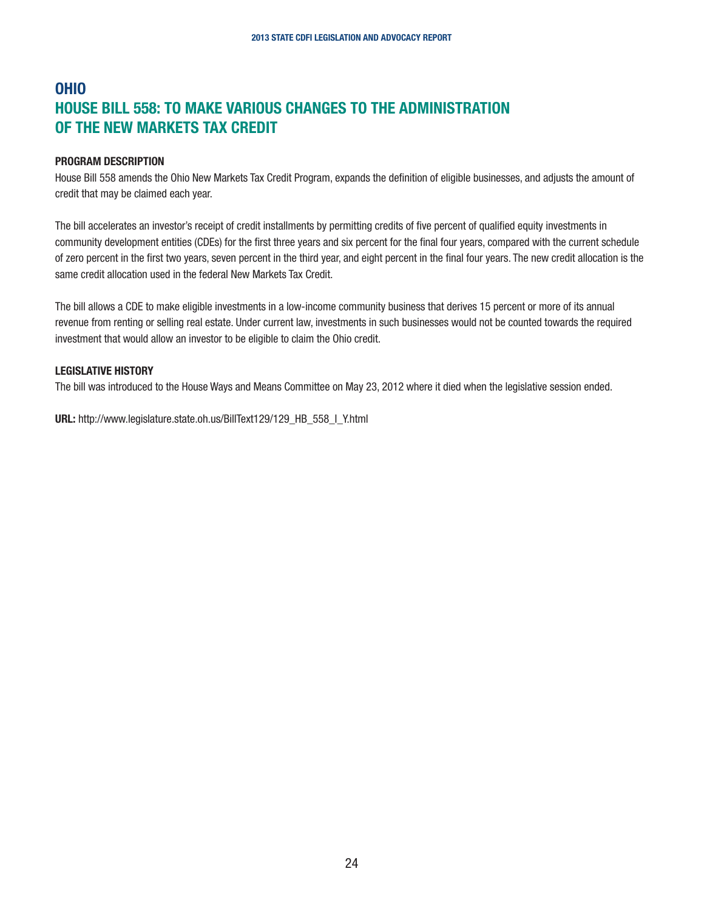# OHIO

## HOUSE BILL 558: TO MAKE VARIOUS CHANGES TO THE ADMINISTRATION OF THE NEW MARKETS TAX CREDIT

### PROGRAM DESCRIPTION

House Bill 558 amends the Ohio New Markets Tax Credit Program, expands the definition of eligible businesses, and adjusts the amount of credit that may be claimed each year.

The bill accelerates an investor's receipt of credit installments by permitting credits of five percent of qualified equity investments in community development entities (CDEs) for the first three years and six percent for the final four years, compared with the current schedule of zero percent in the first two years, seven percent in the third year, and eight percent in the final four years. The new credit allocation is the same credit allocation used in the federal New Markets Tax Credit.

The bill allows a CDE to make eligible investments in a low-income community business that derives 15 percent or more of its annual revenue from renting or selling real estate. Under current law, investments in such businesses would not be counted towards the required investment that would allow an investor to be eligible to claim the Ohio credit.

### LEGISLATIVE HISTORY

The bill was introduced to the House Ways and Means Committee on May 23, 2012 where it died when the legislative session ended.

**URL:** http://www.legislature.state.oh.us/BillText129/129_HB_558_I_Y.html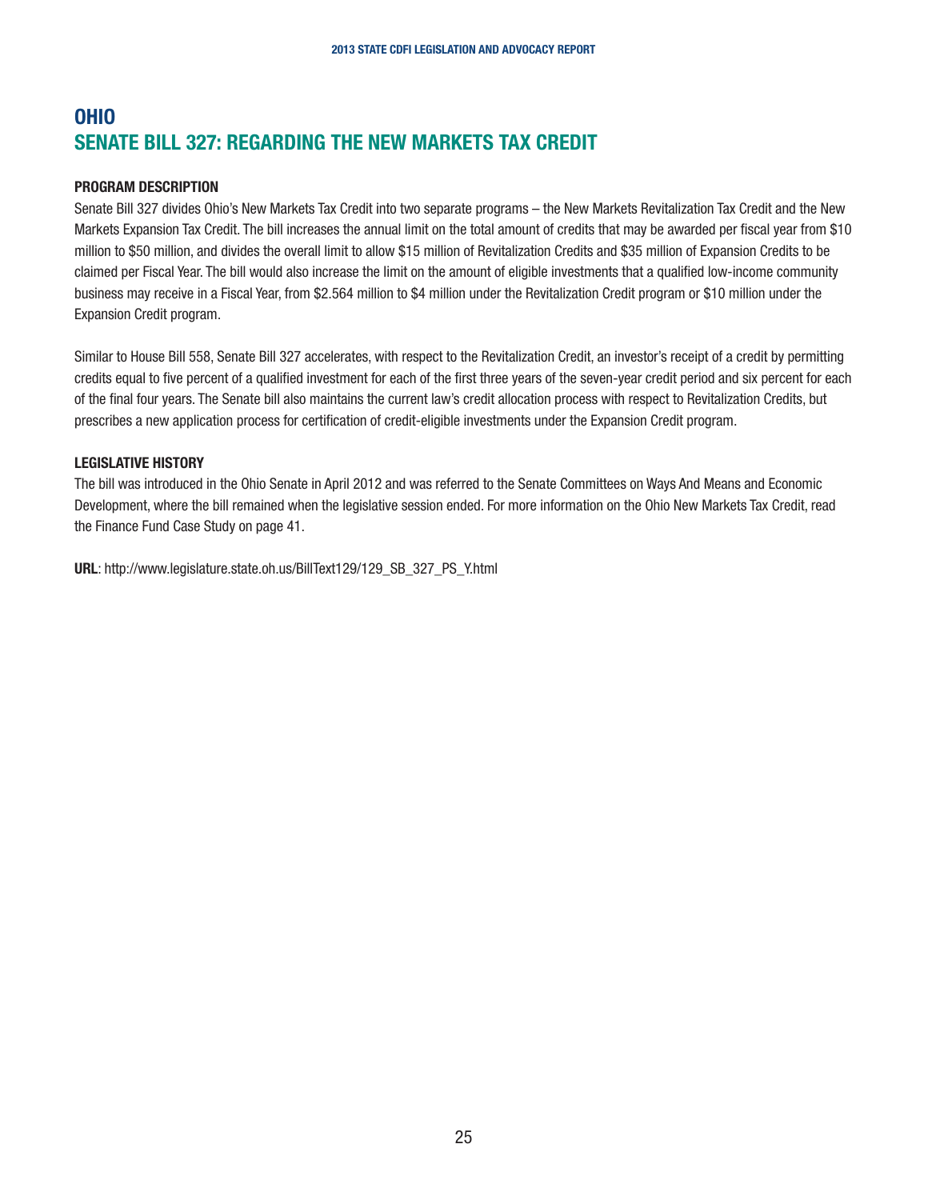# OHIO

## SENATE BILL 327: REGARDING THE NEW MARKETS TAX CREDIT

### PROGRAM DESCRIPTION

Senate Bill 327 divides Ohio's New Markets Tax Credit into two separate programs – the New Markets Revitalization Tax Credit and the New Markets Expansion Tax Credit. The bill increases the annual limit on the total amount of credits that may be awarded per fiscal year from $10 million to $50 million, and divides the overall limit to allow $15 million of Revitalization Credits and $35 million of Expansion Credits to be claimed per Fiscal Year. The bill would also increase the limit on the amount of eligible investments that a qualified low-income community business may receive in a Fiscal Year, from $2.564 million to $4 million under the Revitalization Credit program or $10 million under the Expansion Credit program.

Similar to House Bill 558, Senate Bill 327 accelerates, with respect to the Revitalization Credit, an investor's receipt of a credit by permitting credits equal to five percent of a qualified investment for each of the first three years of the seven-year credit period and six percent for each of the final four years. The Senate bill also maintains the current law's credit allocation process with respect to Revitalization Credits, but prescribes a new application process for certification of credit-eligible investments under the Expansion Credit program.

### LEGISLATIVE HISTORY

The bill was introduced in the Ohio Senate in April 2012 and was referred to the Senate Committees on Ways And Means and Economic Development, where the bill remained when the legislative session ended. For more information on the Ohio New Markets Tax Credit, read the Finance Fund Case Study on page 41.

**URL**: http://www.legislature.state.oh.us/BillText129/129_SB_327_PS_Y.html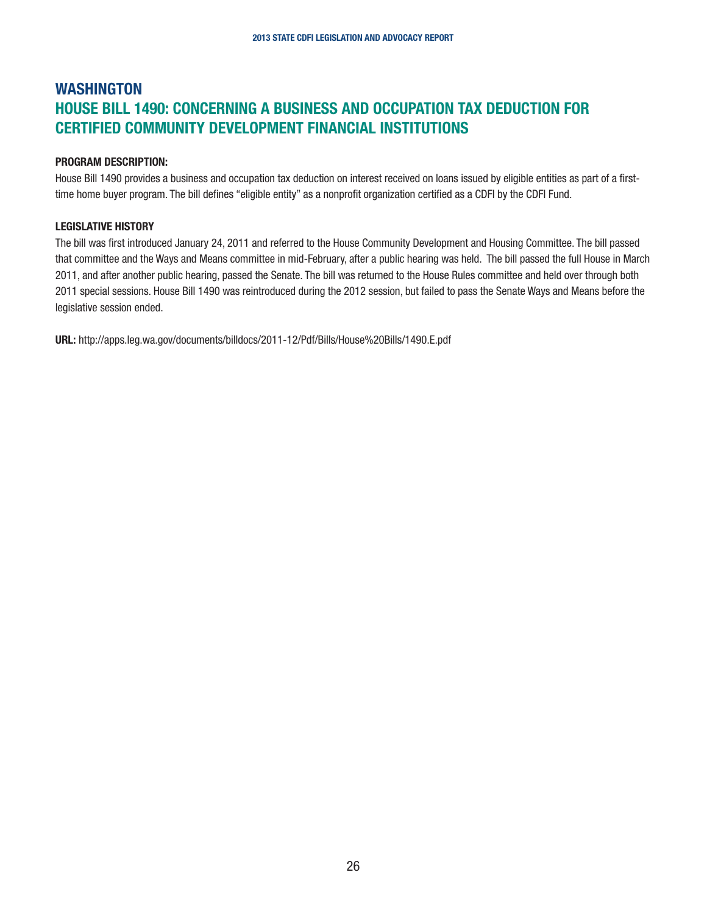# WASHINGTON

## HOUSE BILL 1490: CONCERNING A BUSINESS AND OCCUPATION TAX DEDUCTION FOR CERTIFIED COMMUNITY DEVELOPMENT FINANCIAL INSTITUTIONS

**PROGRAM DESCRIPTION:**

House Bill 1490 provides a business and occupation tax deduction on interest received on loans issued by eligible entities as part of a first-time home buyer program. The bill defines "eligible entity" as a nonprofit organization certified as a CDFI by the CDFI Fund.

**LEGISLATIVE HISTORY**

The bill was first introduced January 24, 2011 and referred to the House Community Development and Housing Committee. The bill passed that committee and the Ways and Means committee in mid-February, after a public hearing was held. The bill passed the full House in March 2011, and after another public hearing, passed the Senate. The bill was returned to the House Rules committee and held over through both 2011 special sessions. House Bill 1490 was reintroduced during the 2012 session, but failed to pass the Senate Ways and Means before the legislative session ended.

**URL:** http://apps.leg.wa.gov/documents/billdocs/2011-12/Pdf/Bills/House%20Bills/1490.E.pdf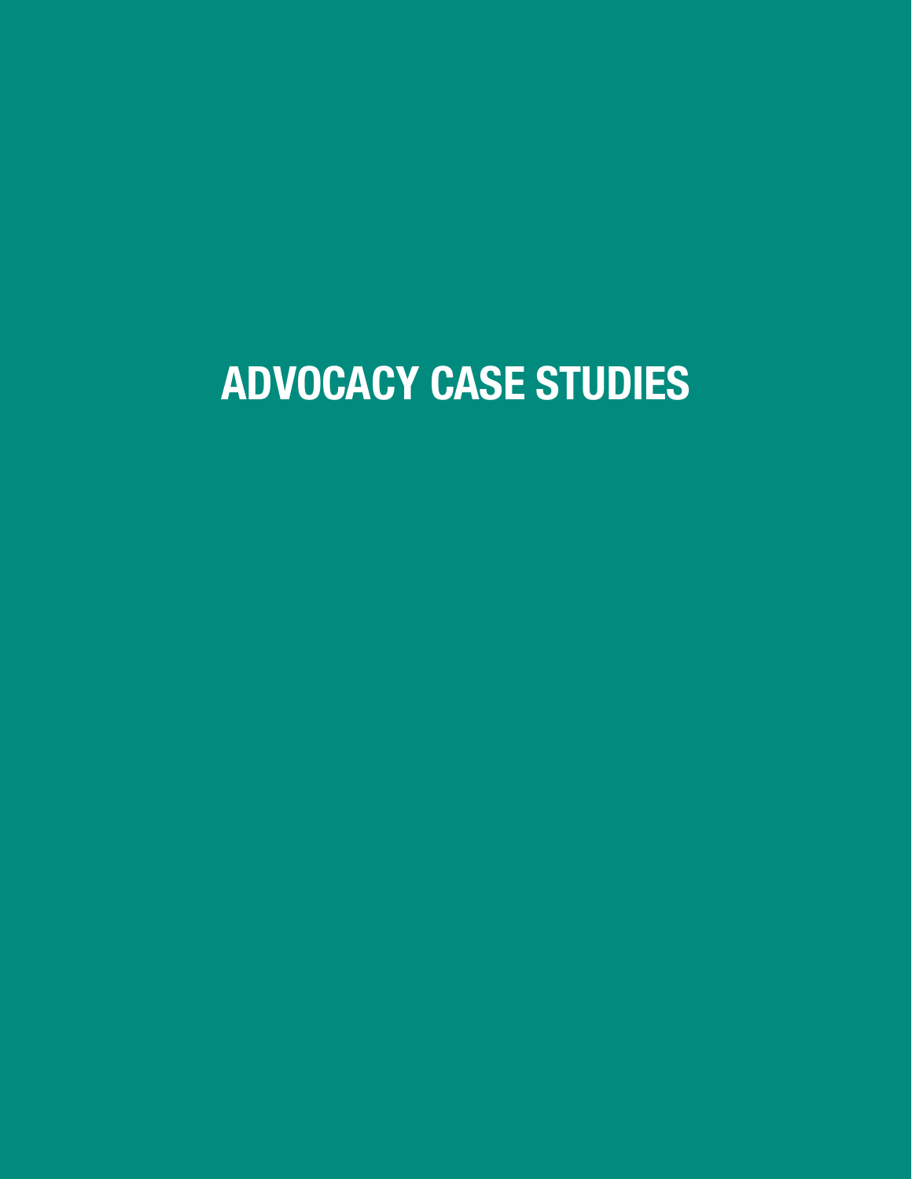# ADVOCACY CASE STUDIES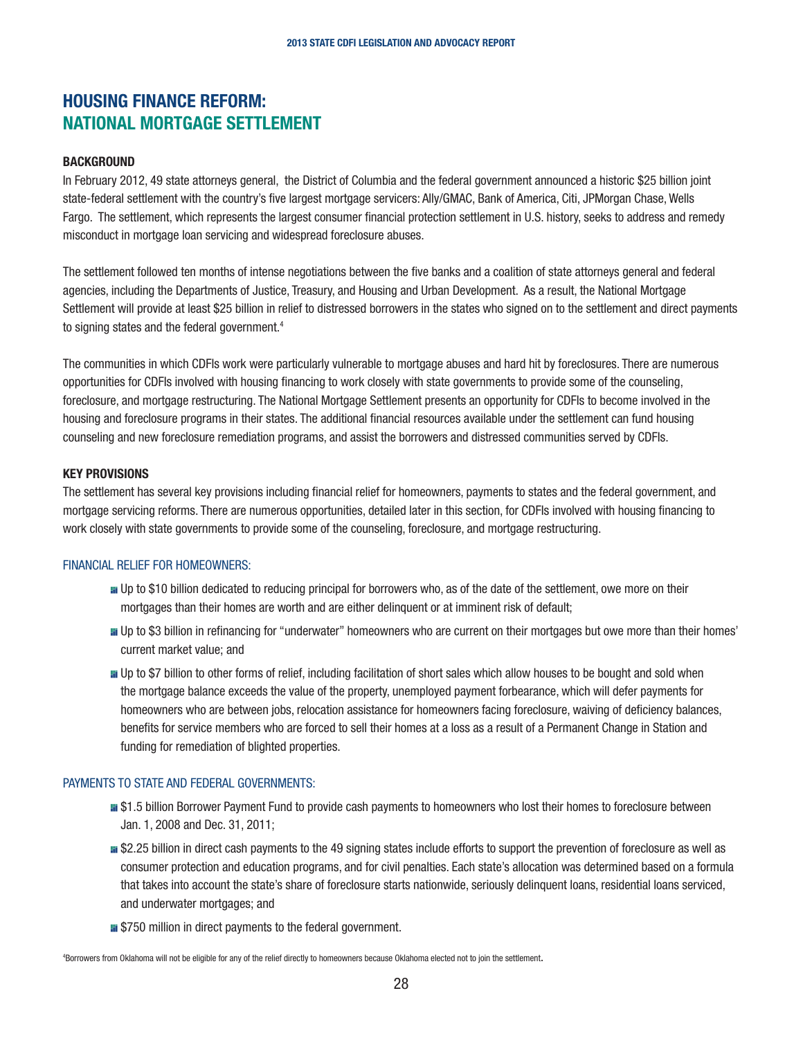# HOUSING FINANCE REFORM: NATIONAL MORTGAGE SETTLEMENT

### BACKGROUND

In February 2012, 49 state attorneys general, the District of Columbia and the federal government announced a historic $25 billion joint state-federal settlement with the country's five largest mortgage servicers: Ally/GMAC, Bank of America, Citi, JPMorgan Chase, Wells Fargo. The settlement, which represents the largest consumer financial protection settlement in U.S. history, seeks to address and remedy misconduct in mortgage loan servicing and widespread foreclosure abuses.

The settlement followed ten months of intense negotiations between the five banks and a coalition of state attorneys general and federal agencies, including the Departments of Justice, Treasury, and Housing and Urban Development. As a result, the National Mortgage Settlement will provide at least $25 billion in relief to distressed borrowers in the states who signed on to the settlement and direct payments to signing states and the federal government.[4]

The communities in which CDFIs work were particularly vulnerable to mortgage abuses and hard hit by foreclosures. There are numerous opportunities for CDFIs involved with housing financing to work closely with state governments to provide some of the counseling, foreclosure, and mortgage restructuring. The National Mortgage Settlement presents an opportunity for CDFIs to become involved in the housing and foreclosure programs in their states. The additional financial resources available under the settlement can fund housing counseling and new foreclosure remediation programs, and assist the borrowers and distressed communities served by CDFIs.

### KEY PROVISIONS

The settlement has several key provisions including financial relief for homeowners, payments to states and the federal government, and mortgage servicing reforms. There are numerous opportunities, detailed later in this section, for CDFIs involved with housing financing to work closely with state governments to provide some of the counseling, foreclosure, and mortgage restructuring.

#### FINANCIAL RELIEF FOR HOMEOWNERS:

- Up to $10 billion dedicated to reducing principal for borrowers who, as of the date of the settlement, owe more on their mortgages than their homes are worth and are either delinquent or at imminent risk of default;
- Up to $3 billion in refinancing for "underwater" homeowners who are current on their mortgages but owe more than their homes' current market value; and
- Up to $7 billion to other forms of relief, including facilitation of short sales which allow houses to be bought and sold when the mortgage balance exceeds the value of the property, unemployed payment forbearance, which will defer payments for homeowners who are between jobs, relocation assistance for homeowners facing foreclosure, waiving of deficiency balances, benefits for service members who are forced to sell their homes at a loss as a result of a Permanent Change in Station and funding for remediation of blighted properties.

#### PAYMENTS TO STATE AND FEDERAL GOVERNMENTS:

- $1.5 billion Borrower Payment Fund to provide cash payments to homeowners who lost their homes to foreclosure between Jan. 1, 2008 and Dec. 31, 2011;
- $2.25 billion in direct cash payments to the 49 signing states include efforts to support the prevention of foreclosure as well as consumer protection and education programs, and for civil penalties. Each state's allocation was determined based on a formula that takes into account the state's share of foreclosure starts nationwide, seriously delinquent loans, residential loans serviced, and underwater mortgages; and
- $750 million in direct payments to the federal government.

[4]Borrowers from Oklahoma will not be eligible for any of the relief directly to homeowners because Oklahoma elected not to join the settlement.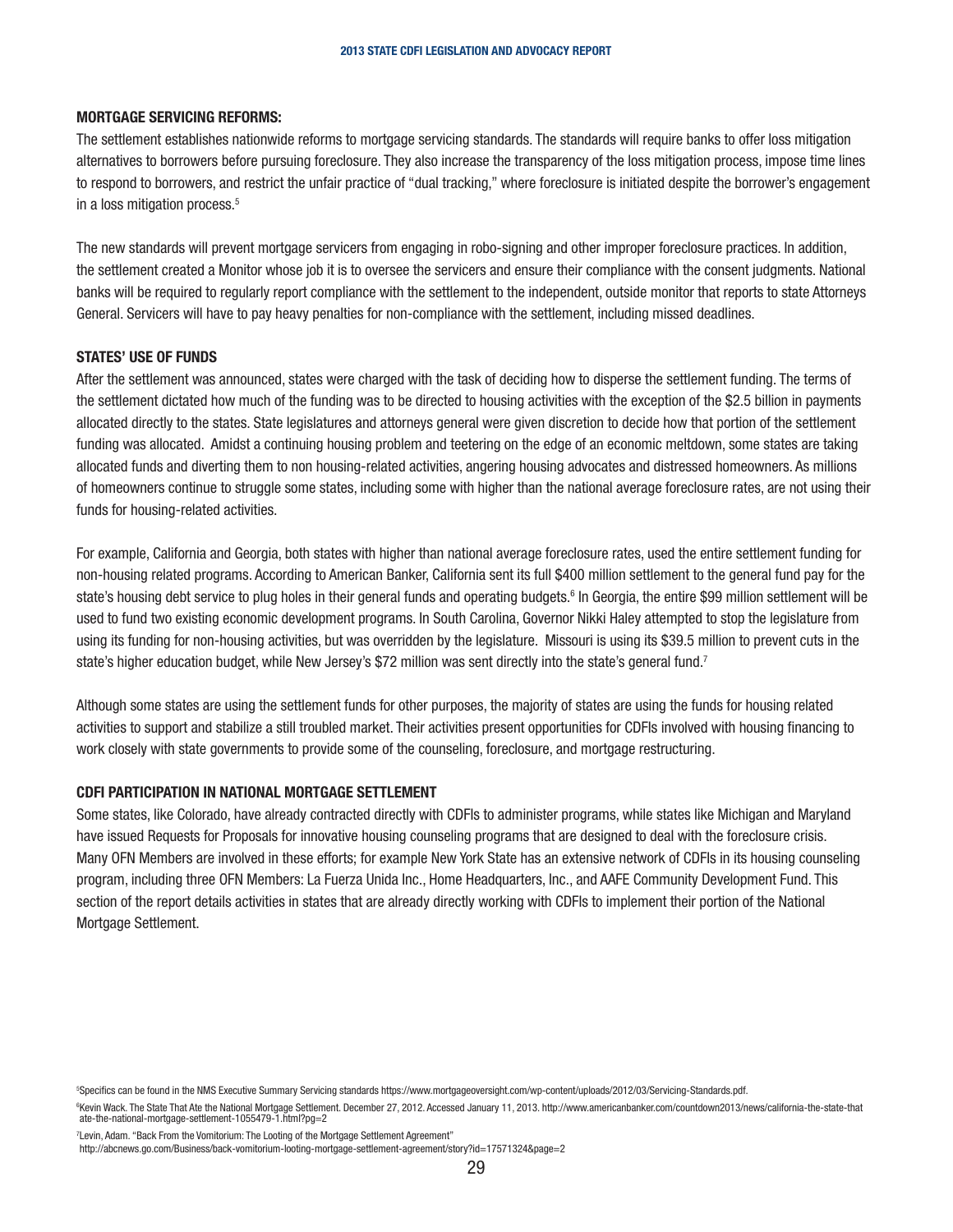### MORTGAGE SERVICING REFORMS:

The settlement establishes nationwide reforms to mortgage servicing standards. The standards will require banks to offer loss mitigation alternatives to borrowers before pursuing foreclosure. They also increase the transparency of the loss mitigation process, impose time lines to respond to borrowers, and restrict the unfair practice of "dual tracking," where foreclosure is initiated despite the borrower's engagement in a loss mitigation process.[5]

The new standards will prevent mortgage servicers from engaging in robo-signing and other improper foreclosure practices. In addition, the settlement created a Monitor whose job it is to oversee the servicers and ensure their compliance with the consent judgments. National banks will be required to regularly report compliance with the settlement to the independent, outside monitor that reports to state Attorneys General. Servicers will have to pay heavy penalties for non-compliance with the settlement, including missed deadlines.

### STATES' USE OF FUNDS

After the settlement was announced, states were charged with the task of deciding how to disperse the settlement funding. The terms of the settlement dictated how much of the funding was to be directed to housing activities with the exception of the $2.5 billion in payments allocated directly to the states. State legislatures and attorneys general were given discretion to decide how that portion of the settlement funding was allocated. Amidst a continuing housing problem and teetering on the edge of an economic meltdown, some states are taking allocated funds and diverting them to non housing-related activities, angering housing advocates and distressed homeowners. As millions of homeowners continue to struggle some states, including some with higher than the national average foreclosure rates, are not using their funds for housing-related activities.

For example, California and Georgia, both states with higher than national average foreclosure rates, used the entire settlement funding for non-housing related programs. According to American Banker, California sent its full $400 million settlement to the general fund pay for the state's housing debt service to plug holes in their general funds and operating budgets.[6] In Georgia, the entire $99 million settlement will be used to fund two existing economic development programs. In South Carolina, Governor Nikki Haley attempted to stop the legislature from using its funding for non-housing activities, but was overridden by the legislature. Missouri is using its $39.5 million to prevent cuts in the state's higher education budget, while New Jersey's $72 million was sent directly into the state's general fund.[7]

Although some states are using the settlement funds for other purposes, the majority of states are using the funds for housing related activities to support and stabilize a still troubled market. Their activities present opportunities for CDFIs involved with housing financing to work closely with state governments to provide some of the counseling, foreclosure, and mortgage restructuring.

### CDFI PARTICIPATION IN NATIONAL MORTGAGE SETTLEMENT

Some states, like Colorado, have already contracted directly with CDFIs to administer programs, while states like Michigan and Maryland have issued Requests for Proposals for innovative housing counseling programs that are designed to deal with the foreclosure crisis. Many OFN Members are involved in these efforts; for example New York State has an extensive network of CDFIs in its housing counseling program, including three OFN Members: La Fuerza Unida Inc., Home Headquarters, Inc., and AAFE Community Development Fund. This section of the report details activities in states that are already directly working with CDFIs to implement their portion of the National Mortgage Settlement.

---

[5] Specifics can be found in the NMS Executive Summary Servicing standards https://www.mortgageoversight.com/wp-content/uploads/2012/03/Servicing-Standards.pdf.

[6] Kevin Wack. The State That Ate the National Mortgage Settlement. December 27, 2012. Accessed January 11, 2013. http://www.americanbanker.com/countdown2013/news/california-the-state-that ate-the-national-mortgage-settlement-1055479-1.html?pg=2

[7] Levin, Adam. "Back From the Vomitorium: The Looting of the Mortgage Settlement Agreement" http://abcnews.go.com/Business/back-vomitorium-looting-mortgage-settlement-agreement/story?id=17571324&page=2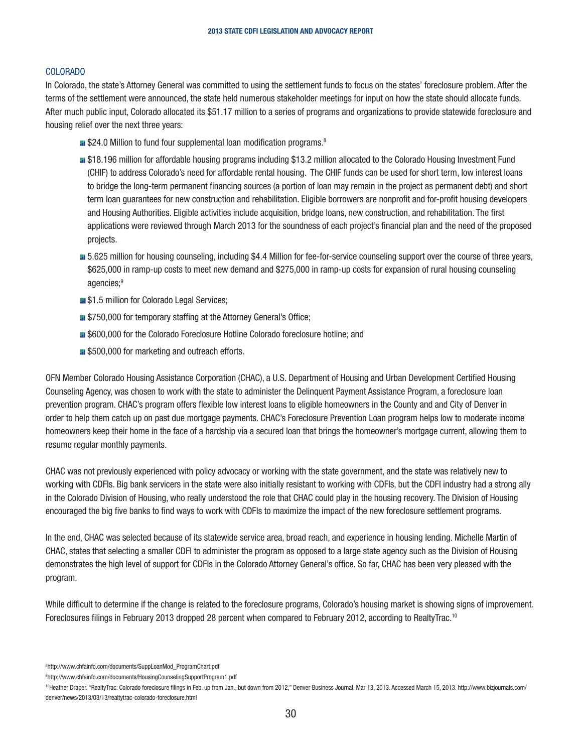## COLORADO

In Colorado, the state's Attorney General was committed to using the settlement funds to focus on the states' foreclosure problem. After the terms of the settlement were announced, the state held numerous stakeholder meetings for input on how the state should allocate funds. After much public input, Colorado allocated its $51.17 million to a series of programs and organizations to provide statewide foreclosure and housing relief over the next three years:

- $24.0 Million to fund four supplemental loan modification programs.[8]
- $18.196 million for affordable housing programs including $13.2 million allocated to the Colorado Housing Investment Fund (CHIF) to address Colorado's need for affordable rental housing. The CHIF funds can be used for short term, low interest loans to bridge the long-term permanent financing sources (a portion of loan may remain in the project as permanent debt) and short term loan guarantees for new construction and rehabilitation. Eligible borrowers are nonprofit and for-profit housing developers and Housing Authorities. Eligible activities include acquisition, bridge loans, new construction, and rehabilitation. The first applications were reviewed through March 2013 for the soundness of each project's financial plan and the need of the proposed projects.
- 5.625 million for housing counseling, including $4.4 Million for fee-for-service counseling support over the course of three years, $625,000 in ramp-up costs to meet new demand and $275,000 in ramp-up costs for expansion of rural housing counseling agencies;[9]
- $1.5 million for Colorado Legal Services;
- $750,000 for temporary staffing at the Attorney General's Office;
- $600,000 for the Colorado Foreclosure Hotline Colorado foreclosure hotline; and
- $500,000 for marketing and outreach efforts.

OFN Member Colorado Housing Assistance Corporation (CHAC), a U.S. Department of Housing and Urban Development Certified Housing Counseling Agency, was chosen to work with the state to administer the Delinquent Payment Assistance Program, a foreclosure loan prevention program. CHAC's program offers flexible low interest loans to eligible homeowners in the County and and City of Denver in order to help them catch up on past due mortgage payments. CHAC's Foreclosure Prevention Loan program helps low to moderate income homeowners keep their home in the face of a hardship via a secured loan that brings the homeowner's mortgage current, allowing them to resume regular monthly payments.

CHAC was not previously experienced with policy advocacy or working with the state government, and the state was relatively new to working with CDFIs. Big bank servicers in the state were also initially resistant to working with CDFIs, but the CDFI industry had a strong ally in the Colorado Division of Housing, who really understood the role that CHAC could play in the housing recovery. The Division of Housing encouraged the big five banks to find ways to work with CDFIs to maximize the impact of the new foreclosure settlement programs.

In the end, CHAC was selected because of its statewide service area, broad reach, and experience in housing lending. Michelle Martin of CHAC, states that selecting a smaller CDFI to administer the program as opposed to a large state agency such as the Division of Housing demonstrates the high level of support for CDFIs in the Colorado Attorney General's office. So far, CHAC has been very pleased with the program.

While difficult to determine if the change is related to the foreclosure programs, Colorado's housing market is showing signs of improvement. Foreclosures filings in February 2013 dropped 28 percent when compared to February 2012, according to RealtyTrac.[10]

[8] http://www.chfainfo.com/documents/SuppLoanMod_ProgramChart.pdf

[9] http://www.chfainfo.com/documents/HousingCounselingSupportProgram1.pdf

[10] Heather Draper. "RealtyTrac: Colorado foreclosure filings in Feb. up from Jan., but down from 2012," Denver Business Journal. Mar 13, 2013. Accessed March 15, 2013. http://www.bizjournals.com/denver/news/2013/03/13/realtytrac-colorado-foreclosure.html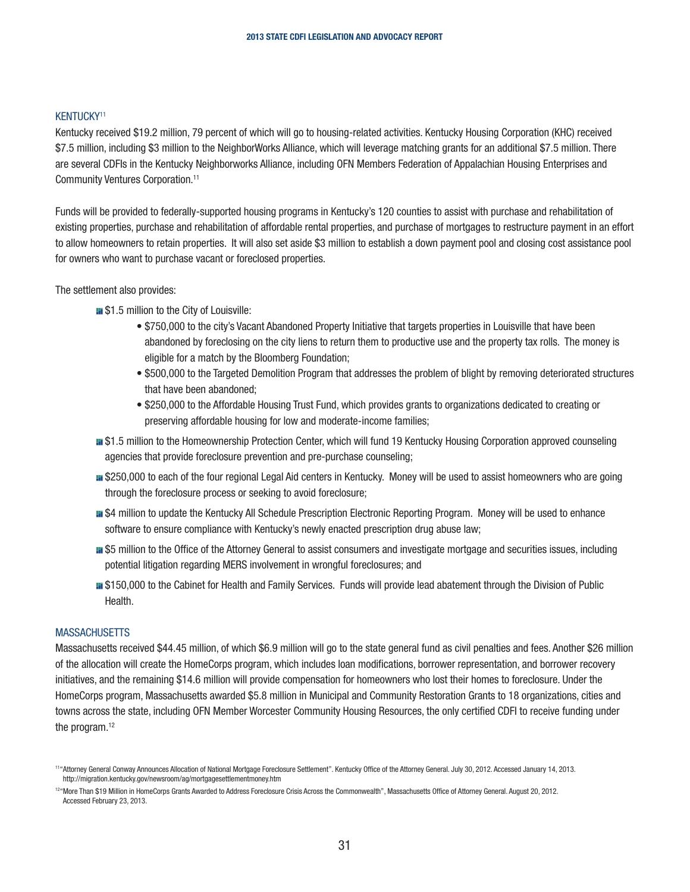## KENTUCKY[11]

Kentucky received $19.2 million, 79 percent of which will go to housing-related activities. Kentucky Housing Corporation (KHC) received $7.5 million, including $3 million to the NeighborWorks Alliance, which will leverage matching grants for an additional $7.5 million. There are several CDFIs in the Kentucky Neighborworks Alliance, including OFN Members Federation of Appalachian Housing Enterprises and Community Ventures Corporation.[11]

Funds will be provided to federally-supported housing programs in Kentucky's 120 counties to assist with purchase and rehabilitation of existing properties, purchase and rehabilitation of affordable rental properties, and purchase of mortgages to restructure payment in an effort to allow homeowners to retain properties. It will also set aside $3 million to establish a down payment pool and closing cost assistance pool for owners who want to purchase vacant or foreclosed properties.

The settlement also provides:

- $1.5 million to the City of Louisville:
  - $750,000 to the city's Vacant Abandoned Property Initiative that targets properties in Louisville that have been abandoned by foreclosing on the city liens to return them to productive use and the property tax rolls. The money is eligible for a match by the Bloomberg Foundation;
  - $500,000 to the Targeted Demolition Program that addresses the problem of blight by removing deteriorated structures that have been abandoned;
  - $250,000 to the Affordable Housing Trust Fund, which provides grants to organizations dedicated to creating or preserving affordable housing for low and moderate-income families;
- $1.5 million to the Homeownership Protection Center, which will fund 19 Kentucky Housing Corporation approved counseling agencies that provide foreclosure prevention and pre-purchase counseling;
- $250,000 to each of the four regional Legal Aid centers in Kentucky. Money will be used to assist homeowners who are going through the foreclosure process or seeking to avoid foreclosure;
- $4 million to update the Kentucky All Schedule Prescription Electronic Reporting Program. Money will be used to enhance software to ensure compliance with Kentucky's newly enacted prescription drug abuse law;
- $5 million to the Office of the Attorney General to assist consumers and investigate mortgage and securities issues, including potential litigation regarding MERS involvement in wrongful foreclosures; and
- $150,000 to the Cabinet for Health and Family Services. Funds will provide lead abatement through the Division of Public Health.

## MASSACHUSETTS

Massachusetts received $44.45 million, of which $6.9 million will go to the state general fund as civil penalties and fees. Another $26 million of the allocation will create the HomeCorps program, which includes loan modifications, borrower representation, and borrower recovery initiatives, and the remaining $14.6 million will provide compensation for homeowners who lost their homes to foreclosure. Under the HomeCorps program, Massachusetts awarded $5.8 million in Municipal and Community Restoration Grants to 18 organizations, cities and towns across the state, including OFN Member Worcester Community Housing Resources, the only certified CDFI to receive funding under the program.[12]

[11] "Attorney General Conway Announces Allocation of National Mortgage Foreclosure Settlement". Kentucky Office of the Attorney General. July 30, 2012. Accessed January 14, 2013. http://migration.kentucky.gov/newsroom/ag/mortgagesettlementmoney.htm

[12] "More Than $19 Million in HomeCorps Grants Awarded to Address Foreclosure Crisis Across the Commonwealth", Massachusetts Office of Attorney General. August 20, 2012. Accessed February 23, 2013.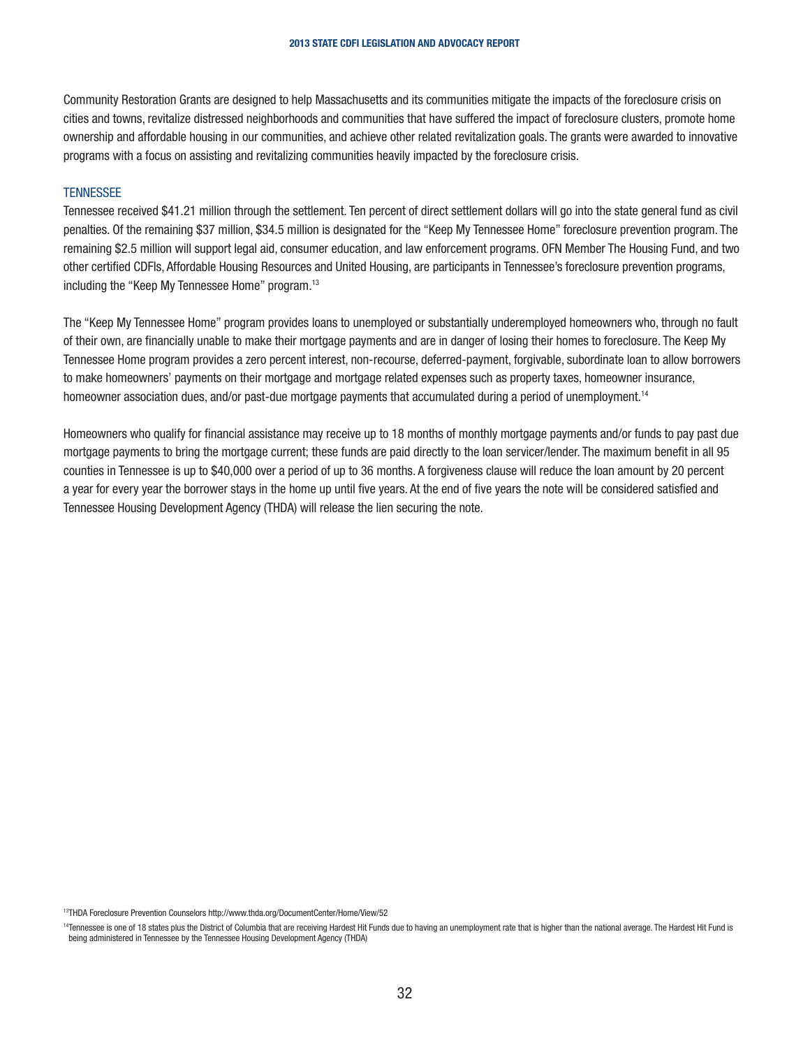Community Restoration Grants are designed to help Massachusetts and its communities mitigate the impacts of the foreclosure crisis on cities and towns, revitalize distressed neighborhoods and communities that have suffered the impact of foreclosure clusters, promote home ownership and affordable housing in our communities, and achieve other related revitalization goals. The grants were awarded to innovative programs with a focus on assisting and revitalizing communities heavily impacted by the foreclosure crisis.

### TENNESSEE

Tennessee received $41.21 million through the settlement. Ten percent of direct settlement dollars will go into the state general fund as civil penalties. Of the remaining $37 million, $34.5 million is designated for the "Keep My Tennessee Home" foreclosure prevention program. The remaining $2.5 million will support legal aid, consumer education, and law enforcement programs. OFN Member The Housing Fund, and two other certified CDFIs, Affordable Housing Resources and United Housing, are participants in Tennessee's foreclosure prevention programs, including the "Keep My Tennessee Home" program.[13]

The "Keep My Tennessee Home" program provides loans to unemployed or substantially underemployed homeowners who, through no fault of their own, are financially unable to make their mortgage payments and are in danger of losing their homes to foreclosure. The Keep My Tennessee Home program provides a zero percent interest, non-recourse, deferred-payment, forgivable, subordinate loan to allow borrowers to make homeowners' payments on their mortgage and mortgage related expenses such as property taxes, homeowner insurance, homeowner association dues, and/or past-due mortgage payments that accumulated during a period of unemployment.[14]

Homeowners who qualify for financial assistance may receive up to 18 months of monthly mortgage payments and/or funds to pay past due mortgage payments to bring the mortgage current; these funds are paid directly to the loan servicer/lender. The maximum benefit in all 95 counties in Tennessee is up to $40,000 over a period of up to 36 months. A forgiveness clause will reduce the loan amount by 20 percent a year for every year the borrower stays in the home up until five years. At the end of five years the note will be considered satisfied and Tennessee Housing Development Agency (THDA) will release the lien securing the note.

[13] THDA Foreclosure Prevention Counselors http://www.thda.org/DocumentCenter/Home/View/52

[14] Tennessee is one of 18 states plus the District of Columbia that are receiving Hardest Hit Funds due to having an unemployment rate that is higher than the national average. The Hardest Hit Fund is being administered in Tennessee by the Tennessee Housing Development Agency (THDA)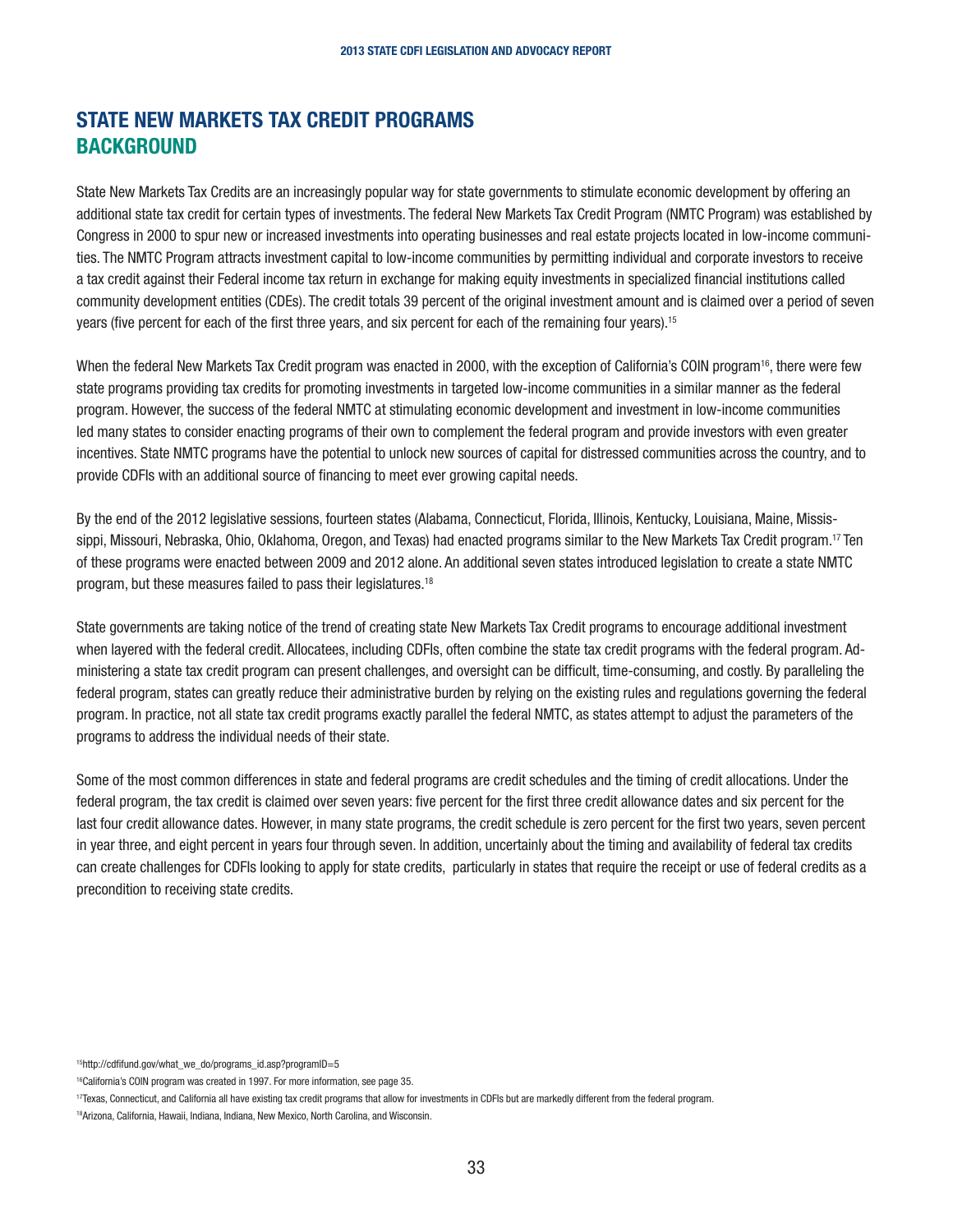## STATE NEW MARKETS TAX CREDIT PROGRAMS
### BACKGROUND

State New Markets Tax Credits are an increasingly popular way for state governments to stimulate economic development by offering an additional state tax credit for certain types of investments. The federal New Markets Tax Credit Program (NMTC Program) was established by Congress in 2000 to spur new or increased investments into operating businesses and real estate projects located in low-income communities. The NMTC Program attracts investment capital to low-income communities by permitting individual and corporate investors to receive a tax credit against their Federal income tax return in exchange for making equity investments in specialized financial institutions called community development entities (CDEs). The credit totals 39 percent of the original investment amount and is claimed over a period of seven years (five percent for each of the first three years, and six percent for each of the remaining four years).[15]

When the federal New Markets Tax Credit program was enacted in 2000, with the exception of California's COIN program[16], there were few state programs providing tax credits for promoting investments in targeted low-income communities in a similar manner as the federal program. However, the success of the federal NMTC at stimulating economic development and investment in low-income communities led many states to consider enacting programs of their own to complement the federal program and provide investors with even greater incentives. State NMTC programs have the potential to unlock new sources of capital for distressed communities across the country, and to provide CDFIs with an additional source of financing to meet ever growing capital needs.

By the end of the 2012 legislative sessions, fourteen states (Alabama, Connecticut, Florida, Illinois, Kentucky, Louisiana, Maine, Mississippi, Missouri, Nebraska, Ohio, Oklahoma, Oregon, and Texas) had enacted programs similar to the New Markets Tax Credit program.[17] Ten of these programs were enacted between 2009 and 2012 alone. An additional seven states introduced legislation to create a state NMTC program, but these measures failed to pass their legislatures.[18]

State governments are taking notice of the trend of creating state New Markets Tax Credit programs to encourage additional investment when layered with the federal credit. Allocatees, including CDFIs, often combine the state tax credit programs with the federal program. Administering a state tax credit program can present challenges, and oversight can be difficult, time-consuming, and costly. By paralleling the federal program, states can greatly reduce their administrative burden by relying on the existing rules and regulations governing the federal program. In practice, not all state tax credit programs exactly parallel the federal NMTC, as states attempt to adjust the parameters of the programs to address the individual needs of their state.

Some of the most common differences in state and federal programs are credit schedules and the timing of credit allocations. Under the federal program, the tax credit is claimed over seven years: five percent for the first three credit allowance dates and six percent for the last four credit allowance dates. However, in many state programs, the credit schedule is zero percent for the first two years, seven percent in year three, and eight percent in years four through seven. In addition, uncertainly about the timing and availability of federal tax credits can create challenges for CDFIs looking to apply for state credits, particularly in states that require the receipt or use of federal credits as a precondition to receiving state credits.

[15] http://cdfifund.gov/what_we_do/programs_id.asp?programID=5

[16] California's COIN program was created in 1997. For more information, see page 35.

[17] Texas, Connecticut, and California all have existing tax credit programs that allow for investments in CDFIs but are markedly different from the federal program.

[18] Arizona, California, Hawaii, Indiana, Indiana, New Mexico, North Carolina, and Wisconsin.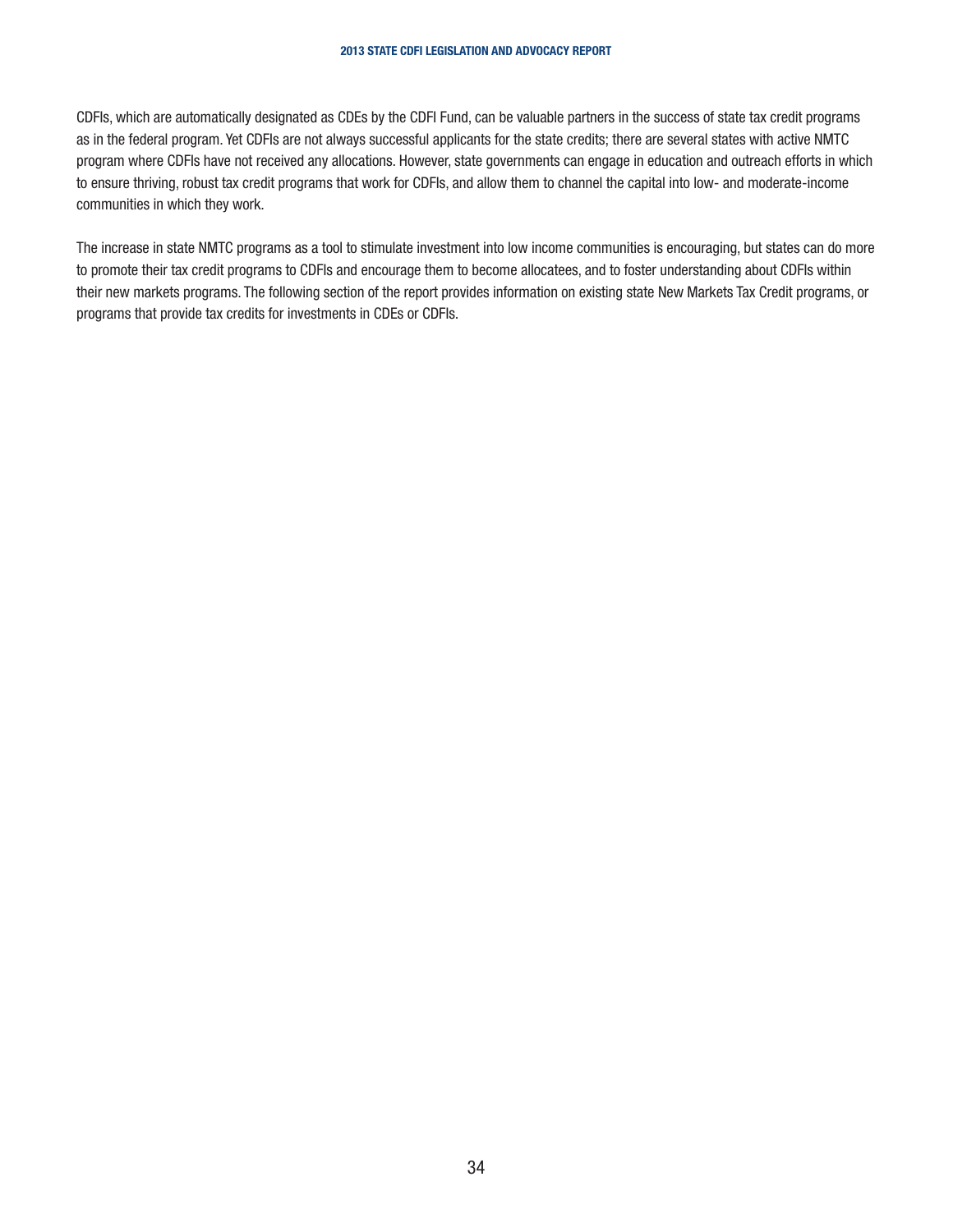CDFIs, which are automatically designated as CDEs by the CDFI Fund, can be valuable partners in the success of state tax credit programs as in the federal program. Yet CDFIs are not always successful applicants for the state credits; there are several states with active NMTC program where CDFIs have not received any allocations. However, state governments can engage in education and outreach efforts in which to ensure thriving, robust tax credit programs that work for CDFIs, and allow them to channel the capital into low- and moderate-income communities in which they work.

The increase in state NMTC programs as a tool to stimulate investment into low income communities is encouraging, but states can do more to promote their tax credit programs to CDFIs and encourage them to become allocatees, and to foster understanding about CDFIs within their new markets programs. The following section of the report provides information on existing state New Markets Tax Credit programs, or programs that provide tax credits for investments in CDEs or CDFIs.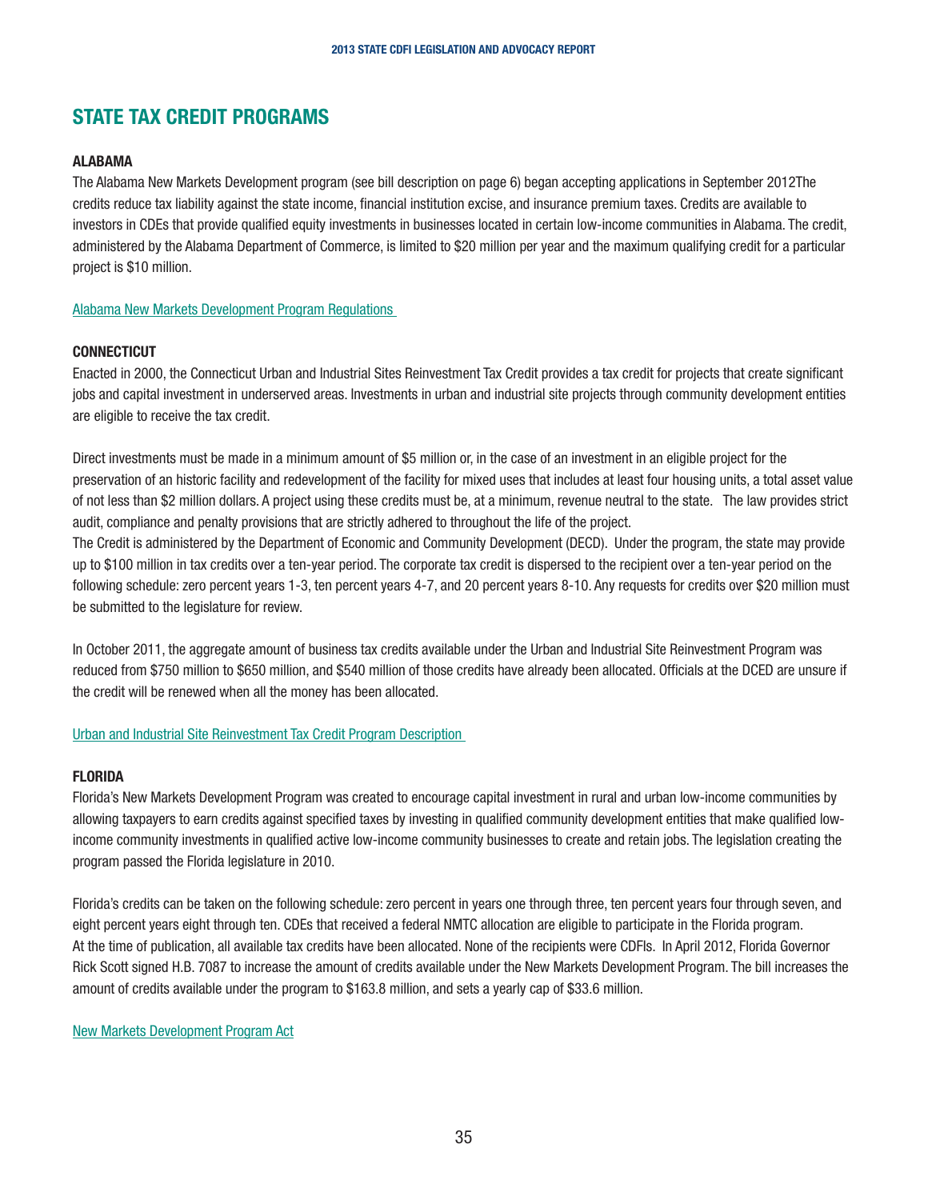## STATE TAX CREDIT PROGRAMS

### ALABAMA

The Alabama New Markets Development program (see bill description on page 6) began accepting applications in September 2012The credits reduce tax liability against the state income, financial institution excise, and insurance premium taxes. Credits are available to investors in CDEs that provide qualified equity investments in businesses located in certain low-income communities in Alabama. The credit, administered by the Alabama Department of Commerce, is limited to $20 million per year and the maximum qualifying credit for a particular project is $10 million.

Alabama New Markets Development Program Regulations

### CONNECTICUT

Enacted in 2000, the Connecticut Urban and Industrial Sites Reinvestment Tax Credit provides a tax credit for projects that create significant jobs and capital investment in underserved areas. Investments in urban and industrial site projects through community development entities are eligible to receive the tax credit.

Direct investments must be made in a minimum amount of $5 million or, in the case of an investment in an eligible project for the preservation of an historic facility and redevelopment of the facility for mixed uses that includes at least four housing units, a total asset value of not less than $2 million dollars. A project using these credits must be, at a minimum, revenue neutral to the state. The law provides strict audit, compliance and penalty provisions that are strictly adhered to throughout the life of the project.
The Credit is administered by the Department of Economic and Community Development (DECD). Under the program, the state may provide up to $100 million in tax credits over a ten-year period. The corporate tax credit is dispersed to the recipient over a ten-year period on the following schedule: zero percent years 1-3, ten percent years 4-7, and 20 percent years 8-10. Any requests for credits over $20 million must be submitted to the legislature for review.

In October 2011, the aggregate amount of business tax credits available under the Urban and Industrial Site Reinvestment Program was reduced from $750 million to $650 million, and $540 million of those credits have already been allocated. Officials at the DCED are unsure if the credit will be renewed when all the money has been allocated.

Urban and Industrial Site Reinvestment Tax Credit Program Description

### FLORIDA

Florida's New Markets Development Program was created to encourage capital investment in rural and urban low-income communities by allowing taxpayers to earn credits against specified taxes by investing in qualified community development entities that make qualified low-income community investments in qualified active low-income community businesses to create and retain jobs. The legislation creating the program passed the Florida legislature in 2010.

Florida's credits can be taken on the following schedule: zero percent in years one through three, ten percent years four through seven, and eight percent years eight through ten. CDEs that received a federal NMTC allocation are eligible to participate in the Florida program.
At the time of publication, all available tax credits have been allocated. None of the recipients were CDFIs. In April 2012, Florida Governor Rick Scott signed H.B. 7087 to increase the amount of credits available under the New Markets Development Program. The bill increases the amount of credits available under the program to $163.8 million, and sets a yearly cap of $33.6 million.

New Markets Development Program Act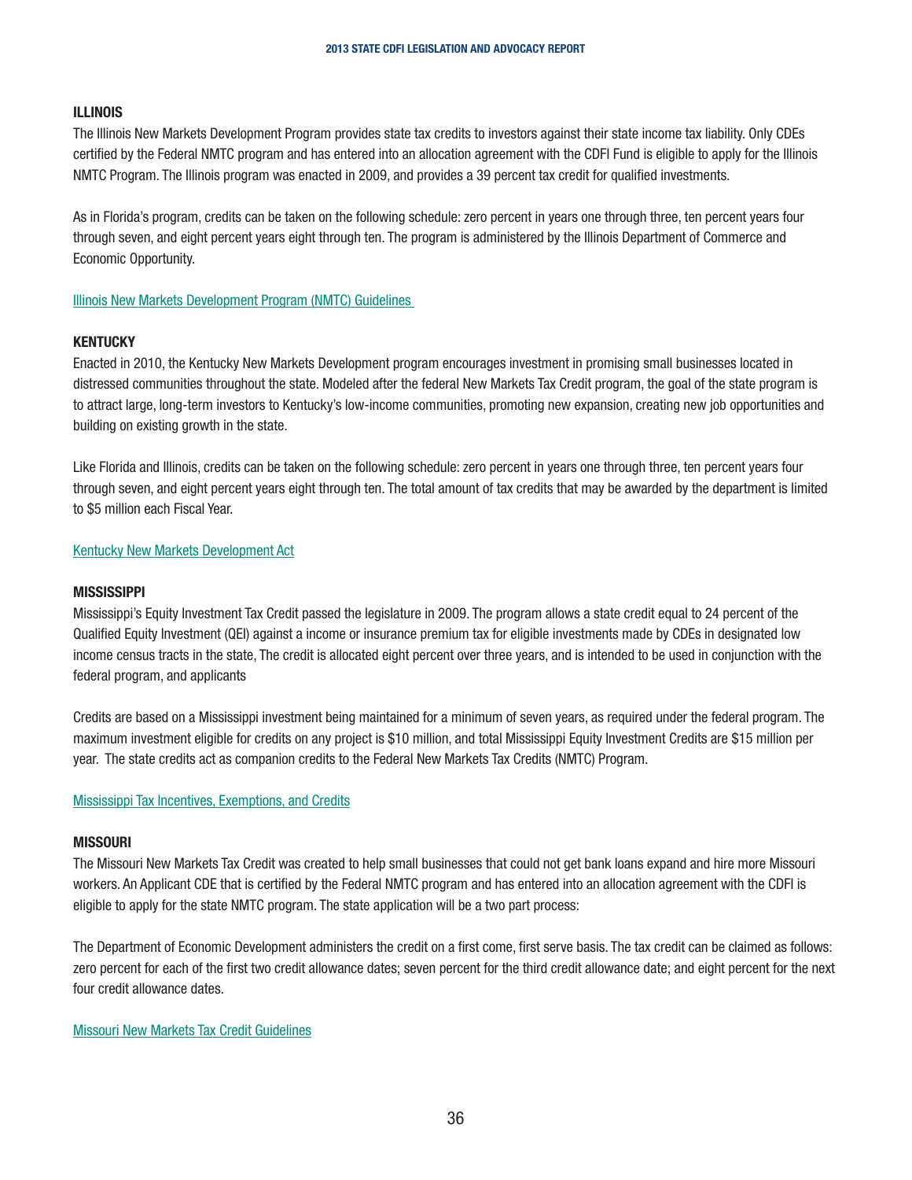### ILLINOIS

The Illinois New Markets Development Program provides state tax credits to investors against their state income tax liability. Only CDEs certified by the Federal NMTC program and has entered into an allocation agreement with the CDFI Fund is eligible to apply for the Illinois NMTC Program. The Illinois program was enacted in 2009, and provides a 39 percent tax credit for qualified investments.

As in Florida's program, credits can be taken on the following schedule: zero percent in years one through three, ten percent years four through seven, and eight percent years eight through ten. The program is administered by the Illinois Department of Commerce and Economic Opportunity.

Illinois New Markets Development Program (NMTC) Guidelines

### KENTUCKY

Enacted in 2010, the Kentucky New Markets Development program encourages investment in promising small businesses located in distressed communities throughout the state. Modeled after the federal New Markets Tax Credit program, the goal of the state program is to attract large, long-term investors to Kentucky's low-income communities, promoting new expansion, creating new job opportunities and building on existing growth in the state.

Like Florida and Illinois, credits can be taken on the following schedule: zero percent in years one through three, ten percent years four through seven, and eight percent years eight through ten. The total amount of tax credits that may be awarded by the department is limited to $5 million each Fiscal Year.

Kentucky New Markets Development Act

### MISSISSIPPI

Mississippi's Equity Investment Tax Credit passed the legislature in 2009. The program allows a state credit equal to 24 percent of the Qualified Equity Investment (QEI) against a income or insurance premium tax for eligible investments made by CDEs in designated low income census tracts in the state, The credit is allocated eight percent over three years, and is intended to be used in conjunction with the federal program, and applicants

Credits are based on a Mississippi investment being maintained for a minimum of seven years, as required under the federal program. The maximum investment eligible for credits on any project is $10 million, and total Mississippi Equity Investment Credits are $15 million per year. The state credits act as companion credits to the Federal New Markets Tax Credits (NMTC) Program.

Mississippi Tax Incentives, Exemptions, and Credits

### MISSOURI

The Missouri New Markets Tax Credit was created to help small businesses that could not get bank loans expand and hire more Missouri workers. An Applicant CDE that is certified by the Federal NMTC program and has entered into an allocation agreement with the CDFI is eligible to apply for the state NMTC program. The state application will be a two part process:

The Department of Economic Development administers the credit on a first come, first serve basis. The tax credit can be claimed as follows: zero percent for each of the first two credit allowance dates; seven percent for the third credit allowance date; and eight percent for the next four credit allowance dates.

Missouri New Markets Tax Credit Guidelines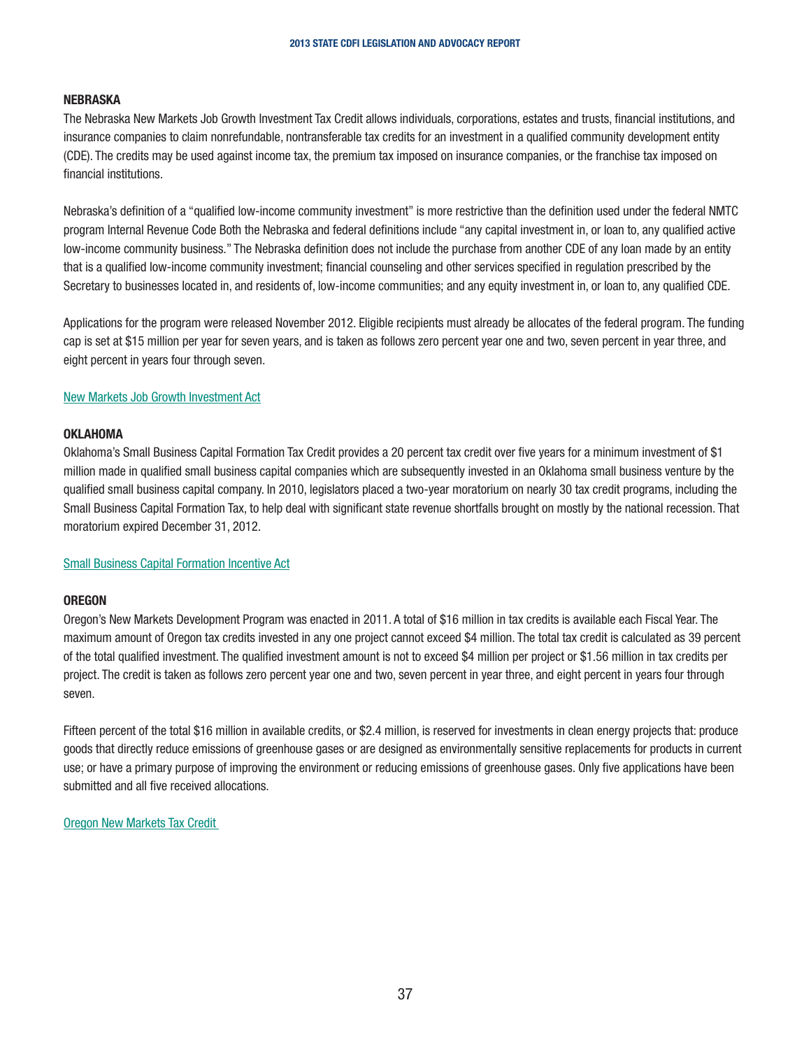## NEBRASKA

The Nebraska New Markets Job Growth Investment Tax Credit allows individuals, corporations, estates and trusts, financial institutions, and insurance companies to claim nonrefundable, nontransferable tax credits for an investment in a qualified community development entity (CDE). The credits may be used against income tax, the premium tax imposed on insurance companies, or the franchise tax imposed on financial institutions.

Nebraska's definition of a "qualified low-income community investment" is more restrictive than the definition used under the federal NMTC program Internal Revenue Code Both the Nebraska and federal definitions include "any capital investment in, or loan to, any qualified active low-income community business." The Nebraska definition does not include the purchase from another CDE of any loan made by an entity that is a qualified low-income community investment; financial counseling and other services specified in regulation prescribed by the Secretary to businesses located in, and residents of, low-income communities; and any equity investment in, or loan to, any qualified CDE.

Applications for the program were released November 2012. Eligible recipients must already be allocates of the federal program. The funding cap is set at $15 million per year for seven years, and is taken as follows zero percent year one and two, seven percent in year three, and eight percent in years four through seven.

New Markets Job Growth Investment Act

## OKLAHOMA

Oklahoma's Small Business Capital Formation Tax Credit provides a 20 percent tax credit over five years for a minimum investment of $1 million made in qualified small business capital companies which are subsequently invested in an Oklahoma small business venture by the qualified small business capital company. In 2010, legislators placed a two-year moratorium on nearly 30 tax credit programs, including the Small Business Capital Formation Tax, to help deal with significant state revenue shortfalls brought on mostly by the national recession. That moratorium expired December 31, 2012.

Small Business Capital Formation Incentive Act

## OREGON

Oregon's New Markets Development Program was enacted in 2011. A total of $16 million in tax credits is available each Fiscal Year. The maximum amount of Oregon tax credits invested in any one project cannot exceed $4 million. The total tax credit is calculated as 39 percent of the total qualified investment. The qualified investment amount is not to exceed $4 million per project or $1.56 million in tax credits per project. The credit is taken as follows zero percent year one and two, seven percent in year three, and eight percent in years four through seven.

Fifteen percent of the total $16 million in available credits, or $2.4 million, is reserved for investments in clean energy projects that: produce goods that directly reduce emissions of greenhouse gases or are designed as environmentally sensitive replacements for products in current use; or have a primary purpose of improving the environment or reducing emissions of greenhouse gases. Only five applications have been submitted and all five received allocations.

Oregon New Markets Tax Credit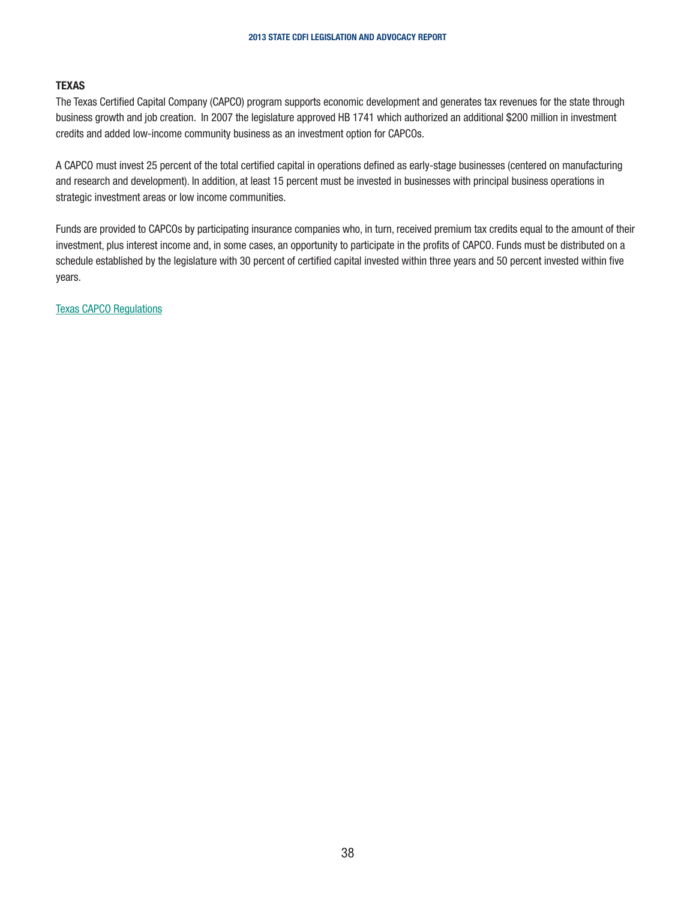## TEXAS

The Texas Certified Capital Company (CAPCO) program supports economic development and generates tax revenues for the state through business growth and job creation.  In 2007 the legislature approved HB 1741 which authorized an additional $200 million in investment credits and added low-income community business as an investment option for CAPCOs.

A CAPCO must invest 25 percent of the total certified capital in operations defined as early-stage businesses (centered on manufacturing and research and development). In addition, at least 15 percent must be invested in businesses with principal business operations in strategic investment areas or low income communities.

Funds are provided to CAPCOs by participating insurance companies who, in turn, received premium tax credits equal to the amount of their investment, plus interest income and, in some cases, an opportunity to participate in the profits of CAPCO. Funds must be distributed on a schedule established by the legislature with 30 percent of certified capital invested within three years and 50 percent invested within five years.

Texas CAPCO Regulations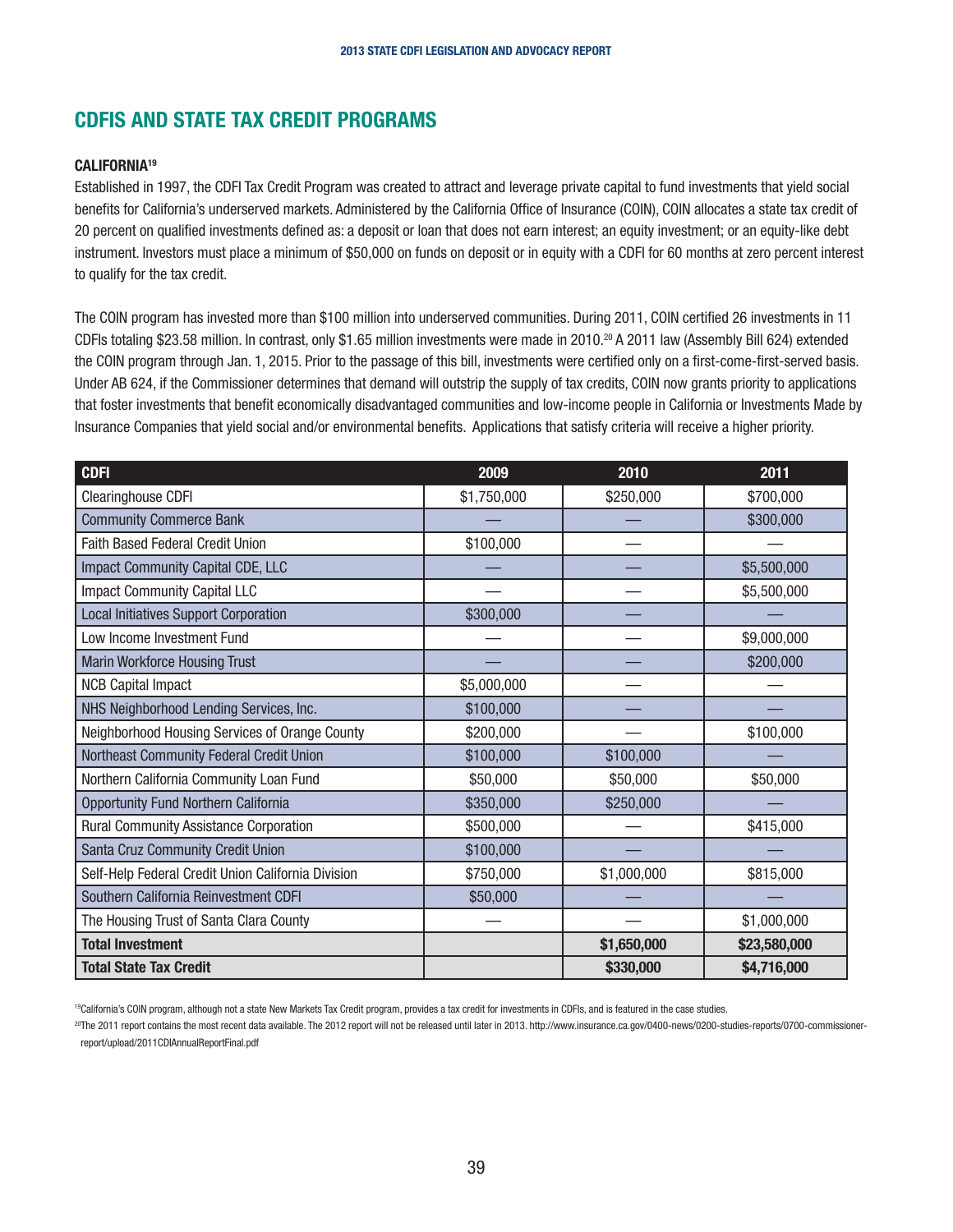## CDFIS AND STATE TAX CREDIT PROGRAMS

### CALIFORNIA[19]

Established in 1997, the CDFI Tax Credit Program was created to attract and leverage private capital to fund investments that yield social benefits for California's underserved markets. Administered by the California Office of Insurance (COIN), COIN allocates a state tax credit of 20 percent on qualified investments defined as: a deposit or loan that does not earn interest; an equity investment; or an equity-like debt instrument. Investors must place a minimum of $50,000 on funds on deposit or in equity with a CDFI for 60 months at zero percent interest to qualify for the tax credit.

The COIN program has invested more than $100 million into underserved communities. During 2011, COIN certified 26 investments in 11 CDFIs totaling $23.58 million. In contrast, only $1.65 million investments were made in 2010.[20] A 2011 law (Assembly Bill 624) extended the COIN program through Jan. 1, 2015. Prior to the passage of this bill, investments were certified only on a first-come-first-served basis. Under AB 624, if the Commissioner determines that demand will outstrip the supply of tax credits, COIN now grants priority to applications that foster investments that benefit economically disadvantaged communities and low-income people in California or Investments Made by Insurance Companies that yield social and/or environmental benefits. Applications that satisfy criteria will receive a higher priority.

| CDFI | 2009 | 2010 | 2011 |
|---|---|---|---|
| Clearinghouse CDFI | $1,750,000 | $250,000 | $700,000 |
| Community Commerce Bank | — | — | $300,000 |
| Faith Based Federal Credit Union | $100,000 | — | — |
| Impact Community Capital CDE, LLC | — | — | $5,500,000 |
| Impact Community Capital LLC | — | — | $5,500,000 |
| Local Initiatives Support Corporation | $300,000 | — | — |
| Low Income Investment Fund | — | — | $9,000,000 |
| Marin Workforce Housing Trust | — | — | $200,000 |
| NCB Capital Impact | $5,000,000 | — | — |
| NHS Neighborhood Lending Services, Inc. | $100,000 | — | — |
| Neighborhood Housing Services of Orange County | $200,000 | — | $100,000 |
| Northeast Community Federal Credit Union | $100,000 | $100,000 | — |
| Northern California Community Loan Fund | $50,000 | $50,000 | $50,000 |
| Opportunity Fund Northern California | $350,000 | $250,000 | — |
| Rural Community Assistance Corporation | $500,000 | — | $415,000 |
| Santa Cruz Community Credit Union | $100,000 | — | — |
| Self-Help Federal Credit Union California Division | $750,000 | $1,000,000 | $815,000 |
| Southern California Reinvestment CDFI | $50,000 | — | — |
| The Housing Trust of Santa Clara County | — | — | $1,000,000 |
| **Total Investment** | | **$1,650,000** | **$23,580,000** |
| **Total State Tax Credit** | | **$330,000** | **$4,716,000** |

[19] California's COIN program, although not a state New Markets Tax Credit program, provides a tax credit for investments in CDFIs, and is featured in the case studies.

[20] The 2011 report contains the most recent data available. The 2012 report will not be released until later in 2013. http://www.insurance.ca.gov/0400-news/0200-studies-reports/0700-commissioner-report/upload/2011CDIAnnualReportFinal.pdf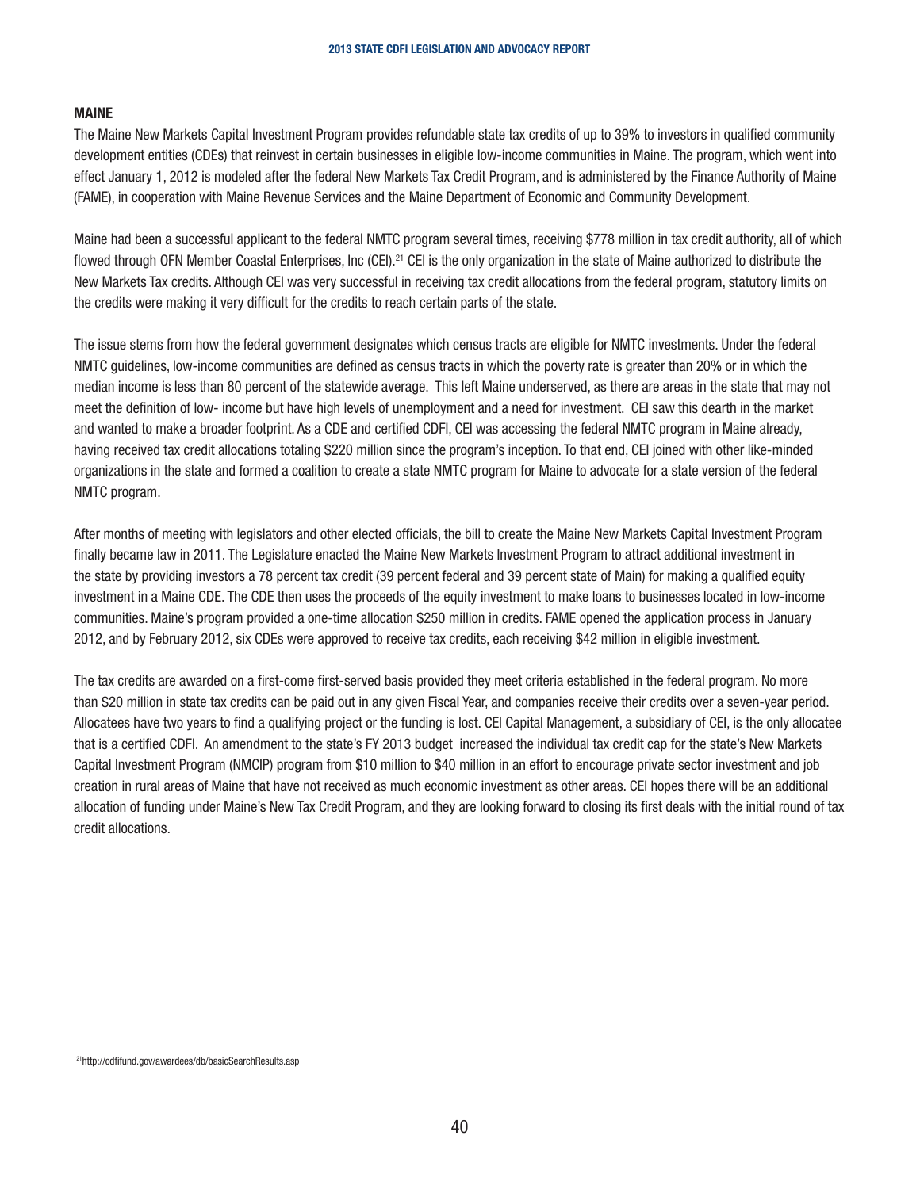## MAINE

The Maine New Markets Capital Investment Program provides refundable state tax credits of up to 39% to investors in qualified community development entities (CDEs) that reinvest in certain businesses in eligible low-income communities in Maine. The program, which went into effect January 1, 2012 is modeled after the federal New Markets Tax Credit Program, and is administered by the Finance Authority of Maine (FAME), in cooperation with Maine Revenue Services and the Maine Department of Economic and Community Development.

Maine had been a successful applicant to the federal NMTC program several times, receiving $778 million in tax credit authority, all of which flowed through OFN Member Coastal Enterprises, Inc (CEI).[21] CEI is the only organization in the state of Maine authorized to distribute the New Markets Tax credits. Although CEI was very successful in receiving tax credit allocations from the federal program, statutory limits on the credits were making it very difficult for the credits to reach certain parts of the state.

The issue stems from how the federal government designates which census tracts are eligible for NMTC investments. Under the federal NMTC guidelines, low-income communities are defined as census tracts in which the poverty rate is greater than 20% or in which the median income is less than 80 percent of the statewide average. This left Maine underserved, as there are areas in the state that may not meet the definition of low- income but have high levels of unemployment and a need for investment. CEI saw this dearth in the market and wanted to make a broader footprint. As a CDE and certified CDFI, CEI was accessing the federal NMTC program in Maine already, having received tax credit allocations totaling $220 million since the program's inception. To that end, CEI joined with other like-minded organizations in the state and formed a coalition to create a state NMTC program for Maine to advocate for a state version of the federal NMTC program.

After months of meeting with legislators and other elected officials, the bill to create the Maine New Markets Capital Investment Program finally became law in 2011. The Legislature enacted the Maine New Markets Investment Program to attract additional investment in the state by providing investors a 78 percent tax credit (39 percent federal and 39 percent state of Main) for making a qualified equity investment in a Maine CDE. The CDE then uses the proceeds of the equity investment to make loans to businesses located in low-income communities. Maine's program provided a one-time allocation $250 million in credits. FAME opened the application process in January 2012, and by February 2012, six CDEs were approved to receive tax credits, each receiving $42 million in eligible investment.

The tax credits are awarded on a first-come first-served basis provided they meet criteria established in the federal program. No more than $20 million in state tax credits can be paid out in any given Fiscal Year, and companies receive their credits over a seven-year period. Allocatees have two years to find a qualifying project or the funding is lost. CEI Capital Management, a subsidiary of CEI, is the only allocatee that is a certified CDFI. An amendment to the state's FY 2013 budget increased the individual tax credit cap for the state's New Markets Capital Investment Program (NMCIP) program from $10 million to $40 million in an effort to encourage private sector investment and job creation in rural areas of Maine that have not received as much economic investment as other areas. CEI hopes there will be an additional allocation of funding under Maine's New Tax Credit Program, and they are looking forward to closing its first deals with the initial round of tax credit allocations.

[21] http://cdfifund.gov/awardees/db/basicSearchResults.asp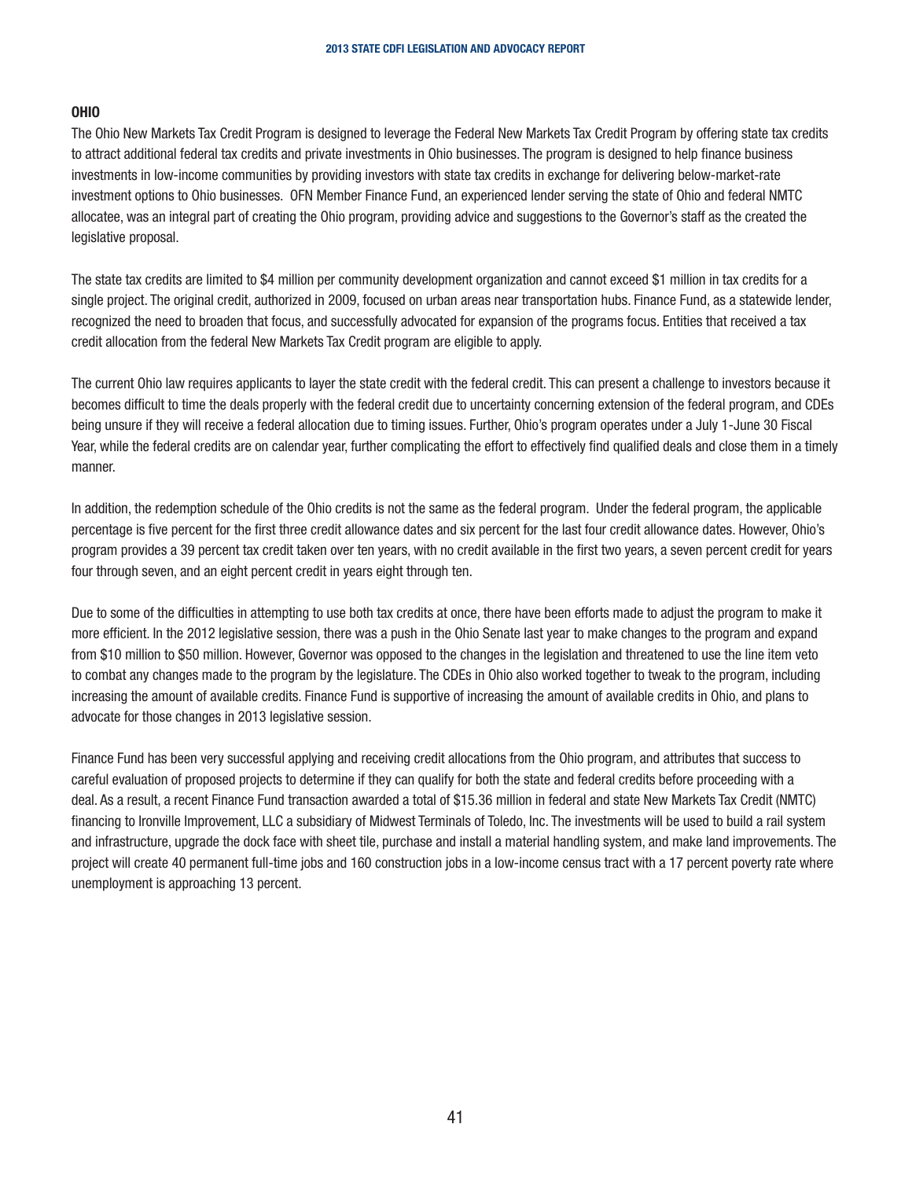## OHIO

The Ohio New Markets Tax Credit Program is designed to leverage the Federal New Markets Tax Credit Program by offering state tax credits to attract additional federal tax credits and private investments in Ohio businesses. The program is designed to help finance business investments in low-income communities by providing investors with state tax credits in exchange for delivering below-market-rate investment options to Ohio businesses. OFN Member Finance Fund, an experienced lender serving the state of Ohio and federal NMTC allocatee, was an integral part of creating the Ohio program, providing advice and suggestions to the Governor's staff as the created the legislative proposal.

The state tax credits are limited to $4 million per community development organization and cannot exceed $1 million in tax credits for a single project. The original credit, authorized in 2009, focused on urban areas near transportation hubs. Finance Fund, as a statewide lender, recognized the need to broaden that focus, and successfully advocated for expansion of the programs focus. Entities that received a tax credit allocation from the federal New Markets Tax Credit program are eligible to apply.

The current Ohio law requires applicants to layer the state credit with the federal credit. This can present a challenge to investors because it becomes difficult to time the deals properly with the federal credit due to uncertainty concerning extension of the federal program, and CDEs being unsure if they will receive a federal allocation due to timing issues. Further, Ohio's program operates under a July 1-June 30 Fiscal Year, while the federal credits are on calendar year, further complicating the effort to effectively find qualified deals and close them in a timely manner.

In addition, the redemption schedule of the Ohio credits is not the same as the federal program. Under the federal program, the applicable percentage is five percent for the first three credit allowance dates and six percent for the last four credit allowance dates. However, Ohio's program provides a 39 percent tax credit taken over ten years, with no credit available in the first two years, a seven percent credit for years four through seven, and an eight percent credit in years eight through ten.

Due to some of the difficulties in attempting to use both tax credits at once, there have been efforts made to adjust the program to make it more efficient. In the 2012 legislative session, there was a push in the Ohio Senate last year to make changes to the program and expand from $10 million to $50 million. However, Governor was opposed to the changes in the legislation and threatened to use the line item veto to combat any changes made to the program by the legislature. The CDEs in Ohio also worked together to tweak to the program, including increasing the amount of available credits. Finance Fund is supportive of increasing the amount of available credits in Ohio, and plans to advocate for those changes in 2013 legislative session.

Finance Fund has been very successful applying and receiving credit allocations from the Ohio program, and attributes that success to careful evaluation of proposed projects to determine if they can qualify for both the state and federal credits before proceeding with a deal. As a result, a recent Finance Fund transaction awarded a total of $15.36 million in federal and state New Markets Tax Credit (NMTC) financing to Ironville Improvement, LLC a subsidiary of Midwest Terminals of Toledo, Inc. The investments will be used to build a rail system and infrastructure, upgrade the dock face with sheet tile, purchase and install a material handling system, and make land improvements. The project will create 40 permanent full-time jobs and 160 construction jobs in a low-income census tract with a 17 percent poverty rate where unemployment is approaching 13 percent.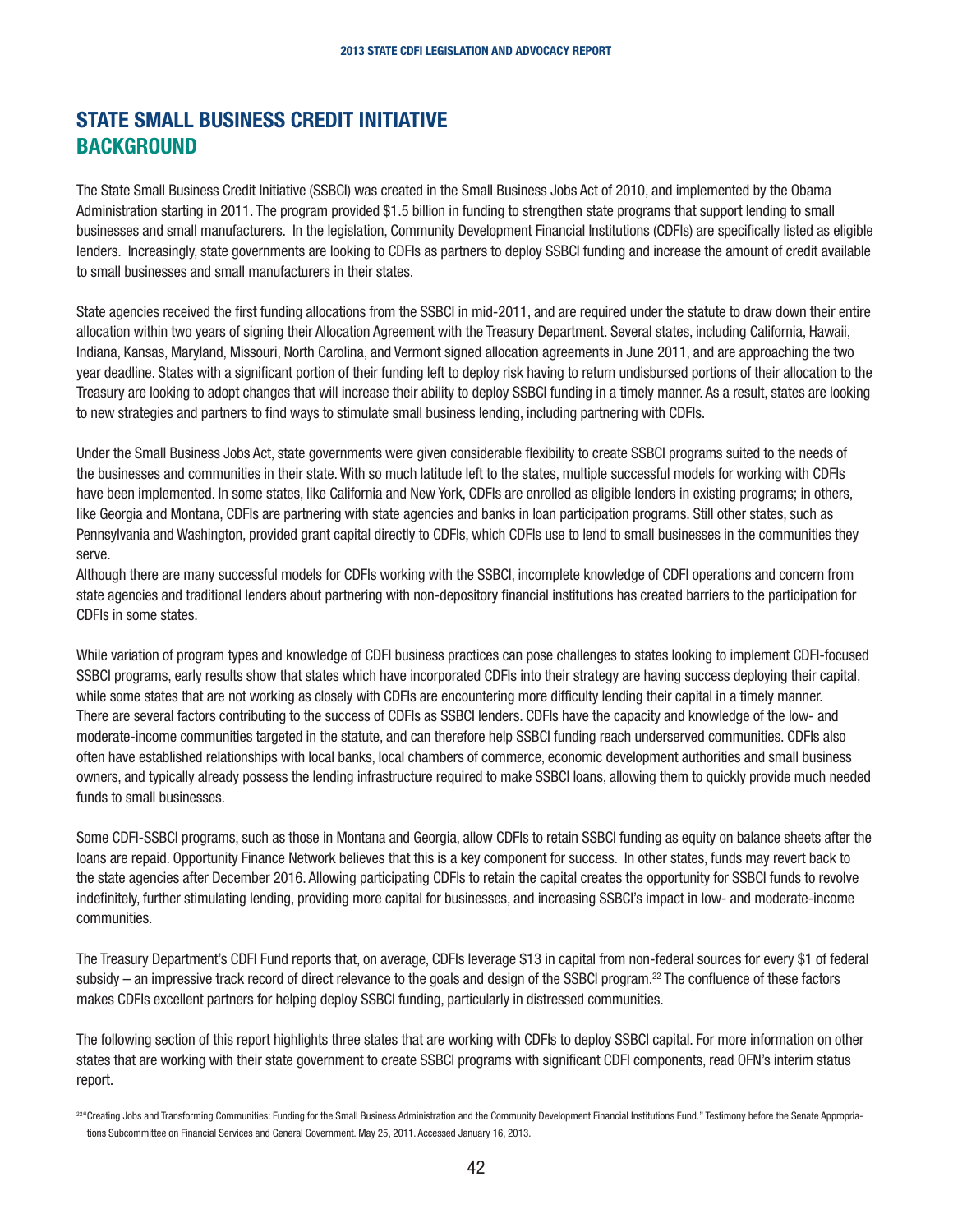# STATE SMALL BUSINESS CREDIT INITIATIVE
## BACKGROUND

The State Small Business Credit Initiative (SSBCI) was created in the Small Business Jobs Act of 2010, and implemented by the Obama Administration starting in 2011. The program provided $1.5 billion in funding to strengthen state programs that support lending to small businesses and small manufacturers. In the legislation, Community Development Financial Institutions (CDFIs) are specifically listed as eligible lenders. Increasingly, state governments are looking to CDFIs as partners to deploy SSBCI funding and increase the amount of credit available to small businesses and small manufacturers in their states.

State agencies received the first funding allocations from the SSBCI in mid-2011, and are required under the statute to draw down their entire allocation within two years of signing their Allocation Agreement with the Treasury Department. Several states, including California, Hawaii, Indiana, Kansas, Maryland, Missouri, North Carolina, and Vermont signed allocation agreements in June 2011, and are approaching the two year deadline. States with a significant portion of their funding left to deploy risk having to return undisbursed portions of their allocation to the Treasury are looking to adopt changes that will increase their ability to deploy SSBCI funding in a timely manner. As a result, states are looking to new strategies and partners to find ways to stimulate small business lending, including partnering with CDFIs.

Under the Small Business Jobs Act, state governments were given considerable flexibility to create SSBCI programs suited to the needs of the businesses and communities in their state. With so much latitude left to the states, multiple successful models for working with CDFIs have been implemented. In some states, like California and New York, CDFIs are enrolled as eligible lenders in existing programs; in others, like Georgia and Montana, CDFIs are partnering with state agencies and banks in loan participation programs. Still other states, such as Pennsylvania and Washington, provided grant capital directly to CDFIs, which CDFIs use to lend to small businesses in the communities they serve.

Although there are many successful models for CDFIs working with the SSBCI, incomplete knowledge of CDFI operations and concern from state agencies and traditional lenders about partnering with non-depository financial institutions has created barriers to the participation for CDFIs in some states.

While variation of program types and knowledge of CDFI business practices can pose challenges to states looking to implement CDFI-focused SSBCI programs, early results show that states which have incorporated CDFIs into their strategy are having success deploying their capital, while some states that are not working as closely with CDFIs are encountering more difficulty lending their capital in a timely manner.

There are several factors contributing to the success of CDFIs as SSBCI lenders. CDFIs have the capacity and knowledge of the low- and moderate-income communities targeted in the statute, and can therefore help SSBCI funding reach underserved communities. CDFIs also often have established relationships with local banks, local chambers of commerce, economic development authorities and small business owners, and typically already possess the lending infrastructure required to make SSBCI loans, allowing them to quickly provide much needed funds to small businesses.

Some CDFI-SSBCI programs, such as those in Montana and Georgia, allow CDFIs to retain SSBCI funding as equity on balance sheets after the loans are repaid. Opportunity Finance Network believes that this is a key component for success. In other states, funds may revert back to the state agencies after December 2016. Allowing participating CDFIs to retain the capital creates the opportunity for SSBCI funds to revolve indefinitely, further stimulating lending, providing more capital for businesses, and increasing SSBCI's impact in low- and moderate-income communities.

The Treasury Department's CDFI Fund reports that, on average, CDFIs leverage $13 in capital from non-federal sources for every $1 of federal subsidy – an impressive track record of direct relevance to the goals and design of the SSBCI program.[22] The confluence of these factors makes CDFIs excellent partners for helping deploy SSBCI funding, particularly in distressed communities.

The following section of this report highlights three states that are working with CDFIs to deploy SSBCI capital. For more information on other states that are working with their state government to create SSBCI programs with significant CDFI components, read OFN's interim status report.

[22] "Creating Jobs and Transforming Communities: Funding for the Small Business Administration and the Community Development Financial Institutions Fund." Testimony before the Senate Appropriations Subcommittee on Financial Services and General Government. May 25, 2011. Accessed January 16, 2013.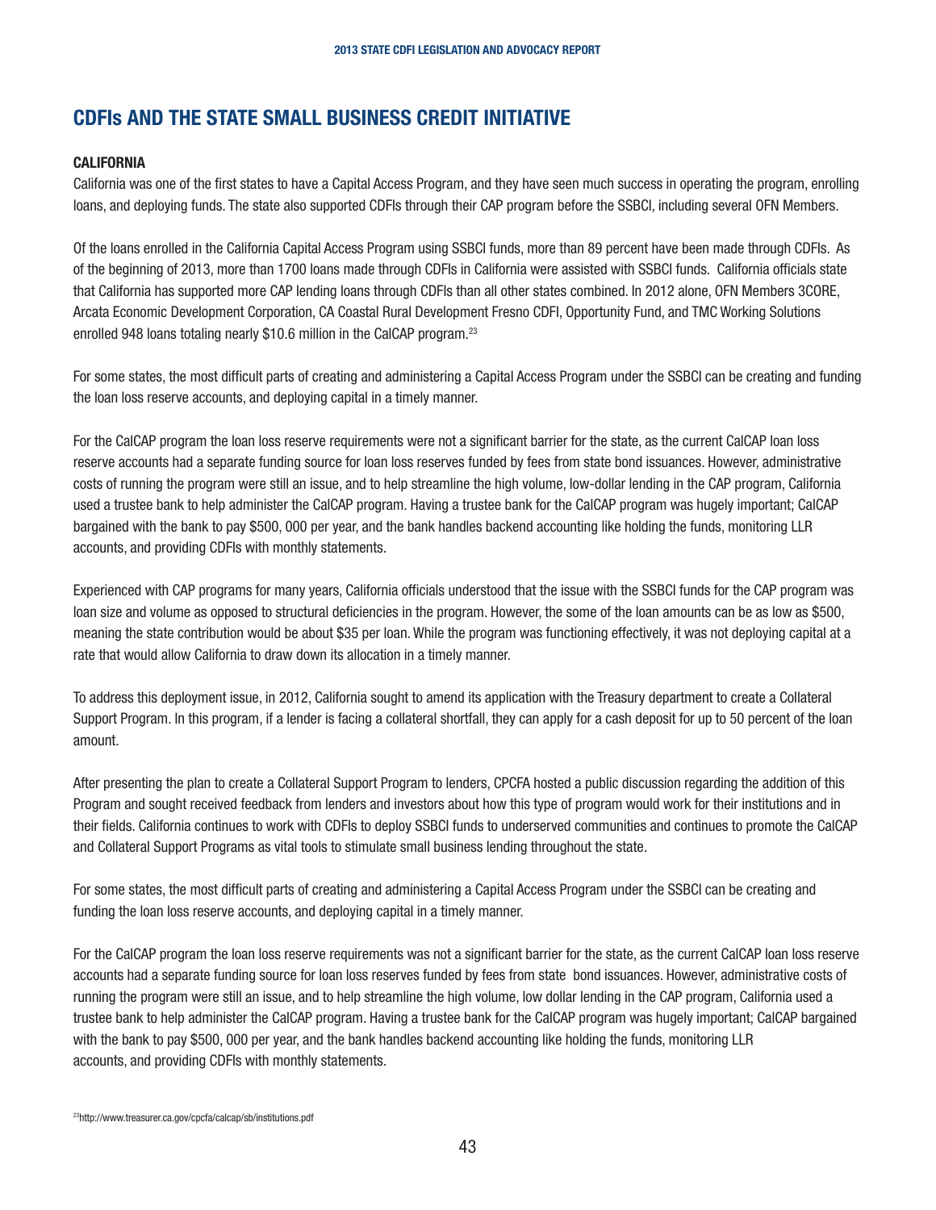## CDFIs AND THE STATE SMALL BUSINESS CREDIT INITIATIVE

### CALIFORNIA

California was one of the first states to have a Capital Access Program, and they have seen much success in operating the program, enrolling loans, and deploying funds. The state also supported CDFIs through their CAP program before the SSBCI, including several OFN Members.

Of the loans enrolled in the California Capital Access Program using SSBCI funds, more than 89 percent have been made through CDFIs. As of the beginning of 2013, more than 1700 loans made through CDFIs in California were assisted with SSBCI funds. California officials state that California has supported more CAP lending loans through CDFIs than all other states combined. In 2012 alone, OFN Members 3CORE, Arcata Economic Development Corporation, CA Coastal Rural Development Fresno CDFI, Opportunity Fund, and TMC Working Solutions enrolled 948 loans totaling nearly $10.6 million in the CalCAP program.[23]

For some states, the most difficult parts of creating and administering a Capital Access Program under the SSBCI can be creating and funding the loan loss reserve accounts, and deploying capital in a timely manner.

For the CalCAP program the loan loss reserve requirements were not a significant barrier for the state, as the current CalCAP loan loss reserve accounts had a separate funding source for loan loss reserves funded by fees from state bond issuances. However, administrative costs of running the program were still an issue, and to help streamline the high volume, low-dollar lending in the CAP program, California used a trustee bank to help administer the CalCAP program. Having a trustee bank for the CalCAP program was hugely important; CalCAP bargained with the bank to pay $500, 000 per year, and the bank handles backend accounting like holding the funds, monitoring LLR accounts, and providing CDFIs with monthly statements.

Experienced with CAP programs for many years, California officials understood that the issue with the SSBCI funds for the CAP program was loan size and volume as opposed to structural deficiencies in the program. However, the some of the loan amounts can be as low as $500, meaning the state contribution would be about $35 per loan. While the program was functioning effectively, it was not deploying capital at a rate that would allow California to draw down its allocation in a timely manner.

To address this deployment issue, in 2012, California sought to amend its application with the Treasury department to create a Collateral Support Program. In this program, if a lender is facing a collateral shortfall, they can apply for a cash deposit for up to 50 percent of the loan amount.

After presenting the plan to create a Collateral Support Program to lenders, CPCFA hosted a public discussion regarding the addition of this Program and sought received feedback from lenders and investors about how this type of program would work for their institutions and in their fields. California continues to work with CDFIs to deploy SSBCI funds to underserved communities and continues to promote the CalCAP and Collateral Support Programs as vital tools to stimulate small business lending throughout the state.

For some states, the most difficult parts of creating and administering a Capital Access Program under the SSBCI can be creating and funding the loan loss reserve accounts, and deploying capital in a timely manner.

For the CalCAP program the loan loss reserve requirements was not a significant barrier for the state, as the current CalCAP loan loss reserve accounts had a separate funding source for loan loss reserves funded by fees from state bond issuances. However, administrative costs of running the program were still an issue, and to help streamline the high volume, low dollar lending in the CAP program, California used a trustee bank to help administer the CalCAP program. Having a trustee bank for the CalCAP program was hugely important; CalCAP bargained with the bank to pay $500, 000 per year, and the bank handles backend accounting like holding the funds, monitoring LLR accounts, and providing CDFIs with monthly statements.

[23] http://www.treasurer.ca.gov/cpcfa/calcap/sb/institutions.pdf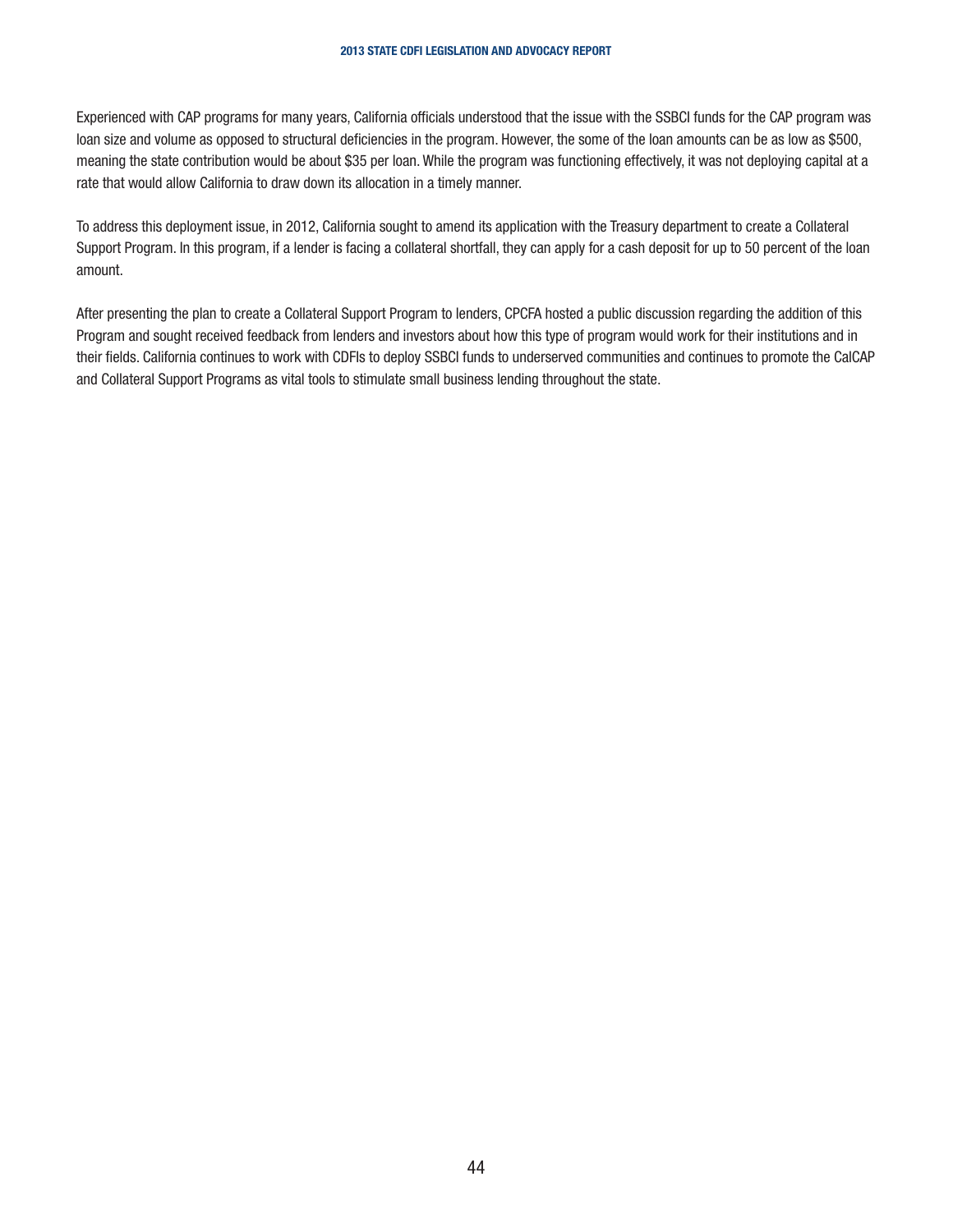Experienced with CAP programs for many years, California officials understood that the issue with the SSBCI funds for the CAP program was loan size and volume as opposed to structural deficiencies in the program. However, the some of the loan amounts can be as low as $500, meaning the state contribution would be about $35 per loan. While the program was functioning effectively, it was not deploying capital at a rate that would allow California to draw down its allocation in a timely manner.

To address this deployment issue, in 2012, California sought to amend its application with the Treasury department to create a Collateral Support Program. In this program, if a lender is facing a collateral shortfall, they can apply for a cash deposit for up to 50 percent of the loan amount.

After presenting the plan to create a Collateral Support Program to lenders, CPCFA hosted a public discussion regarding the addition of this Program and sought received feedback from lenders and investors about how this type of program would work for their institutions and in their fields. California continues to work with CDFIs to deploy SSBCI funds to underserved communities and continues to promote the CalCAP and Collateral Support Programs as vital tools to stimulate small business lending throughout the state.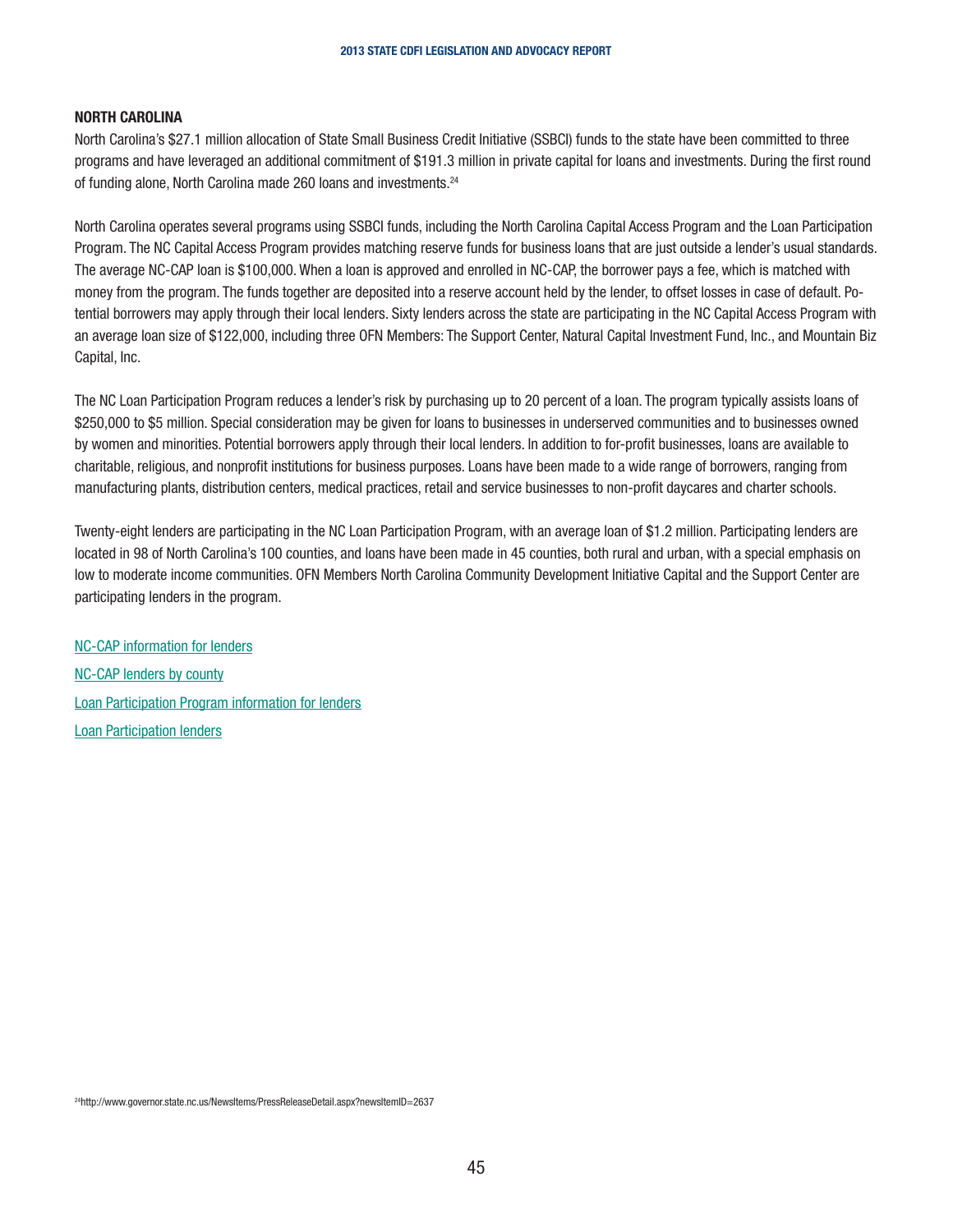## NORTH CAROLINA

North Carolina's $27.1 million allocation of State Small Business Credit Initiative (SSBCI) funds to the state have been committed to three programs and have leveraged an additional commitment of $191.3 million in private capital for loans and investments. During the first round of funding alone, North Carolina made 260 loans and investments.[24]

North Carolina operates several programs using SSBCI funds, including the North Carolina Capital Access Program and the Loan Participation Program. The NC Capital Access Program provides matching reserve funds for business loans that are just outside a lender's usual standards. The average NC-CAP loan is $100,000. When a loan is approved and enrolled in NC-CAP, the borrower pays a fee, which is matched with money from the program. The funds together are deposited into a reserve account held by the lender, to offset losses in case of default. Potential borrowers may apply through their local lenders. Sixty lenders across the state are participating in the NC Capital Access Program with an average loan size of $122,000, including three OFN Members: The Support Center, Natural Capital Investment Fund, Inc., and Mountain Biz Capital, Inc.

The NC Loan Participation Program reduces a lender's risk by purchasing up to 20 percent of a loan. The program typically assists loans of $250,000 to $5 million. Special consideration may be given for loans to businesses in underserved communities and to businesses owned by women and minorities. Potential borrowers apply through their local lenders. In addition to for-profit businesses, loans are available to charitable, religious, and nonprofit institutions for business purposes. Loans have been made to a wide range of borrowers, ranging from manufacturing plants, distribution centers, medical practices, retail and service businesses to non-profit daycares and charter schools.

Twenty-eight lenders are participating in the NC Loan Participation Program, with an average loan of $1.2 million. Participating lenders are located in 98 of North Carolina's 100 counties, and loans have been made in 45 counties, both rural and urban, with a special emphasis on low to moderate income communities. OFN Members North Carolina Community Development Initiative Capital and the Support Center are participating lenders in the program.

NC-CAP information for lenders

NC-CAP lenders by county

Loan Participation Program information for lenders

Loan Participation lenders

[24]http://www.governor.state.nc.us/NewsItems/PressReleaseDetail.aspx?newsItemID=2637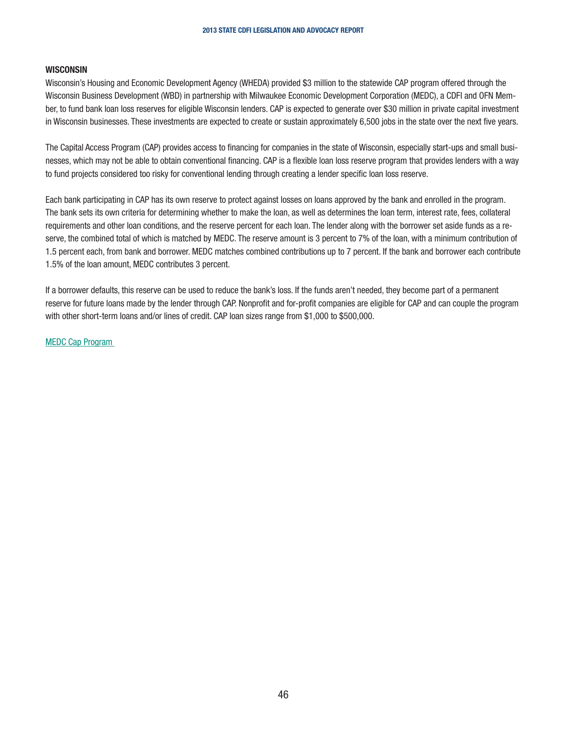### WISCONSIN

Wisconsin's Housing and Economic Development Agency (WHEDA) provided $3 million to the statewide CAP program offered through the Wisconsin Business Development (WBD) in partnership with Milwaukee Economic Development Corporation (MEDC), a CDFI and OFN Member, to fund bank loan loss reserves for eligible Wisconsin lenders. CAP is expected to generate over $30 million in private capital investment in Wisconsin businesses. These investments are expected to create or sustain approximately 6,500 jobs in the state over the next five years.

The Capital Access Program (CAP) provides access to financing for companies in the state of Wisconsin, especially start-ups and small businesses, which may not be able to obtain conventional financing. CAP is a flexible loan loss reserve program that provides lenders with a way to fund projects considered too risky for conventional lending through creating a lender specific loan loss reserve.

Each bank participating in CAP has its own reserve to protect against losses on loans approved by the bank and enrolled in the program. The bank sets its own criteria for determining whether to make the loan, as well as determines the loan term, interest rate, fees, collateral requirements and other loan conditions, and the reserve percent for each loan. The lender along with the borrower set aside funds as a reserve, the combined total of which is matched by MEDC. The reserve amount is 3 percent to 7% of the loan, with a minimum contribution of 1.5 percent each, from bank and borrower. MEDC matches combined contributions up to 7 percent. If the bank and borrower each contribute 1.5% of the loan amount, MEDC contributes 3 percent.

If a borrower defaults, this reserve can be used to reduce the bank's loss. If the funds aren't needed, they become part of a permanent reserve for future loans made by the lender through CAP. Nonprofit and for-profit companies are eligible for CAP and can couple the program with other short-term loans and/or lines of credit. CAP loan sizes range from $1,000 to $500,000.

MEDC Cap Program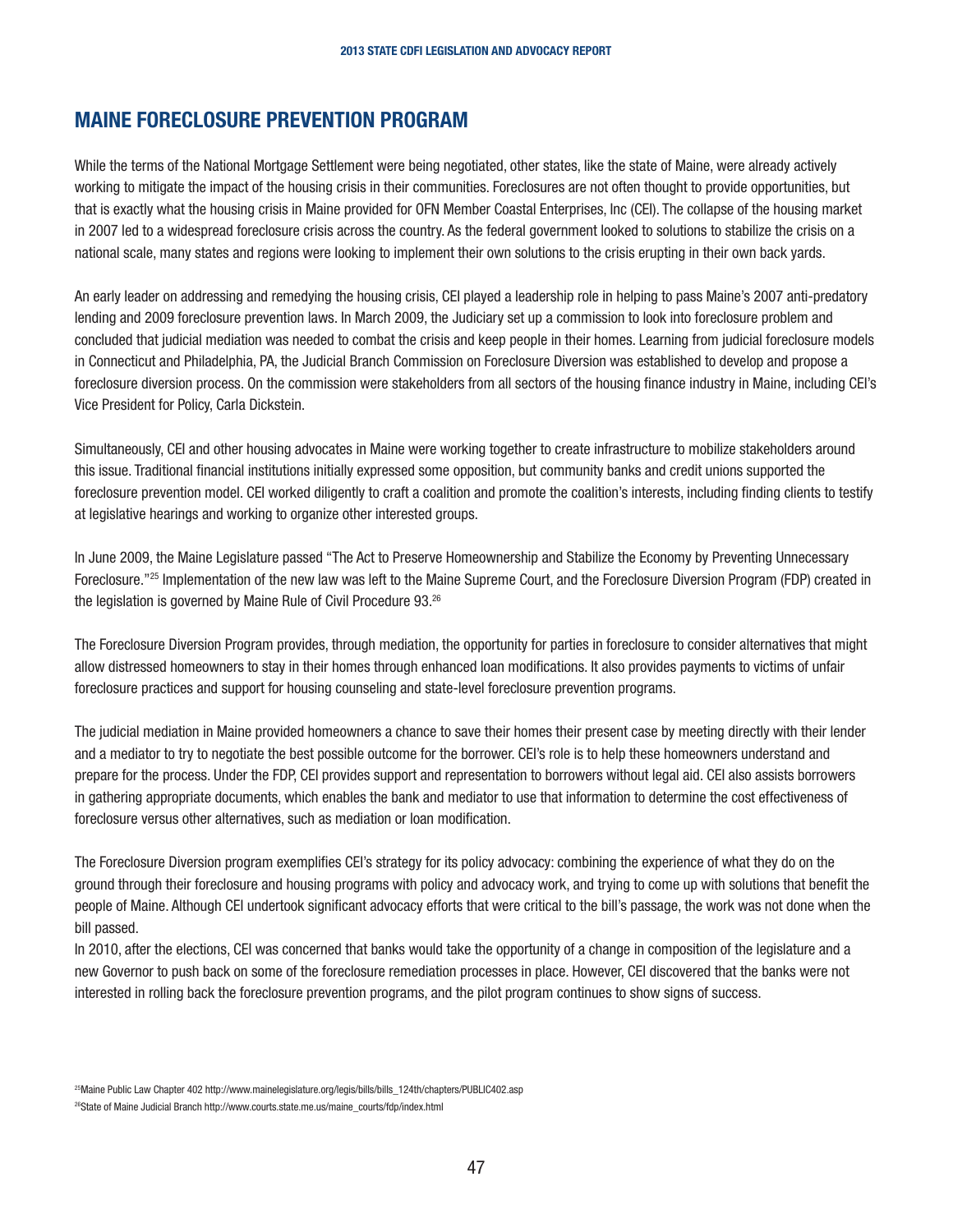## MAINE FORECLOSURE PREVENTION PROGRAM

While the terms of the National Mortgage Settlement were being negotiated, other states, like the state of Maine, were already actively working to mitigate the impact of the housing crisis in their communities. Foreclosures are not often thought to provide opportunities, but that is exactly what the housing crisis in Maine provided for OFN Member Coastal Enterprises, Inc (CEI). The collapse of the housing market in 2007 led to a widespread foreclosure crisis across the country. As the federal government looked to solutions to stabilize the crisis on a national scale, many states and regions were looking to implement their own solutions to the crisis erupting in their own back yards.

An early leader on addressing and remedying the housing crisis, CEI played a leadership role in helping to pass Maine's 2007 anti-predatory lending and 2009 foreclosure prevention laws. In March 2009, the Judiciary set up a commission to look into foreclosure problem and concluded that judicial mediation was needed to combat the crisis and keep people in their homes. Learning from judicial foreclosure models in Connecticut and Philadelphia, PA, the Judicial Branch Commission on Foreclosure Diversion was established to develop and propose a foreclosure diversion process. On the commission were stakeholders from all sectors of the housing finance industry in Maine, including CEI's Vice President for Policy, Carla Dickstein.

Simultaneously, CEI and other housing advocates in Maine were working together to create infrastructure to mobilize stakeholders around this issue. Traditional financial institutions initially expressed some opposition, but community banks and credit unions supported the foreclosure prevention model. CEI worked diligently to craft a coalition and promote the coalition's interests, including finding clients to testify at legislative hearings and working to organize other interested groups.

In June 2009, the Maine Legislature passed "The Act to Preserve Homeownership and Stabilize the Economy by Preventing Unnecessary Foreclosure."[25] Implementation of the new law was left to the Maine Supreme Court, and the Foreclosure Diversion Program (FDP) created in the legislation is governed by Maine Rule of Civil Procedure 93.[26]

The Foreclosure Diversion Program provides, through mediation, the opportunity for parties in foreclosure to consider alternatives that might allow distressed homeowners to stay in their homes through enhanced loan modifications. It also provides payments to victims of unfair foreclosure practices and support for housing counseling and state-level foreclosure prevention programs.

The judicial mediation in Maine provided homeowners a chance to save their homes their present case by meeting directly with their lender and a mediator to try to negotiate the best possible outcome for the borrower. CEI's role is to help these homeowners understand and prepare for the process. Under the FDP, CEI provides support and representation to borrowers without legal aid. CEI also assists borrowers in gathering appropriate documents, which enables the bank and mediator to use that information to determine the cost effectiveness of foreclosure versus other alternatives, such as mediation or loan modification.

The Foreclosure Diversion program exemplifies CEI's strategy for its policy advocacy: combining the experience of what they do on the ground through their foreclosure and housing programs with policy and advocacy work, and trying to come up with solutions that benefit the people of Maine. Although CEI undertook significant advocacy efforts that were critical to the bill's passage, the work was not done when the bill passed.

In 2010, after the elections, CEI was concerned that banks would take the opportunity of a change in composition of the legislature and a new Governor to push back on some of the foreclosure remediation processes in place. However, CEI discovered that the banks were not interested in rolling back the foreclosure prevention programs, and the pilot program continues to show signs of success.

[25] Maine Public Law Chapter 402 http://www.mainelegislature.org/legis/bills/bills_124th/chapters/PUBLIC402.asp

[26] State of Maine Judicial Branch http://www.courts.state.me.us/maine_courts/fdp/index.html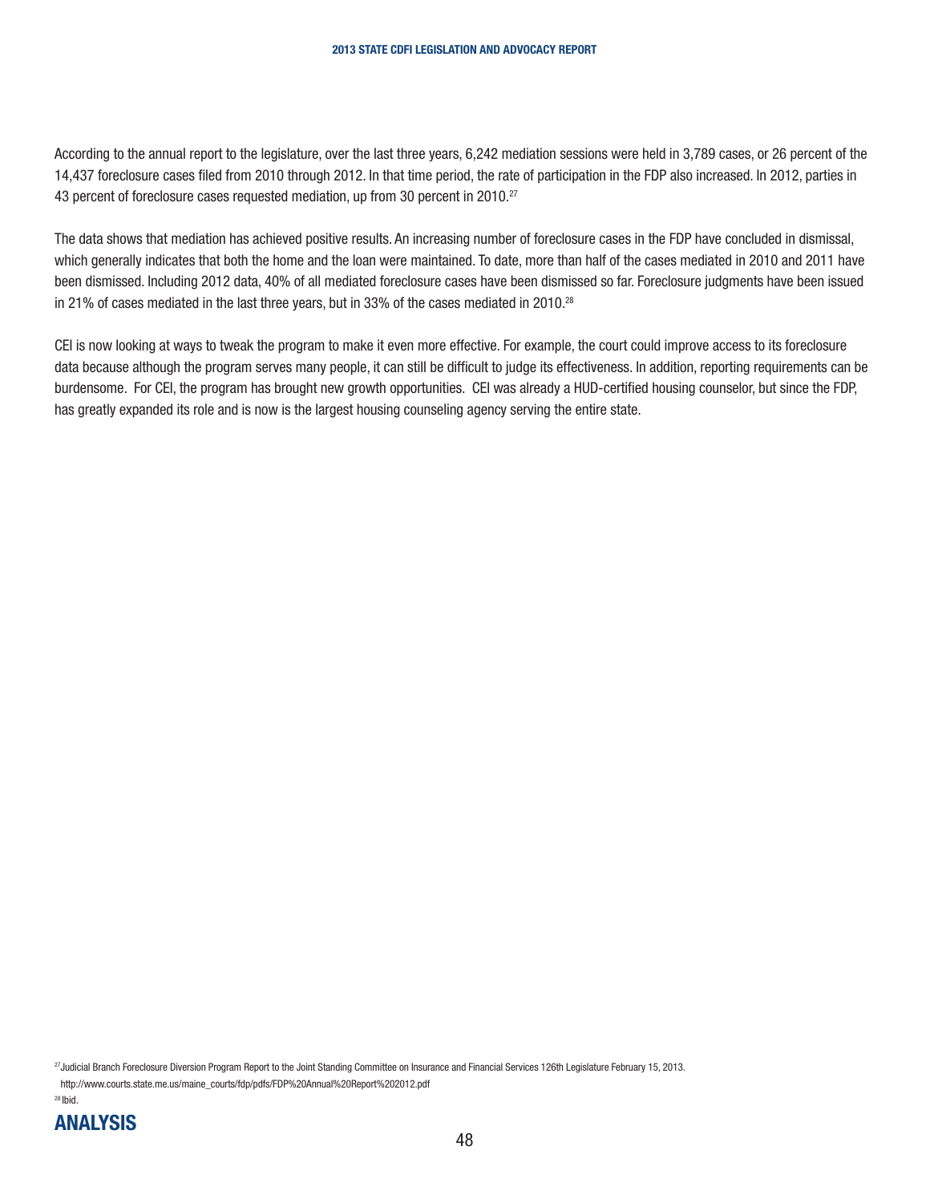According to the annual report to the legislature, over the last three years, 6,242 mediation sessions were held in 3,789 cases, or 26 percent of the 14,437 foreclosure cases filed from 2010 through 2012. In that time period, the rate of participation in the FDP also increased. In 2012, parties in 43 percent of foreclosure cases requested mediation, up from 30 percent in 2010.[27]

The data shows that mediation has achieved positive results. An increasing number of foreclosure cases in the FDP have concluded in dismissal, which generally indicates that both the home and the loan were maintained. To date, more than half of the cases mediated in 2010 and 2011 have been dismissed. Including 2012 data, 40% of all mediated foreclosure cases have been dismissed so far. Foreclosure judgments have been issued in 21% of cases mediated in the last three years, but in 33% of the cases mediated in 2010.[28]

CEI is now looking at ways to tweak the program to make it even more effective. For example, the court could improve access to its foreclosure data because although the program serves many people, it can still be difficult to judge its effectiveness. In addition, reporting requirements can be burdensome. For CEI, the program has brought new growth opportunities. CEI was already a HUD-certified housing counselor, but since the FDP, has greatly expanded its role and is now is the largest housing counseling agency serving the entire state.

[27] Judicial Branch Foreclosure Diversion Program Report to the Joint Standing Committee on Insurance and Financial Services 126th Legislature February 15, 2013. http://www.courts.state.me.us/maine_courts/fdp/pdfs/FDP%20Annual%20Report%202012.pdf

[28] Ibid.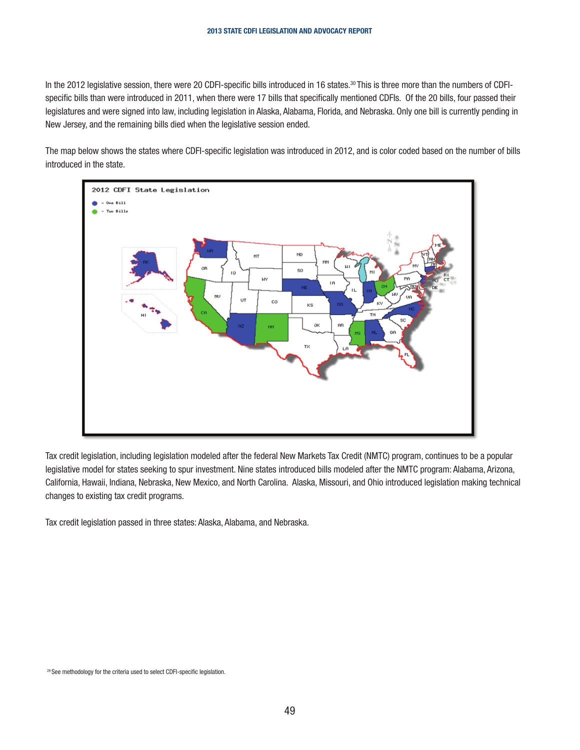In the 2012 legislative session, there were 20 CDFI-specific bills introduced in 16 states.[30] This is three more than the numbers of CDFI-specific bills than were introduced in 2011, when there were 17 bills that specifically mentioned CDFIs. Of the 20 bills, four passed their legislatures and were signed into law, including legislation in Alaska, Alabama, Florida, and Nebraska. Only one bill is currently pending in New Jersey, and the remaining bills died when the legislative session ended.

The map below shows the states where CDFI-specific legislation was introduced in 2012, and is color coded based on the number of bills introduced in the state.

2012 CDFI State Legislation

- One Bill
- Two Bills

Tax credit legislation, including legislation modeled after the federal New Markets Tax Credit (NMTC) program, continues to be a popular legislative model for states seeking to spur investment. Nine states introduced bills modeled after the NMTC program: Alabama, Arizona, California, Hawaii, Indiana, Nebraska, New Mexico, and North Carolina. Alaska, Missouri, and Ohio introduced legislation making technical changes to existing tax credit programs.

Tax credit legislation passed in three states: Alaska, Alabama, and Nebraska.

[29] See methodology for the criteria used to select CDFI-specific legislation.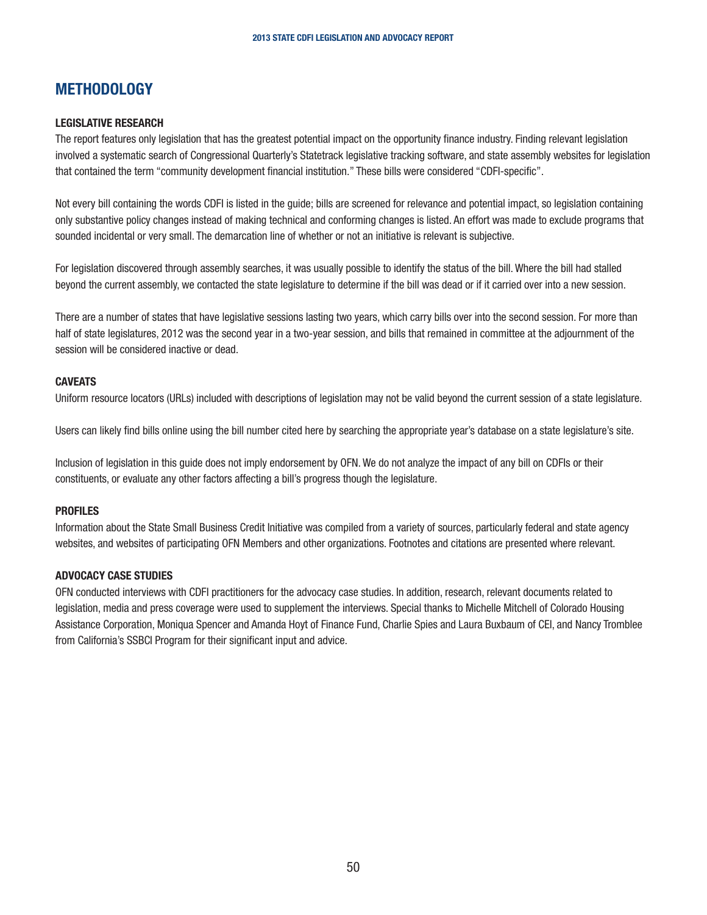# METHODOLOGY

### LEGISLATIVE RESEARCH

The report features only legislation that has the greatest potential impact on the opportunity finance industry. Finding relevant legislation involved a systematic search of Congressional Quarterly's Statetrack legislative tracking software, and state assembly websites for legislation that contained the term "community development financial institution." These bills were considered "CDFI-specific".

Not every bill containing the words CDFI is listed in the guide; bills are screened for relevance and potential impact, so legislation containing only substantive policy changes instead of making technical and conforming changes is listed. An effort was made to exclude programs that sounded incidental or very small. The demarcation line of whether or not an initiative is relevant is subjective.

For legislation discovered through assembly searches, it was usually possible to identify the status of the bill. Where the bill had stalled beyond the current assembly, we contacted the state legislature to determine if the bill was dead or if it carried over into a new session.

There are a number of states that have legislative sessions lasting two years, which carry bills over into the second session. For more than half of state legislatures, 2012 was the second year in a two-year session, and bills that remained in committee at the adjournment of the session will be considered inactive or dead.

### CAVEATS

Uniform resource locators (URLs) included with descriptions of legislation may not be valid beyond the current session of a state legislature.

Users can likely find bills online using the bill number cited here by searching the appropriate year's database on a state legislature's site.

Inclusion of legislation in this guide does not imply endorsement by OFN. We do not analyze the impact of any bill on CDFIs or their constituents, or evaluate any other factors affecting a bill's progress though the legislature.

### PROFILES

Information about the State Small Business Credit Initiative was compiled from a variety of sources, particularly federal and state agency websites, and websites of participating OFN Members and other organizations. Footnotes and citations are presented where relevant.

### ADVOCACY CASE STUDIES

OFN conducted interviews with CDFI practitioners for the advocacy case studies. In addition, research, relevant documents related to legislation, media and press coverage were used to supplement the interviews. Special thanks to Michelle Mitchell of Colorado Housing Assistance Corporation, Moniqua Spencer and Amanda Hoyt of Finance Fund, Charlie Spies and Laura Buxbaum of CEI, and Nancy Tromblee from California's SSBCI Program for their significant input and advice.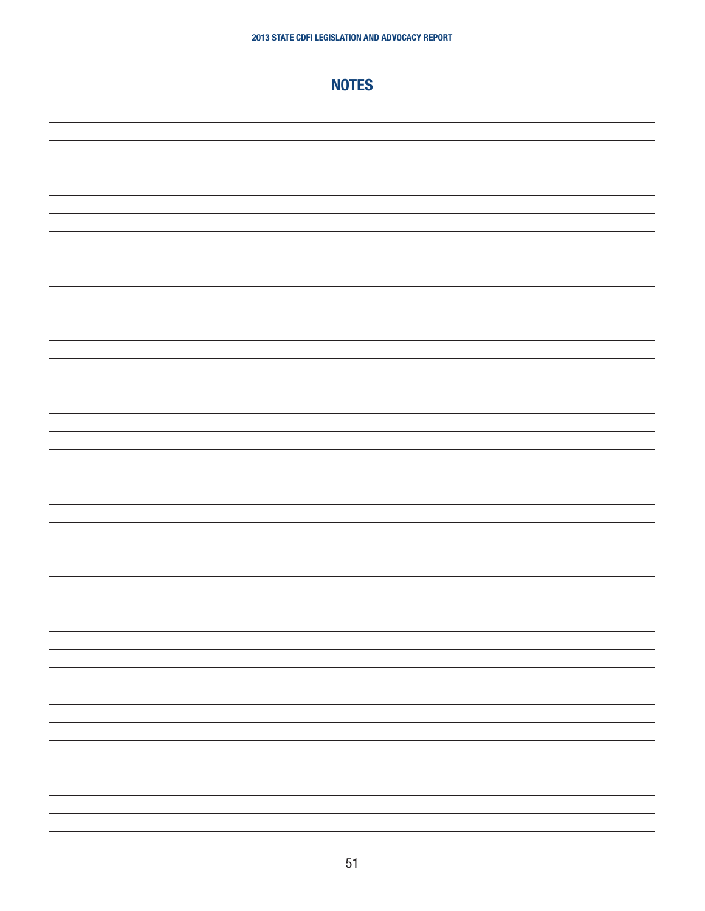# NOTES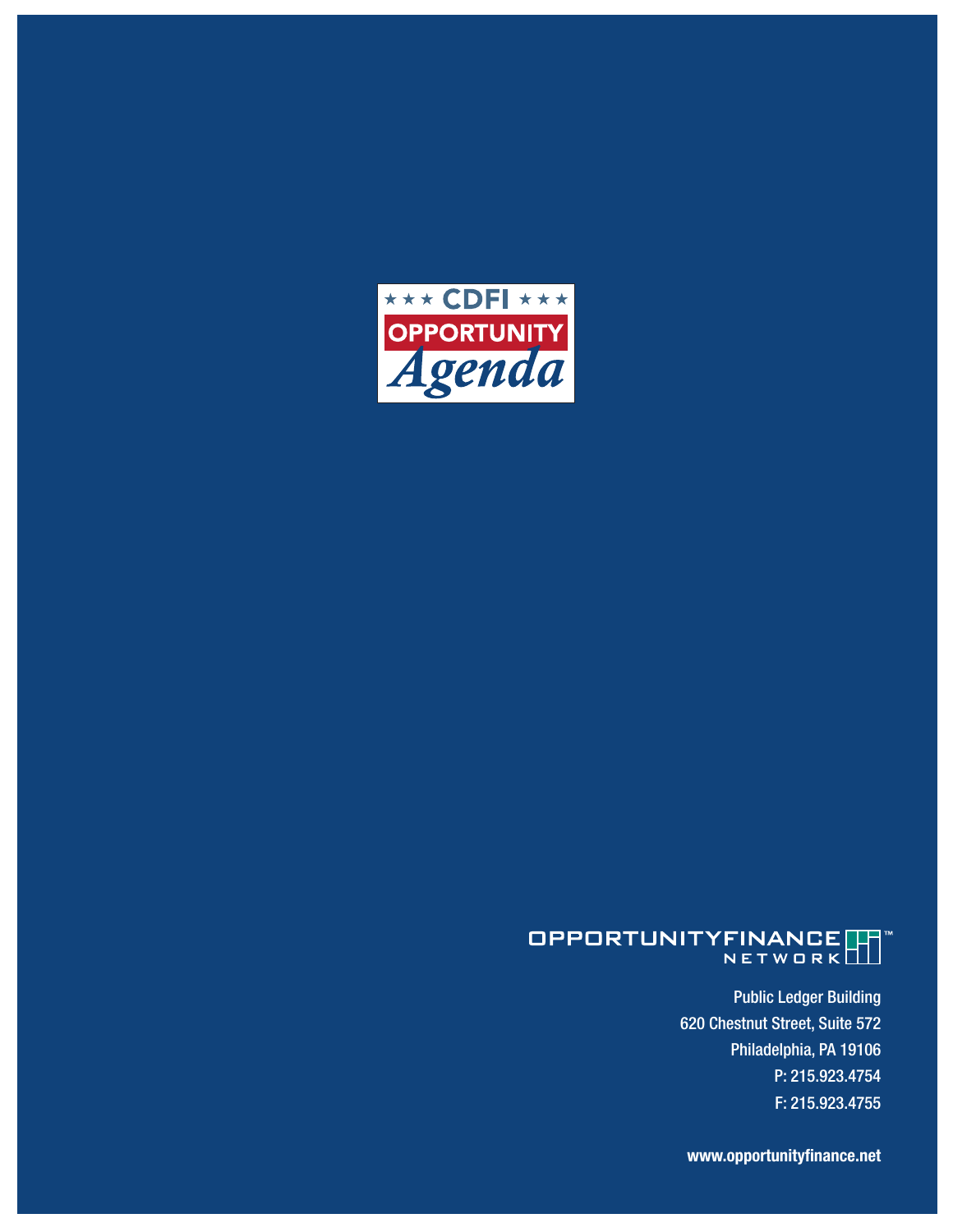★ ★ ★ CDFI ★ ★ ★

OPPORTUNITY

*Agenda*

OPPORTUNITYFINANCE NETWORK™

Public Ledger Building

620 Chestnut Street, Suite 572

Philadelphia, PA 19106

P: 215.923.4754

F: 215.923.4755

**www.opportunityfinance.net**